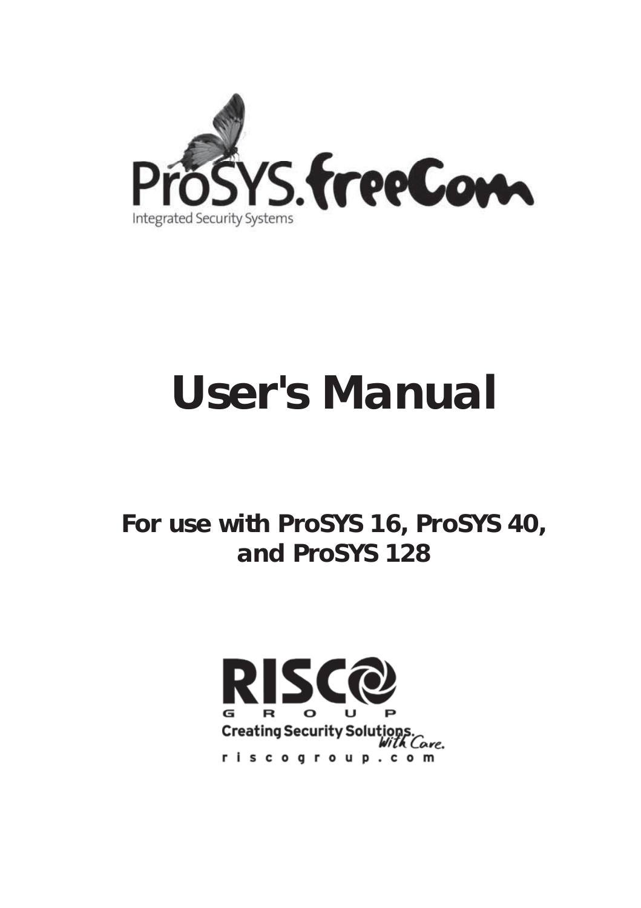ProSYS.freeCom

Integrated Security Systems

# User's Manual

## For use with ProSYS 16, ProSYS 40, and ProSYS 128

RISCO GROUP

Creating Security Solutions. With Care.

riscogroup.com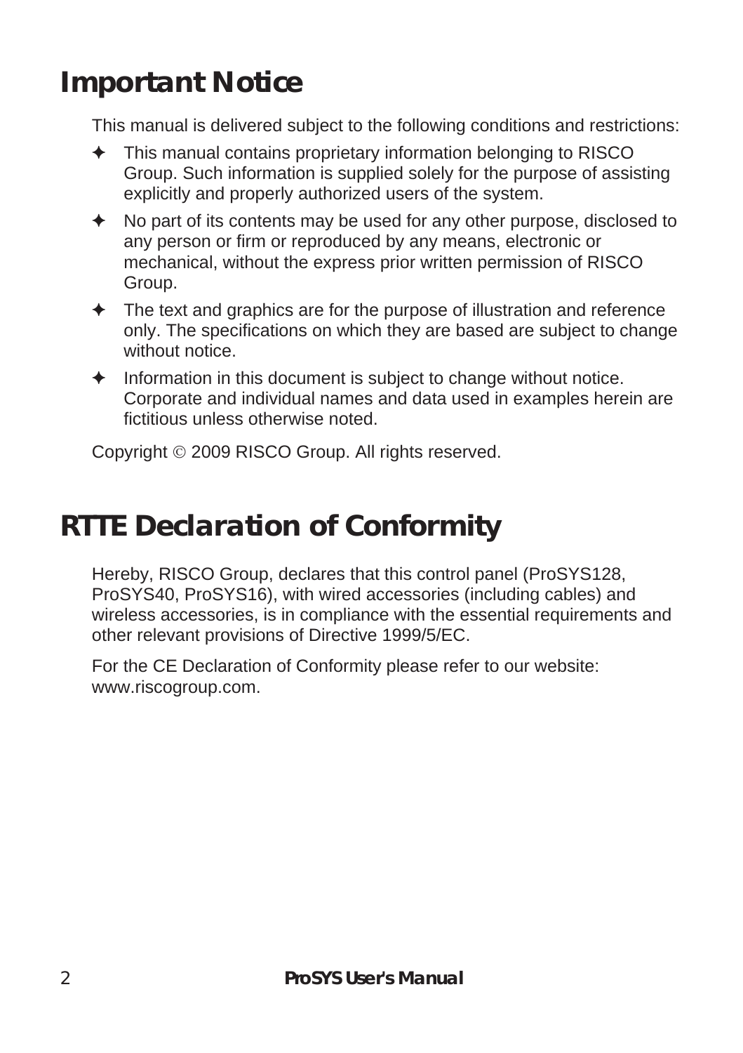# Important Notice

This manual is delivered subject to the following conditions and restrictions:

- This manual contains proprietary information belonging to RISCO Group. Such information is supplied solely for the purpose of assisting explicitly and properly authorized users of the system.
- No part of its contents may be used for any other purpose, disclosed to any person or firm or reproduced by any means, electronic or mechanical, without the express prior written permission of RISCO Group.
- The text and graphics are for the purpose of illustration and reference only. The specifications on which they are based are subject to change without notice.
- Information in this document is subject to change without notice. Corporate and individual names and data used in examples herein are fictitious unless otherwise noted.

Copyright © 2009 RISCO Group. All rights reserved.

# RTTE Declaration of Conformity

Hereby, RISCO Group, declares that this control panel (ProSYS128, ProSYS40, ProSYS16), with wired accessories (including cables) and wireless accessories, is in compliance with the essential requirements and other relevant provisions of Directive 1999/5/EC.

For the CE Declaration of Conformity please refer to our website: www.riscogroup.com.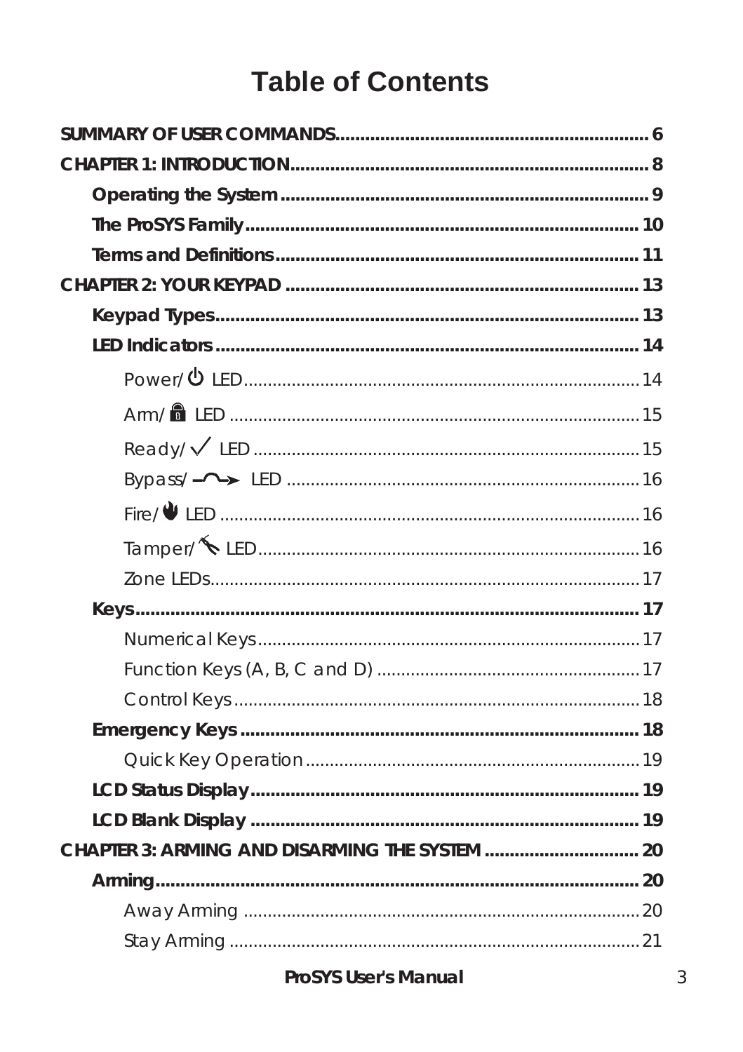# Table of Contents

**SUMMARY OF USER COMMANDS** .......... 6

**CHAPTER 1: INTRODUCTION** .......... 8

- **Operating the System** .......... 9
- **The ProSYS Family** .......... 10
- **Terms and Definitions** .......... 11

**CHAPTER 2: YOUR KEYPAD** .......... 13

- **Keypad Types** .......... 13
- **LED Indicators** .......... 14
  - Power/⏻ LED .......... 14
  - Arm/🔒 LED .......... 15
  - Ready/✓ LED .......... 15
  - Bypass/⤳ LED .......... 16
  - Fire/🔥 LED .......... 16
  - Tamper/ LED .......... 16
  - Zone LEDs .......... 17
- **Keys** .......... 17
  - Numerical Keys .......... 17
  - Function Keys (A, B, C and D) .......... 17
  - Control Keys .......... 18
- **Emergency Keys** .......... 18
  - Quick Key Operation .......... 19
- **LCD Status Display** .......... 19
- **LCD Blank Display** .......... 19

**CHAPTER 3: ARMING AND DISARMING THE SYSTEM** .......... 20

- **Arming** .......... 20
  - Away Arming .......... 20
  - Stay Arming .......... 21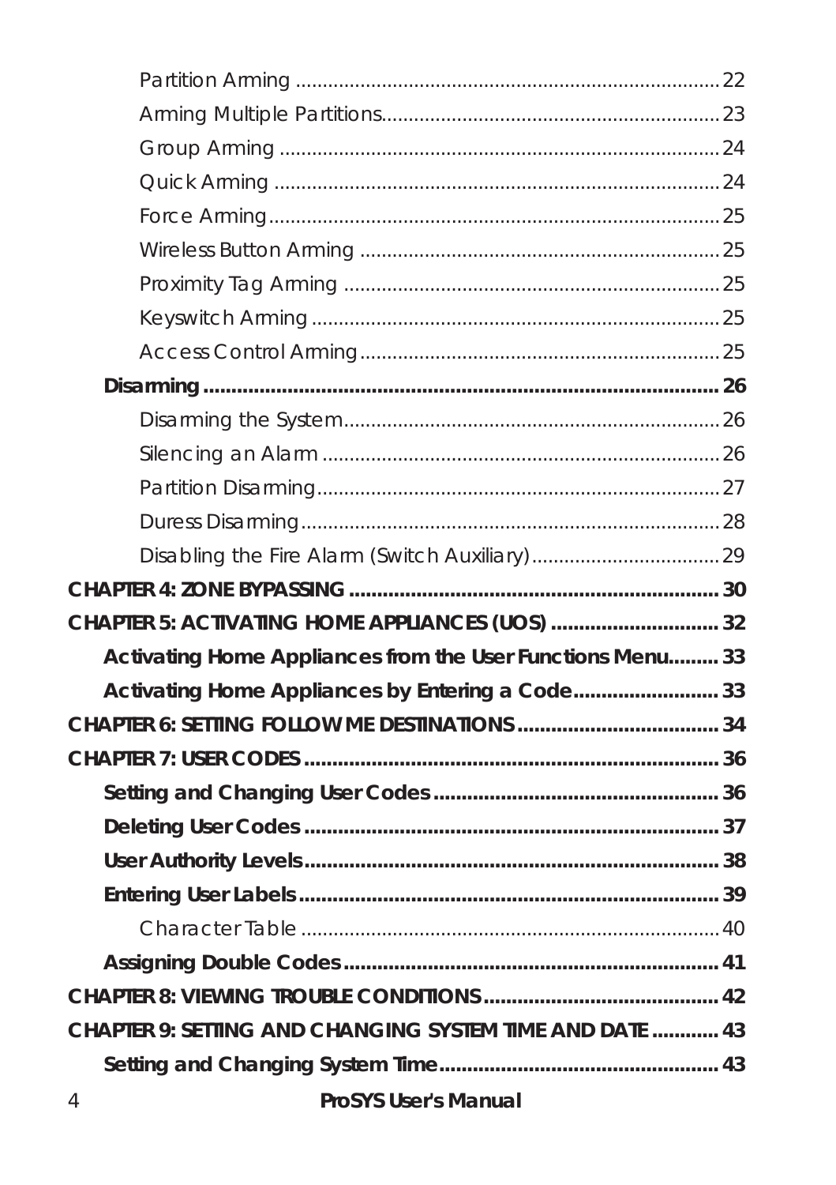Partition Arming ..... 22

Arming Multiple Partitions ..... 23

Group Arming ..... 24

Quick Arming ..... 24

Force Arming ..... 25

Wireless Button Arming ..... 25

Proximity Tag Arming ..... 25

Keyswitch Arming ..... 25

Access Control Arming ..... 25

**Disarming ..... 26**

Disarming the System ..... 26

Silencing an Alarm ..... 26

Partition Disarming ..... 27

Duress Disarming ..... 28

Disabling the Fire Alarm (Switch Auxiliary) ..... 29

**CHAPTER 4: ZONE BYPASSING ..... 30**

**CHAPTER 5: ACTIVATING HOME APPLIANCES (UOS) ..... 32**

**Activating Home Appliances from the User Functions Menu ..... 33**

**Activating Home Appliances by Entering a Code ..... 33**

**CHAPTER 6: SETTING FOLLOW ME DESTINATIONS ..... 34**

**CHAPTER 7: USER CODES ..... 36**

**Setting and Changing User Codes ..... 36**

**Deleting User Codes ..... 37**

**User Authority Levels ..... 38**

**Entering User Labels ..... 39**

Character Table ..... 40

**Assigning Double Codes ..... 41**

**CHAPTER 8: VIEWING TROUBLE CONDITIONS ..... 42**

**CHAPTER 9: SETTING AND CHANGING SYSTEM TIME AND DATE ..... 43**

**Setting and Changing System Time ..... 43**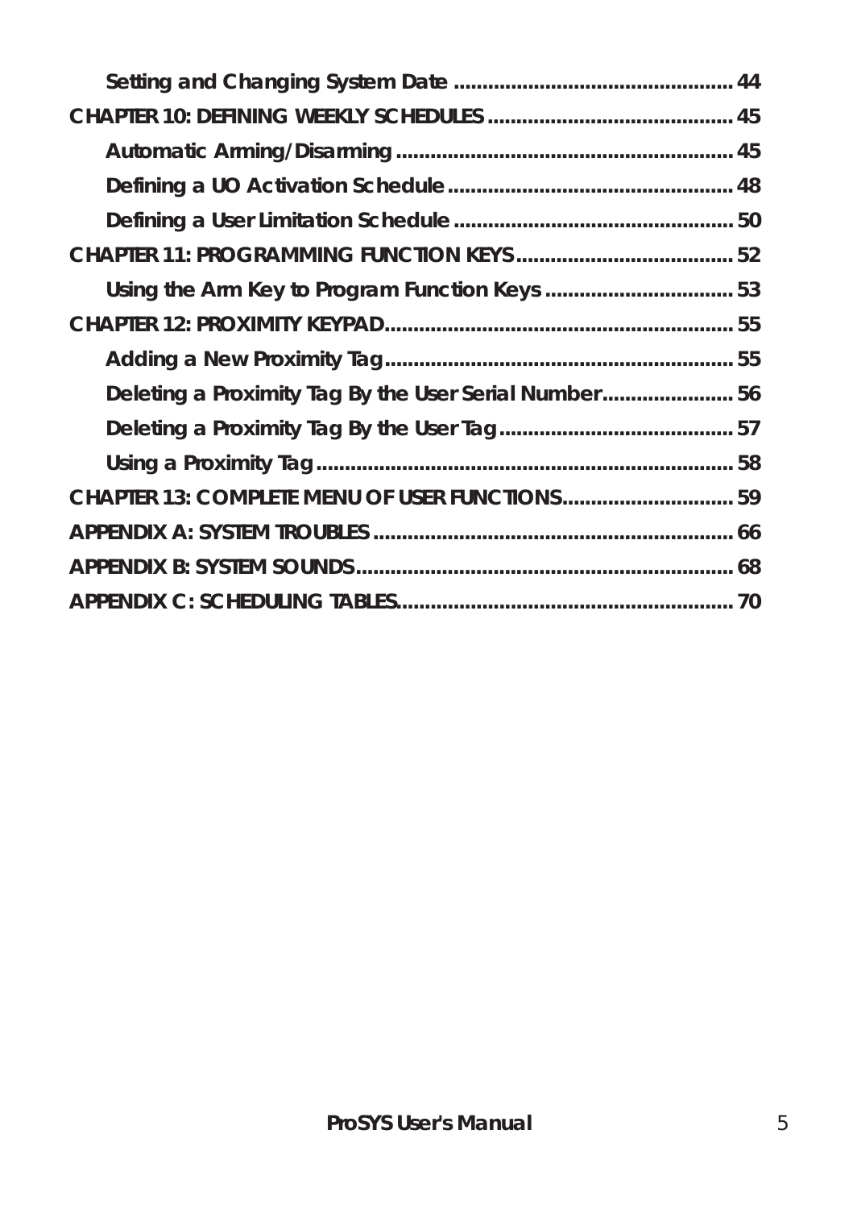Setting and Changing System Date ................................................ 44

CHAPTER 10: DEFINING WEEKLY SCHEDULES .......................................... 45

Automatic Arming/Disarming ........................................................... 45

Defining a UO Activation Schedule ................................................. 48

Defining a User Limitation Schedule ................................................ 50

CHAPTER 11: PROGRAMMING FUNCTION KEYS ..................................... 52

Using the Arm Key to Program Function Keys ................................ 53

CHAPTER 12: PROXIMITY KEYPAD............................................................ 55

Adding a New Proximity Tag ............................................................. 55

Deleting a Proximity Tag By the User Serial Number ....................... 56

Deleting a Proximity Tag By the User Tag ......................................... 57

Using a Proximity Tag ......................................................................... 58

CHAPTER 13: COMPLETE MENU OF USER FUNCTIONS ............................. 59

APPENDIX A: SYSTEM TROUBLES ............................................................... 66

APPENDIX B: SYSTEM SOUNDS .................................................................. 68

APPENDIX C: SCHEDULING TABLES........................................................... 70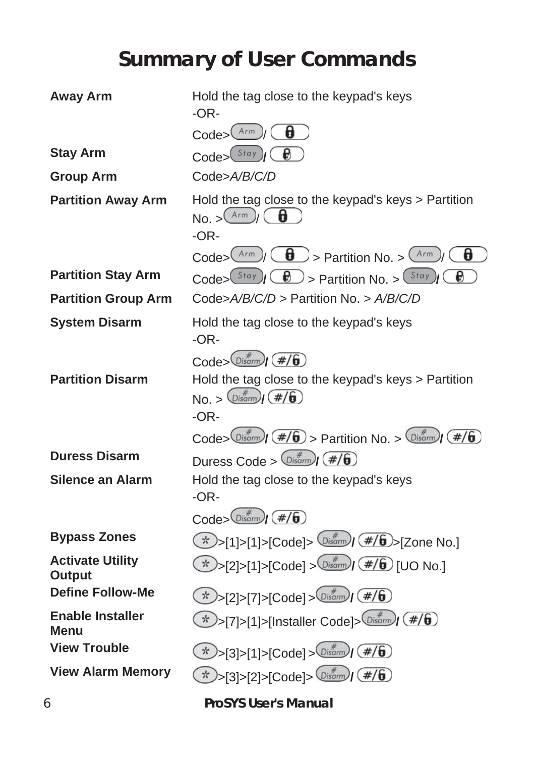# Summary of User Commands

| | |
|---|---|
| **Away Arm** | Hold the tag close to the keypad's keys<br>-OR-<br>Code>[Arm]/[lock] |
| **Stay Arm** | Code>[Stay]/[stay lock] |
| **Group Arm** | Code>*A/B/C/D* |
| **Partition Away Arm** | Hold the tag close to the keypad's keys > Partition No. >[Arm]/[lock]<br>-OR-<br>Code>[Arm]/[lock] > Partition No. > [Arm]/[lock] |
| **Partition Stay Arm** | Code>[Stay]/[stay lock] > Partition No. > [Stay]/[stay lock] |
| **Partition Group Arm** | Code>*A/B/C/D* > Partition No. > *A/B/C/D* |
| **System Disarm** | Hold the tag close to the keypad's keys<br>-OR-<br>Code>[Disarm]/[#/unlock] |
| **Partition Disarm** | Hold the tag close to the keypad's keys > Partition No. > [Disarm]/[#/unlock]<br>-OR-<br>Code>[Disarm]/[#/unlock] > Partition No. > [Disarm]/[#/unlock] |
| **Duress Disarm** | Duress Code > [Disarm]/[#/unlock] |
| **Silence an Alarm** | Hold the tag close to the keypad's keys<br>-OR-<br>Code>[Disarm]/[#/unlock] |
| **Bypass Zones** | [*]>[1]>[1]>[Code]> [Disarm]/[#/unlock]>[Zone No.] |
| **Activate Utility Output** | [*]>[2]>[1]>[Code] >[Disarm]/[#/unlock] [UO No.] |
| **Define Follow-Me** | [*]>[2]>[7]>[Code] >[Disarm]/[#/unlock] |
| **Enable Installer Menu** | [*]>[7]>[1]>[Installer Code]>[Disarm]/[#/unlock] |
| **View Trouble** | [*]>[3]>[1]>[Code] >[Disarm]/[#/unlock] |
| **View Alarm Memory** | [*]>[3]>[2]>[Code]> [Disarm]/[#/unlock] |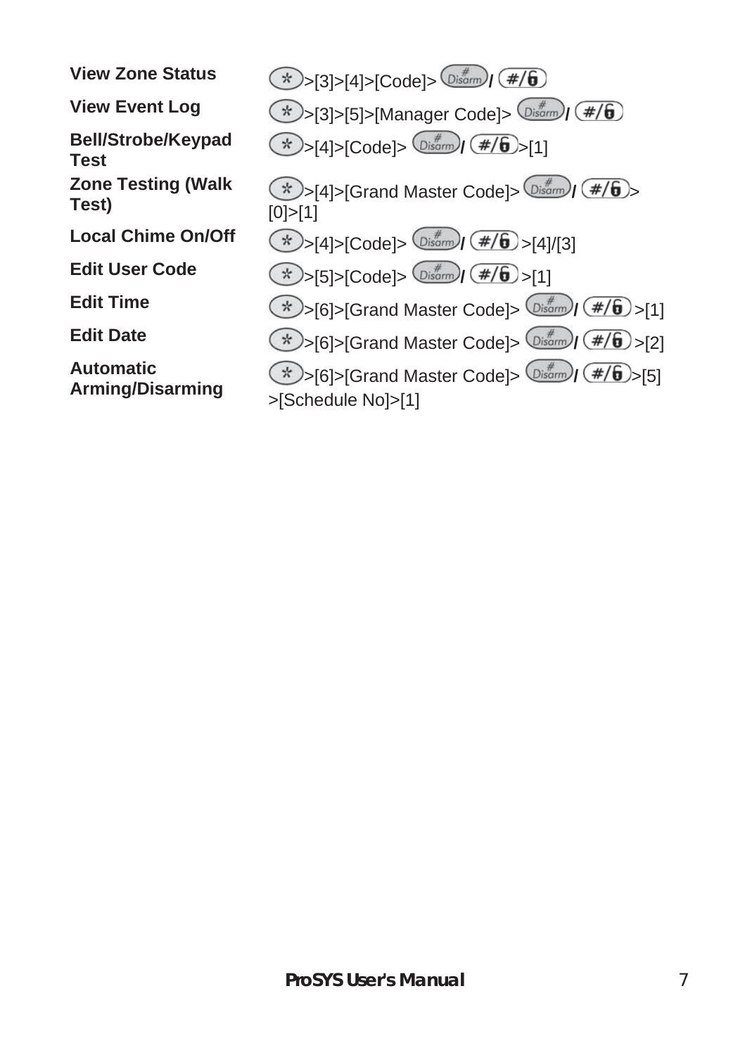| | |
|---|---|
| **View Zone Status** | (*)>[3]>[4]>[Code]> (Disarm)/ (#/🔓) |
| **View Event Log** | (*)>[3]>[5]>[Manager Code]> (Disarm)/ (#/🔓) |
| **Bell/Strobe/Keypad Test** | (*)>[4]>[Code]> (Disarm)/ (#/🔓)>[1] |
| **Zone Testing (Walk Test)** | (*)>[4]>[Grand Master Code]> (Disarm)/ (#/🔓)> [0]>[1] |
| **Local Chime On/Off** | (*)>[4]>[Code]> (Disarm)/ (#/🔓)>[4]/[3] |
| **Edit User Code** | (*)>[5]>[Code]> (Disarm)/ (#/🔓)>[1] |
| **Edit Time** | (*)>[6]>[Grand Master Code]> (Disarm)/ (#/🔓)>[1] |
| **Edit Date** | (*)>[6]>[Grand Master Code]> (Disarm)/ (#/🔓)>[2] |
| **Automatic Arming/Disarming** | (*)>[6]>[Grand Master Code]> (Disarm)/ (#/🔓)>[5] >[Schedule No]>[1] |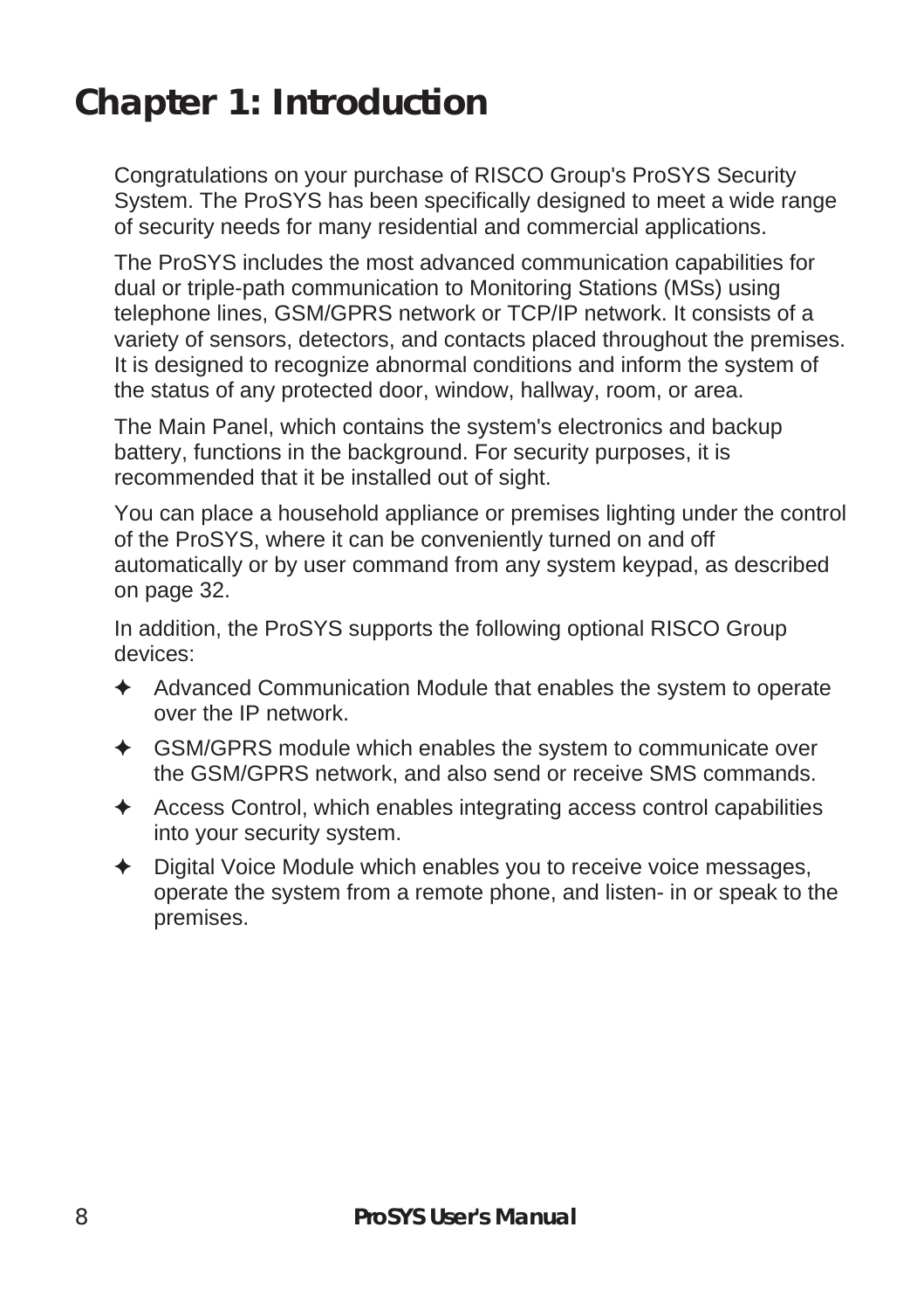# Chapter 1: Introduction

Congratulations on your purchase of RISCO Group's ProSYS Security System. The ProSYS has been specifically designed to meet a wide range of security needs for many residential and commercial applications.

The ProSYS includes the most advanced communication capabilities for dual or triple-path communication to Monitoring Stations (MSs) using telephone lines, GSM/GPRS network or TCP/IP network. It consists of a variety of sensors, detectors, and contacts placed throughout the premises. It is designed to recognize abnormal conditions and inform the system of the status of any protected door, window, hallway, room, or area.

The Main Panel, which contains the system's electronics and backup battery, functions in the background. For security purposes, it is recommended that it be installed out of sight.

You can place a household appliance or premises lighting under the control of the ProSYS, where it can be conveniently turned on and off automatically or by user command from any system keypad, as described on page 32.

In addition, the ProSYS supports the following optional RISCO Group devices:

- Advanced Communication Module that enables the system to operate over the IP network.
- GSM/GPRS module which enables the system to communicate over the GSM/GPRS network, and also send or receive SMS commands.
- Access Control, which enables integrating access control capabilities into your security system.
- Digital Voice Module which enables you to receive voice messages, operate the system from a remote phone, and listen- in or speak to the premises.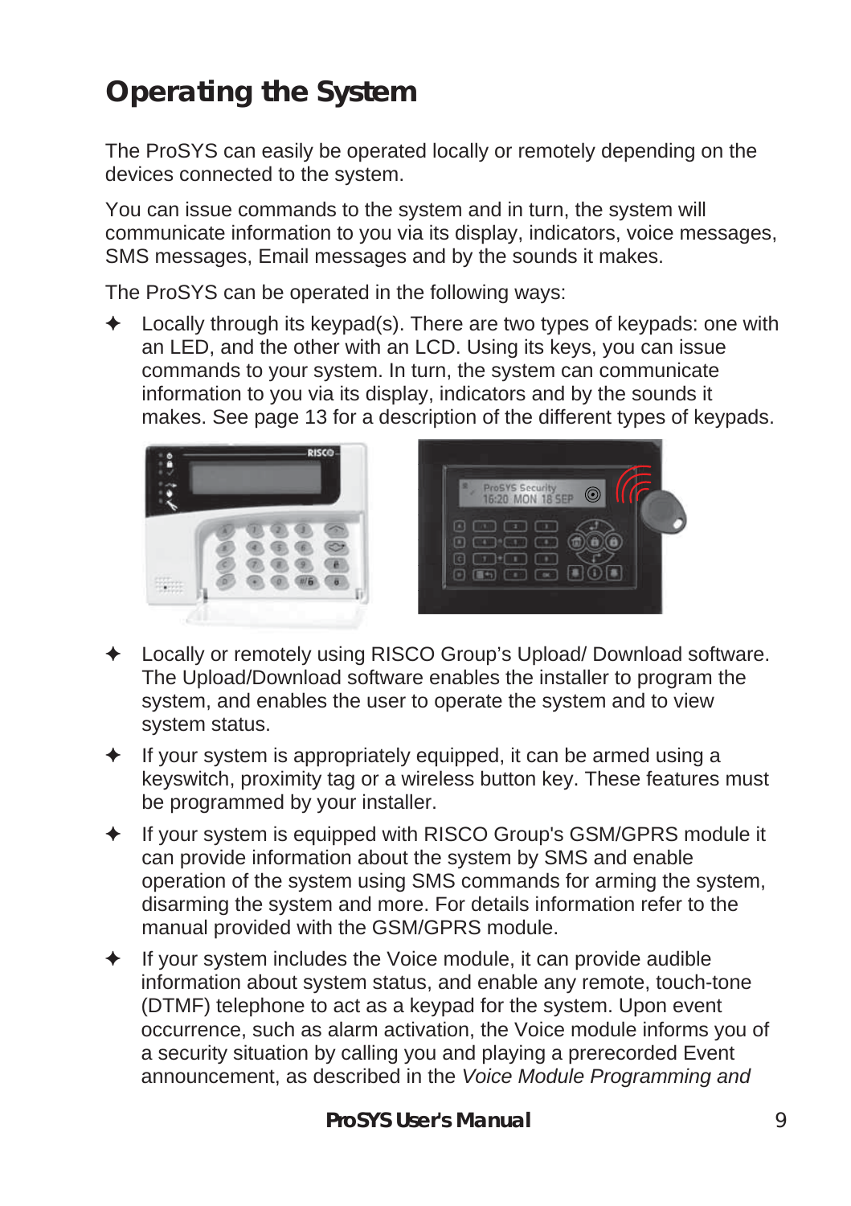# Operating the System

The ProSYS can easily be operated locally or remotely depending on the devices connected to the system.

You can issue commands to the system and in turn, the system will communicate information to you via its display, indicators, voice messages, SMS messages, Email messages and by the sounds it makes.

The ProSYS can be operated in the following ways:

- Locally through its keypad(s). There are two types of keypads: one with an LED, and the other with an LCD. Using its keys, you can issue commands to your system. In turn, the system can communicate information to you via its display, indicators and by the sounds it makes. See page 13 for a description of the different types of keypads.

- Locally or remotely using RISCO Group's Upload/ Download software. The Upload/Download software enables the installer to program the system, and enables the user to operate the system and to view system status.

- If your system is appropriately equipped, it can be armed using a keyswitch, proximity tag or a wireless button key. These features must be programmed by your installer.

- If your system is equipped with RISCO Group's GSM/GPRS module it can provide information about the system by SMS and enable operation of the system using SMS commands for arming the system, disarming the system and more. For details information refer to the manual provided with the GSM/GPRS module.

- If your system includes the Voice module, it can provide audible information about system status, and enable any remote, touch-tone (DTMF) telephone to act as a keypad for the system. Upon event occurrence, such as alarm activation, the Voice module informs you of a security situation by calling you and playing a prerecorded Event announcement, as described in the *Voice Module Programming and*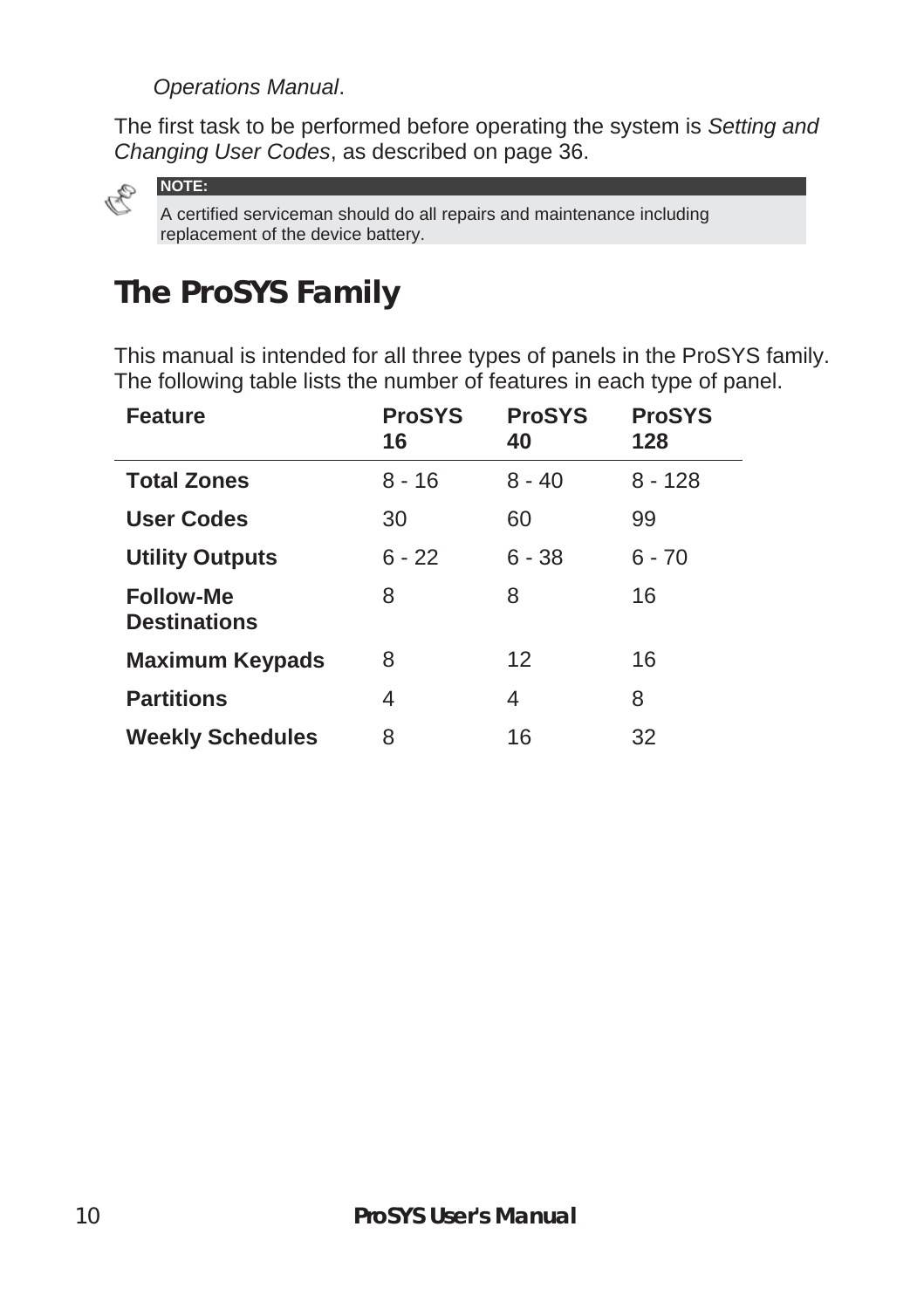*Operations Manual*.

The first task to be performed before operating the system is *Setting and Changing User Codes*, as described on page 36.

**NOTE:**

A certified serviceman should do all repairs and maintenance including replacement of the device battery.

## The ProSYS Family

This manual is intended for all three types of panels in the ProSYS family. The following table lists the number of features in each type of panel.

| Feature | ProSYS 16 | ProSYS 40 | ProSYS 128 |
|---|---|---|---|
| **Total Zones** | 8 - 16 | 8 - 40 | 8 - 128 |
| **User Codes** | 30 | 60 | 99 |
| **Utility Outputs** | 6 - 22 | 6 - 38 | 6 - 70 |
| **Follow-Me Destinations** | 8 | 8 | 16 |
| **Maximum Keypads** | 8 | 12 | 16 |
| **Partitions** | 4 | 4 | 8 |
| **Weekly Schedules** | 8 | 16 | 32 |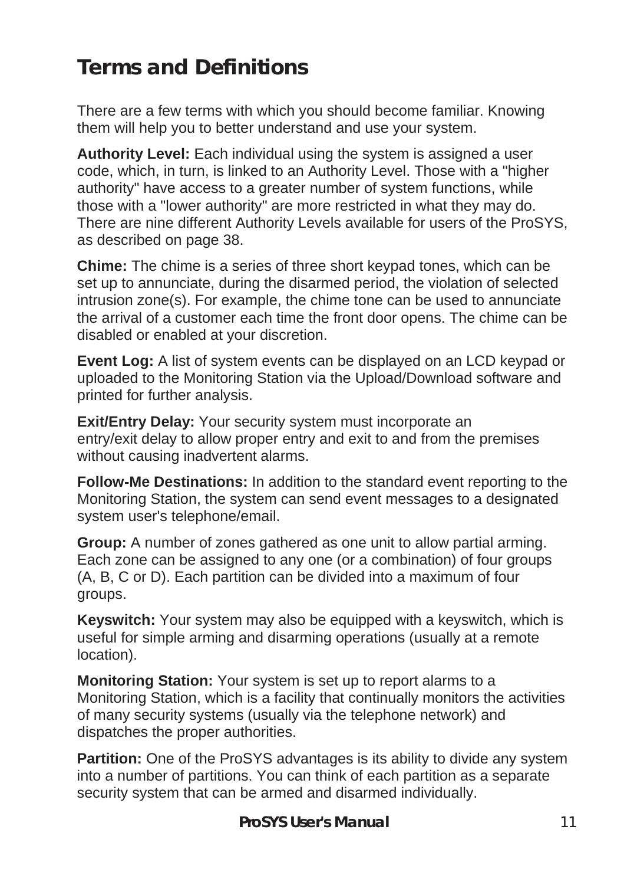# Terms and Definitions

There are a few terms with which you should become familiar. Knowing them will help you to better understand and use your system.

**Authority Level:** Each individual using the system is assigned a user code, which, in turn, is linked to an Authority Level. Those with a "higher authority" have access to a greater number of system functions, while those with a "lower authority" are more restricted in what they may do. There are nine different Authority Levels available for users of the ProSYS, as described on page 38.

**Chime:** The chime is a series of three short keypad tones, which can be set up to annunciate, during the disarmed period, the violation of selected intrusion zone(s). For example, the chime tone can be used to annunciate the arrival of a customer each time the front door opens. The chime can be disabled or enabled at your discretion.

**Event Log:** A list of system events can be displayed on an LCD keypad or uploaded to the Monitoring Station via the Upload/Download software and printed for further analysis.

**Exit/Entry Delay:** Your security system must incorporate an entry/exit delay to allow proper entry and exit to and from the premises without causing inadvertent alarms.

**Follow-Me Destinations:** In addition to the standard event reporting to the Monitoring Station, the system can send event messages to a designated system user's telephone/email.

**Group:** A number of zones gathered as one unit to allow partial arming. Each zone can be assigned to any one (or a combination) of four groups (A, B, C or D). Each partition can be divided into a maximum of four groups.

**Keyswitch:** Your system may also be equipped with a keyswitch, which is useful for simple arming and disarming operations (usually at a remote location).

**Monitoring Station:** Your system is set up to report alarms to a Monitoring Station, which is a facility that continually monitors the activities of many security systems (usually via the telephone network) and dispatches the proper authorities.

**Partition:** One of the ProSYS advantages is its ability to divide any system into a number of partitions. You can think of each partition as a separate security system that can be armed and disarmed individually.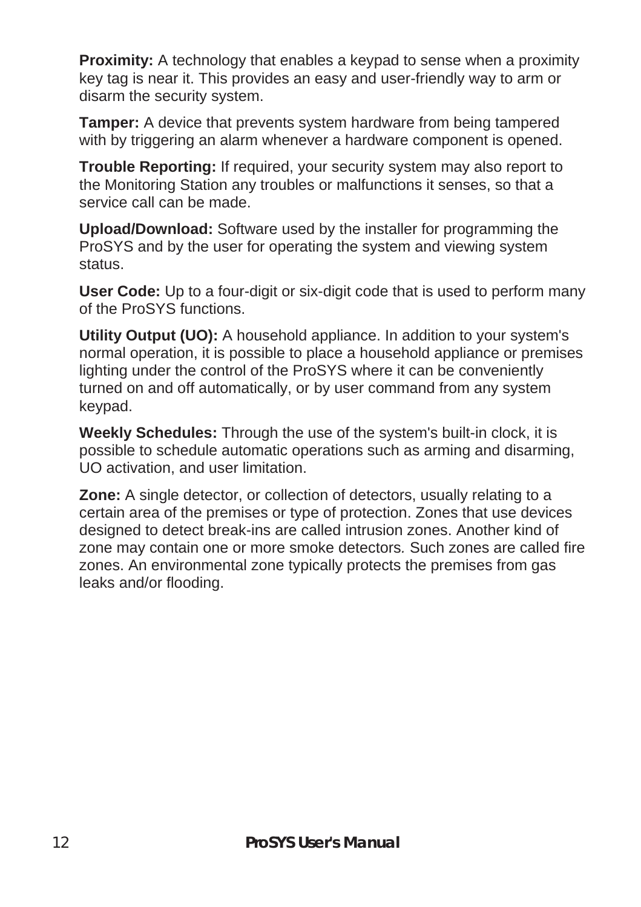**Proximity:** A technology that enables a keypad to sense when a proximity key tag is near it. This provides an easy and user-friendly way to arm or disarm the security system.

**Tamper:** A device that prevents system hardware from being tampered with by triggering an alarm whenever a hardware component is opened.

**Trouble Reporting:** If required, your security system may also report to the Monitoring Station any troubles or malfunctions it senses, so that a service call can be made.

**Upload/Download:** Software used by the installer for programming the ProSYS and by the user for operating the system and viewing system status.

**User Code:** Up to a four-digit or six-digit code that is used to perform many of the ProSYS functions.

**Utility Output (UO):** A household appliance. In addition to your system's normal operation, it is possible to place a household appliance or premises lighting under the control of the ProSYS where it can be conveniently turned on and off automatically, or by user command from any system keypad.

**Weekly Schedules:** Through the use of the system's built-in clock, it is possible to schedule automatic operations such as arming and disarming, UO activation, and user limitation.

**Zone:** A single detector, or collection of detectors, usually relating to a certain area of the premises or type of protection. Zones that use devices designed to detect break-ins are called intrusion zones. Another kind of zone may contain one or more smoke detectors. Such zones are called fire zones. An environmental zone typically protects the premises from gas leaks and/or flooding.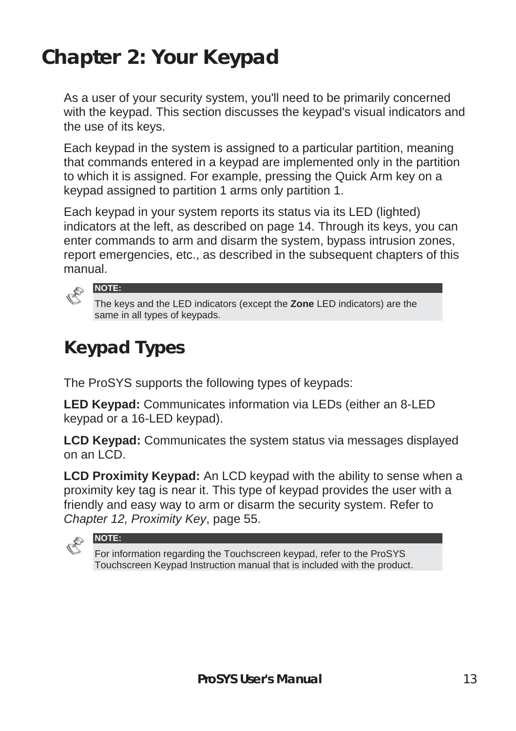# Chapter 2: Your Keypad

As a user of your security system, you'll need to be primarily concerned with the keypad. This section discusses the keypad's visual indicators and the use of its keys.

Each keypad in the system is assigned to a particular partition, meaning that commands entered in a keypad are implemented only in the partition to which it is assigned. For example, pressing the Quick Arm key on a keypad assigned to partition 1 arms only partition 1.

Each keypad in your system reports its status via its LED (lighted) indicators at the left, as described on page 14. Through its keys, you can enter commands to arm and disarm the system, bypass intrusion zones, report emergencies, etc., as described in the subsequent chapters of this manual.

> **NOTE:**
>
> The keys and the LED indicators (except the **Zone** LED indicators) are the same in all types of keypads.

## Keypad Types

The ProSYS supports the following types of keypads:

**LED Keypad:** Communicates information via LEDs (either an 8-LED keypad or a 16-LED keypad).

**LCD Keypad:** Communicates the system status via messages displayed on an LCD.

**LCD Proximity Keypad:** An LCD keypad with the ability to sense when a proximity key tag is near it. This type of keypad provides the user with a friendly and easy way to arm or disarm the security system. Refer to *Chapter 12, Proximity Key*, page 55.

> **NOTE:**
>
> For information regarding the Touchscreen keypad, refer to the ProSYS Touchscreen Keypad Instruction manual that is included with the product.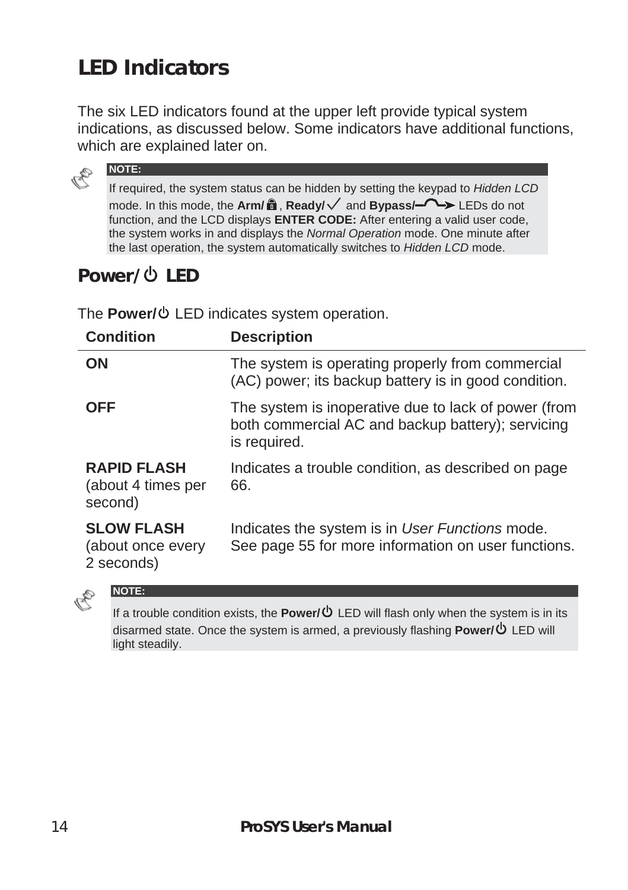## LED Indicators

The six LED indicators found at the upper left provide typical system indications, as discussed below. Some indicators have additional functions, which are explained later on.

> **NOTE:**
>
> If required, the system status can be hidden by setting the keypad to *Hidden LCD* mode. In this mode, the **Arm/** , **Ready/✓** and **Bypass/** LEDs do not function, and the LCD displays **ENTER CODE:** After entering a valid user code, the system works in and displays the *Normal Operation* mode. One minute after the last operation, the system automatically switches to *Hidden LCD* mode.

### Power/⏻ LED

The **Power/⏻** LED indicates system operation.

| Condition | Description |
|---|---|
| **ON** | The system is operating properly from commercial (AC) power; its backup battery is in good condition. |
| **OFF** | The system is inoperative due to lack of power (from both commercial AC and backup battery); servicing is required. |
| **RAPID FLASH** (about 4 times per second) | Indicates a trouble condition, as described on page 66. |
| **SLOW FLASH** (about once every 2 seconds) | Indicates the system is in *User Functions* mode. See page 55 for more information on user functions. |

> **NOTE:**
>
> If a trouble condition exists, the **Power/⏻** LED will flash only when the system is in its disarmed state. Once the system is armed, a previously flashing **Power/⏻** LED will light steadily.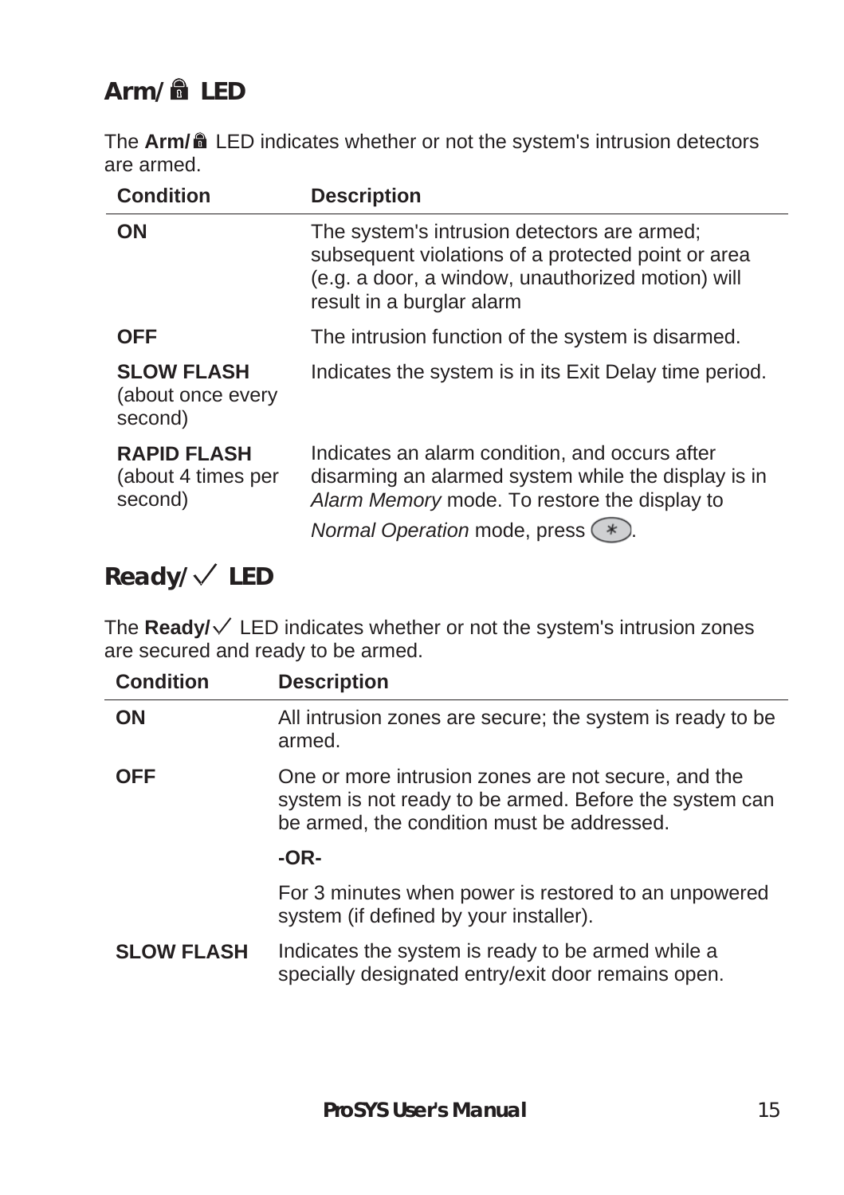## Arm/🔒 LED

The **Arm/🔒** LED indicates whether or not the system's intrusion detectors are armed.

| Condition | Description |
|---|---|
| **ON** | The system's intrusion detectors are armed; subsequent violations of a protected point or area (e.g. a door, a window, unauthorized motion) will result in a burglar alarm |
| **OFF** | The intrusion function of the system is disarmed. |
| **SLOW FLASH** (about once every second) | Indicates the system is in its Exit Delay time period. |
| **RAPID FLASH** (about 4 times per second) | Indicates an alarm condition, and occurs after disarming an alarmed system while the display is in *Alarm Memory* mode. To restore the display to *Normal Operation* mode, press (*). |

## Ready/✓ LED

The **Ready/✓** LED indicates whether or not the system's intrusion zones are secured and ready to be armed.

| Condition | Description |
|---|---|
| **ON** | All intrusion zones are secure; the system is ready to be armed. |
| **OFF** | One or more intrusion zones are not secure, and the system is not ready to be armed. Before the system can be armed, the condition must be addressed. |
| | **-OR-** |
| | For 3 minutes when power is restored to an unpowered system (if defined by your installer). |
| **SLOW FLASH** | Indicates the system is ready to be armed while a specially designated entry/exit door remains open. |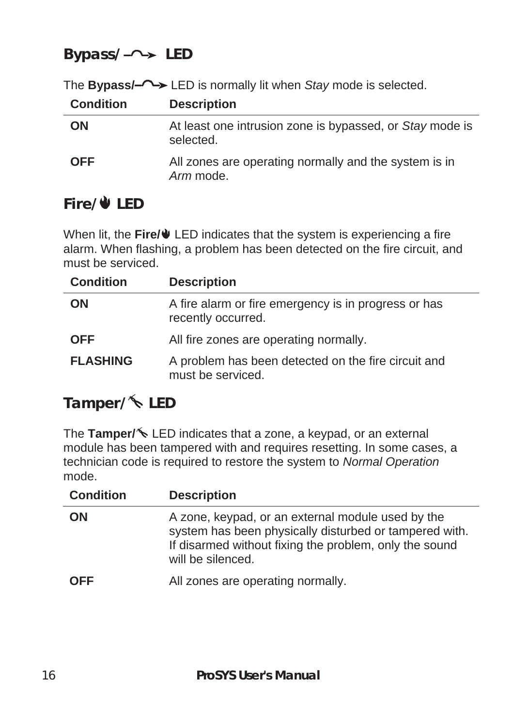## Bypass/ LED

The **Bypass/** LED is normally lit when *Stay* mode is selected.

| Condition | Description |
|---|---|
| **ON** | At least one intrusion zone is bypassed, or *Stay* mode is selected. |
| **OFF** | All zones are operating normally and the system is in *Arm* mode. |

## Fire/ LED

When lit, the **Fire/** LED indicates that the system is experiencing a fire alarm. When flashing, a problem has been detected on the fire circuit, and must be serviced.

| Condition | Description |
|---|---|
| **ON** | A fire alarm or fire emergency is in progress or has recently occurred. |
| **OFF** | All fire zones are operating normally. |
| **FLASHING** | A problem has been detected on the fire circuit and must be serviced. |

## Tamper/ LED

The **Tamper/** LED indicates that a zone, a keypad, or an external module has been tampered with and requires resetting. In some cases, a technician code is required to restore the system to *Normal Operation* mode.

| Condition | Description |
|---|---|
| **ON** | A zone, keypad, or an external module used by the system has been physically disturbed or tampered with. If disarmed without fixing the problem, only the sound will be silenced. |
| **OFF** | All zones are operating normally. |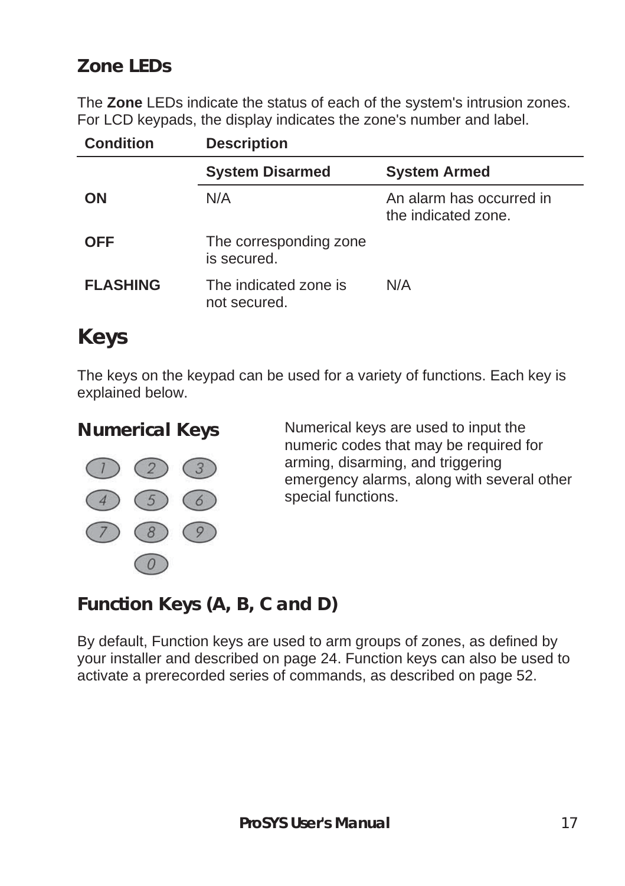## Zone LEDs

The **Zone** LEDs indicate the status of each of the system's intrusion zones. For LCD keypads, the display indicates the zone's number and label.

| Condition | Description | |
|---|---|---|
| | **System Disarmed** | **System Armed** |
| **ON** | N/A | An alarm has occurred in the indicated zone. |
| **OFF** | The corresponding zone is secured. | |
| **FLASHING** | The indicated zone is not secured. | N/A |

# Keys

The keys on the keypad can be used for a variety of functions. Each key is explained below.

## Numerical Keys

Numerical keys are used to input the numeric codes that may be required for arming, disarming, and triggering emergency alarms, along with several other special functions.

## Function Keys (A, B, C and D)

By default, Function keys are used to arm groups of zones, as defined by your installer and described on page 24. Function keys can also be used to activate a prerecorded series of commands, as described on page 52.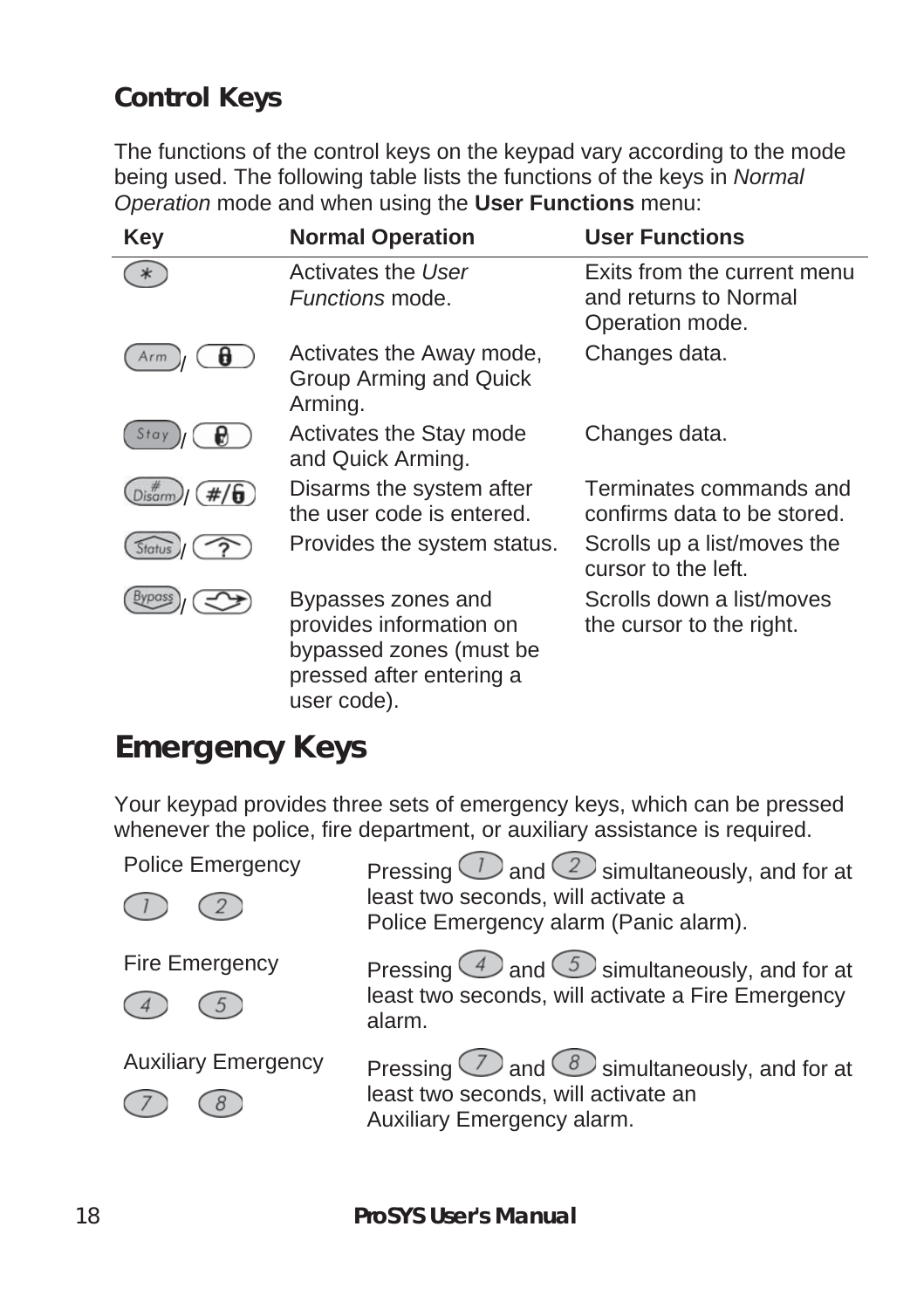## Control Keys

The functions of the control keys on the keypad vary according to the mode being used. The following table lists the functions of the keys in *Normal Operation* mode and when using the **User Functions** menu:

| Key | Normal Operation | User Functions |
|---|---|---|
| * | Activates the *User Functions* mode. | Exits from the current menu and returns to Normal Operation mode. |
| Arm / (lock) | Activates the Away mode, Group Arming and Quick Arming. | Changes data. |
| Stay / (lock) | Activates the Stay mode and Quick Arming. | Changes data. |
| Disarm # / #/6 | Disarms the system after the user code is entered. | Terminates commands and confirms data to be stored. |
| Status / ? | Provides the system status. | Scrolls up a list/moves the cursor to the left. |
| Bypass / (arrow) | Bypasses zones and provides information on bypassed zones (must be pressed after entering a user code). | Scrolls down a list/moves the cursor to the right. |

# Emergency Keys

Your keypad provides three sets of emergency keys, which can be pressed whenever the police, fire department, or auxiliary assistance is required.

| | |
|---|---|
| Police Emergency 1 2 | Pressing 1 and 2 simultaneously, and for at least two seconds, will activate a Police Emergency alarm (Panic alarm). |
| Fire Emergency 4 5 | Pressing 4 and 5 simultaneously, and for at least two seconds, will activate a Fire Emergency alarm. |
| Auxiliary Emergency 7 8 | Pressing 7 and 8 simultaneously, and for at least two seconds, will activate an Auxiliary Emergency alarm. |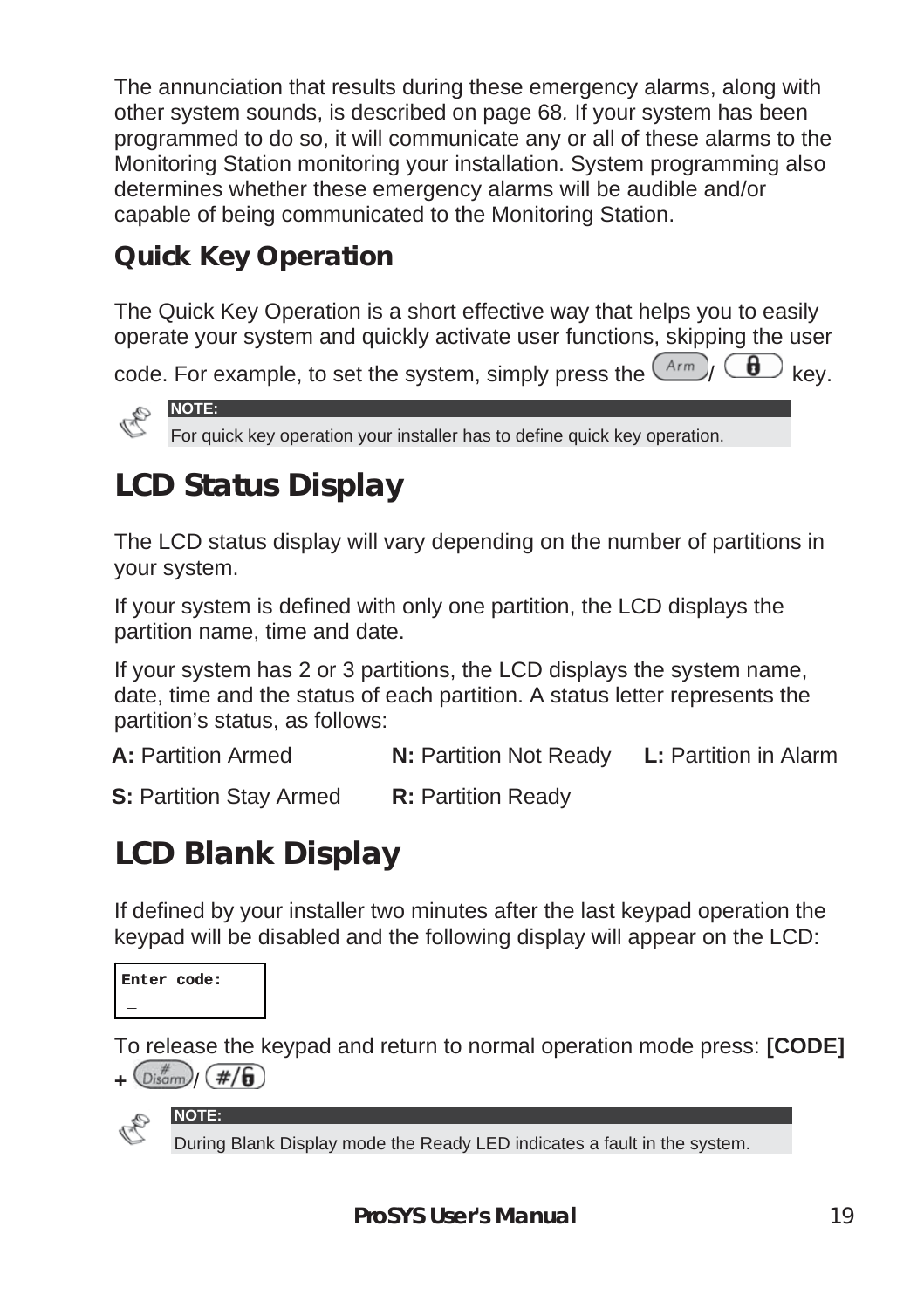The annunciation that results during these emergency alarms, along with other system sounds, is described on page 68. If your system has been programmed to do so, it will communicate any or all of these alarms to the Monitoring Station monitoring your installation. System programming also determines whether these emergency alarms will be audible and/or capable of being communicated to the Monitoring Station.

### Quick Key Operation

The Quick Key Operation is a short effective way that helps you to easily operate your system and quickly activate user functions, skipping the user code. For example, to set the system, simply press the Arm / 🔒 key.

> **NOTE:**
> For quick key operation your installer has to define quick key operation.

## LCD Status Display

The LCD status display will vary depending on the number of partitions in your system.

If your system is defined with only one partition, the LCD displays the partition name, time and date.

If your system has 2 or 3 partitions, the LCD displays the system name, date, time and the status of each partition. A status letter represents the partition's status, as follows:

**A:** Partition Armed **N:** Partition Not Ready **L:** Partition in Alarm

**S:** Partition Stay Armed **R:** Partition Ready

## LCD Blank Display

If defined by your installer two minutes after the last keypad operation the keypad will be disabled and the following display will appear on the LCD:

```
Enter code:
_
```

To release the keypad and return to normal operation mode press: **[CODE] +** Disarm / #/🔓

> **NOTE:**
> During Blank Display mode the Ready LED indicates a fault in the system.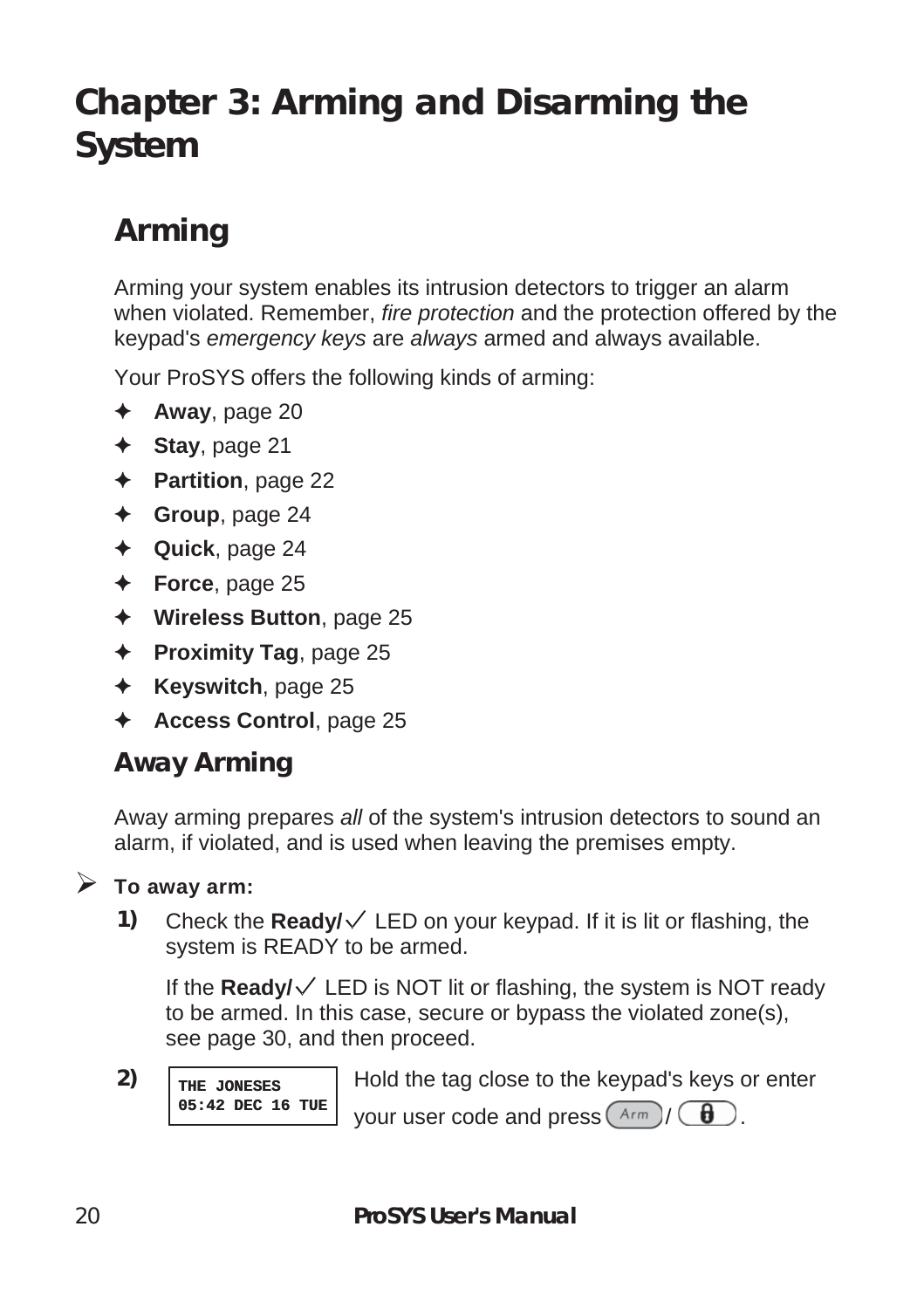# Chapter 3: Arming and Disarming the System

## Arming

Arming your system enables its intrusion detectors to trigger an alarm when violated. Remember, *fire protection* and the protection offered by the keypad's *emergency keys* are *always* armed and always available.

Your ProSYS offers the following kinds of arming:

- **Away**, page 20
- **Stay**, page 21
- **Partition**, page 22
- **Group**, page 24
- **Quick**, page 24
- **Force**, page 25
- **Wireless Button**, page 25
- **Proximity Tag**, page 25
- **Keyswitch**, page 25
- **Access Control**, page 25

### Away Arming

Away arming prepares *all* of the system's intrusion detectors to sound an alarm, if violated, and is used when leaving the premises empty.

➢ **To away arm:**

**1)** Check the **Ready/✓** LED on your keypad. If it is lit or flashing, the system is READY to be armed.

If the **Ready/✓** LED is NOT lit or flashing, the system is NOT ready to be armed. In this case, secure or bypass the violated zone(s), see page 30, and then proceed.

**2)**

```
THE JONESES
05:42 DEC 16 TUE
```

Hold the tag close to the keypad's keys or enter your user code and press Arm / 🔒.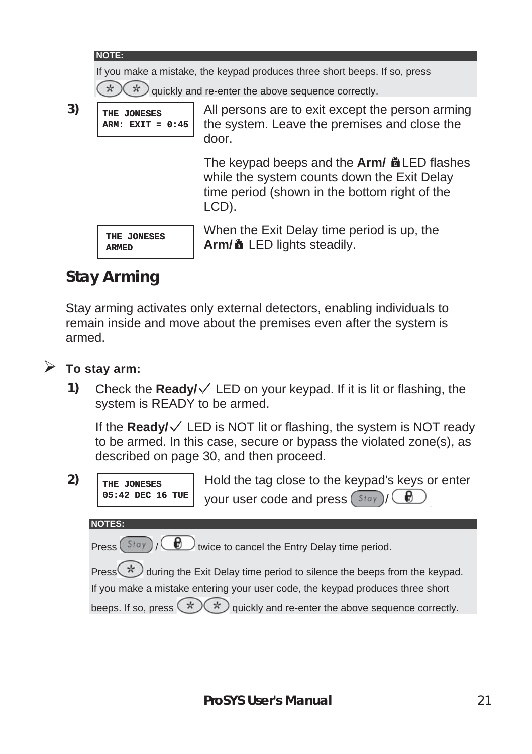**NOTE:**

If you make a mistake, the keypad produces three short beeps. If so, press ( * )( * ) quickly and re-enter the above sequence correctly.

**3)**

```
THE JONESES
ARM: EXIT = 0:45
```

All persons are to exit except the person arming the system. Leave the premises and close the door.

The keypad beeps and the **Arm/** 🔒 LED flashes while the system counts down the Exit Delay time period (shown in the bottom right of the LCD).

```
THE JONESES
ARMED
```

When the Exit Delay time period is up, the **Arm/** 🔒 LED lights steadily.

## Stay Arming

Stay arming activates only external detectors, enabling individuals to remain inside and move about the premises even after the system is armed.

➢ **To stay arm:**

**1)** Check the **Ready/✓** LED on your keypad. If it is lit or flashing, the system is READY to be armed.

If the **Ready/✓** LED is NOT lit or flashing, the system is NOT ready to be armed. In this case, secure or bypass the violated zone(s), as described on page 30, and then proceed.

**2)**

```
THE JONESES
05:42 DEC 16 TUE
```

Hold the tag close to the keypad's keys or enter your user code and press ( Stay ) / ( 🔒 ).

**NOTES:**

Press ( Stay ) / ( 🔒 ) twice to cancel the Entry Delay time period.

Press ( * ) during the Exit Delay time period to silence the beeps from the keypad.

If you make a mistake entering your user code, the keypad produces three short beeps. If so, press ( * )( * ) quickly and re-enter the above sequence correctly.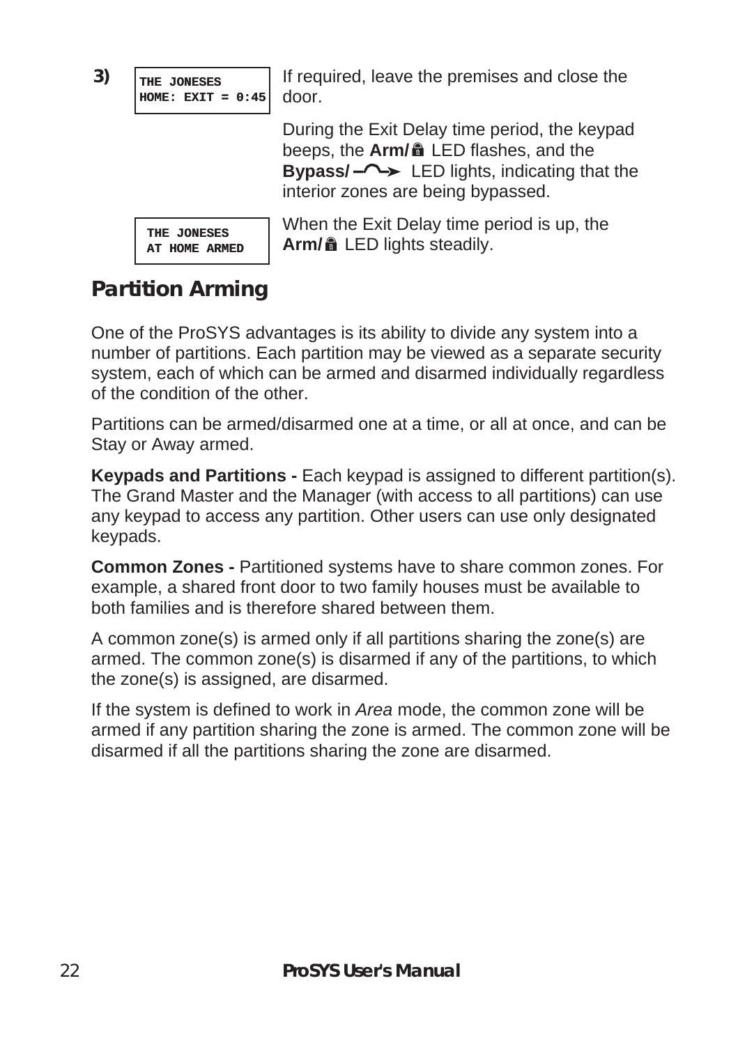**3)**

```
THE JONESES
HOME: EXIT = 0:45
```

If required, leave the premises and close the door.

During the Exit Delay time period, the keypad beeps, the **Arm/🔒** LED flashes, and the **Bypass/** LED lights, indicating that the interior zones are being bypassed.

```
THE JONESES
AT HOME ARMED
```

When the Exit Delay time period is up, the **Arm/🔒** LED lights steadily.

## Partition Arming

One of the ProSYS advantages is its ability to divide any system into a number of partitions. Each partition may be viewed as a separate security system, each of which can be armed and disarmed individually regardless of the condition of the other.

Partitions can be armed/disarmed one at a time, or all at once, and can be Stay or Away armed.

**Keypads and Partitions -** Each keypad is assigned to different partition(s). The Grand Master and the Manager (with access to all partitions) can use any keypad to access any partition. Other users can use only designated keypads.

**Common Zones -** Partitioned systems have to share common zones. For example, a shared front door to two family houses must be available to both families and is therefore shared between them.

A common zone(s) is armed only if all partitions sharing the zone(s) are armed. The common zone(s) is disarmed if any of the partitions, to which the zone(s) is assigned, are disarmed.

If the system is defined to work in *Area* mode, the common zone will be armed if any partition sharing the zone is armed. The common zone will be disarmed if all the partitions sharing the zone are disarmed.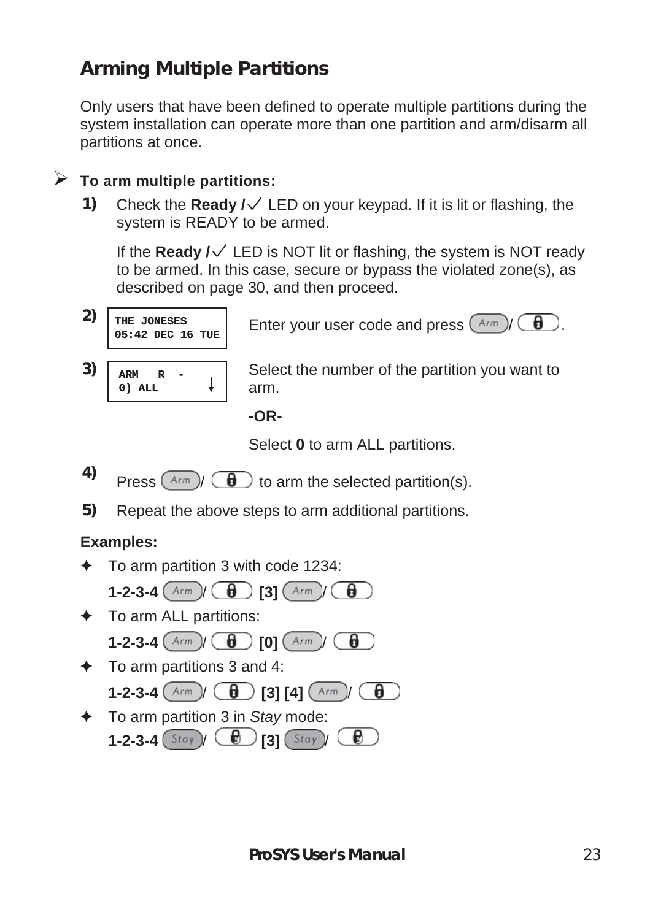## Arming Multiple Partitions

Only users that have been defined to operate multiple partitions during the system installation can operate more than one partition and arm/disarm all partitions at once.

➢ **To arm multiple partitions:**

1) Check the **Ready /✓** LED on your keypad. If it is lit or flashing, the system is READY to be armed.

   If the **Ready /✓** LED is NOT lit or flashing, the system is NOT ready to be armed. In this case, secure or bypass the violated zone(s), as described on page 30, and then proceed.

2) 
```
THE JONESES
05:42 DEC 16 TUE
```
Enter your user code and press Arm / 🔒.

3) 
```
ARM   R  -
0) ALL      ↓
```
Select the number of the partition you want to arm.

   **-OR-**

   Select **0** to arm ALL partitions.

4) Press Arm / 🔒 to arm the selected partition(s).

5) Repeat the above steps to arm additional partitions.

**Examples:**

✦ To arm partition 3 with code 1234:
  **1-2-3-4** Arm / 🔒 **[3]** Arm / 🔒

✦ To arm ALL partitions:
  **1-2-3-4** Arm / 🔒 **[0]** Arm / 🔒

✦ To arm partitions 3 and 4:
  **1-2-3-4** Arm / 🔒 **[3] [4]** Arm / 🔒

✦ To arm partition 3 in *Stay* mode:
  **1-2-3-4** Stay / 🔒 **[3]** Stay / 🔒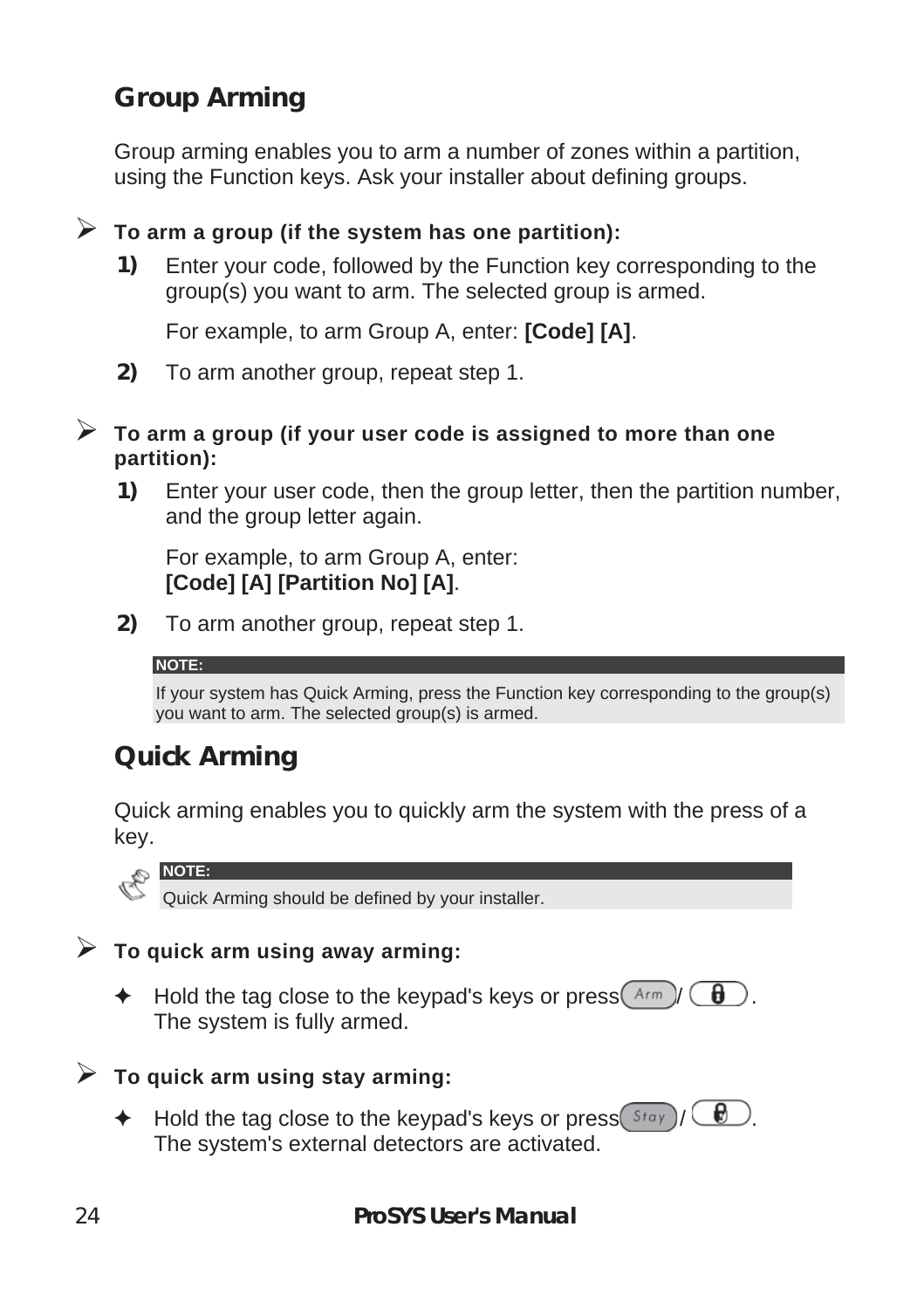## Group Arming

Group arming enables you to arm a number of zones within a partition, using the Function keys. Ask your installer about defining groups.

➢ **To arm a group (if the system has one partition):**

1) Enter your code, followed by the Function key corresponding to the group(s) you want to arm. The selected group is armed.

   For example, to arm Group A, enter: **[Code] [A]**.

2) To arm another group, repeat step 1.

➢ **To arm a group (if your user code is assigned to more than one partition):**

1) Enter your user code, then the group letter, then the partition number, and the group letter again.

   For example, to arm Group A, enter:
   **[Code] [A] [Partition No] [A]**.

2) To arm another group, repeat step 1.

> **NOTE:**
> If your system has Quick Arming, press the Function key corresponding to the group(s) you want to arm. The selected group(s) is armed.

## Quick Arming

Quick arming enables you to quickly arm the system with the press of a key.

> **NOTE:**
> Quick Arming should be defined by your installer.

➢ **To quick arm using away arming:**

✦ Hold the tag close to the keypad's keys or press (Arm) / (🔒).
The system is fully armed.

➢ **To quick arm using stay arming:**

✦ Hold the tag close to the keypad's keys or press (Stay) / (🔒).
The system's external detectors are activated.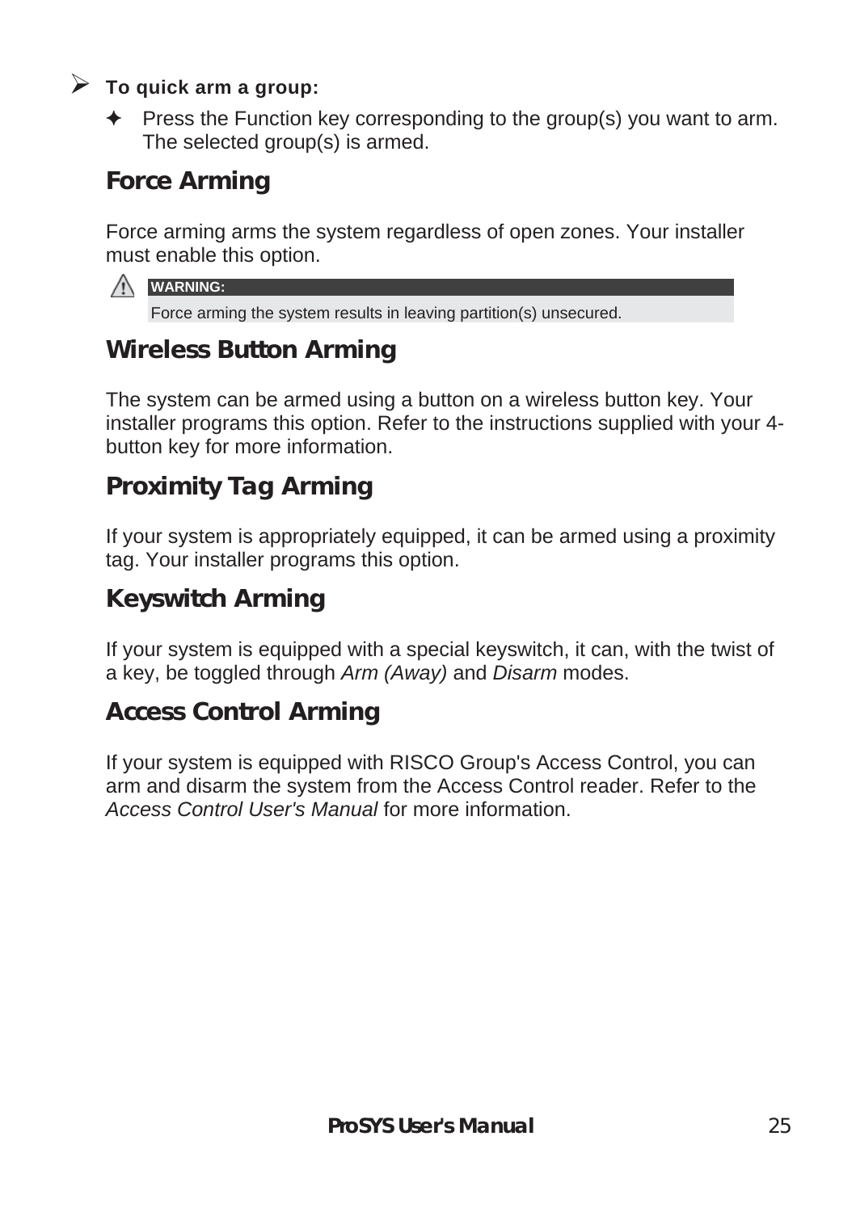➢ **To quick arm a group:**

✦ Press the Function key corresponding to the group(s) you want to arm. The selected group(s) is armed.

## Force Arming

Force arming arms the system regardless of open zones. Your installer must enable this option.

> **WARNING:**
> Force arming the system results in leaving partition(s) unsecured.

## Wireless Button Arming

The system can be armed using a button on a wireless button key. Your installer programs this option. Refer to the instructions supplied with your 4-button key for more information.

## Proximity Tag Arming

If your system is appropriately equipped, it can be armed using a proximity tag. Your installer programs this option.

## Keyswitch Arming

If your system is equipped with a special keyswitch, it can, with the twist of a key, be toggled through *Arm (Away)* and *Disarm* modes.

## Access Control Arming

If your system is equipped with RISCO Group's Access Control, you can arm and disarm the system from the Access Control reader. Refer to the *Access Control User's Manual* for more information.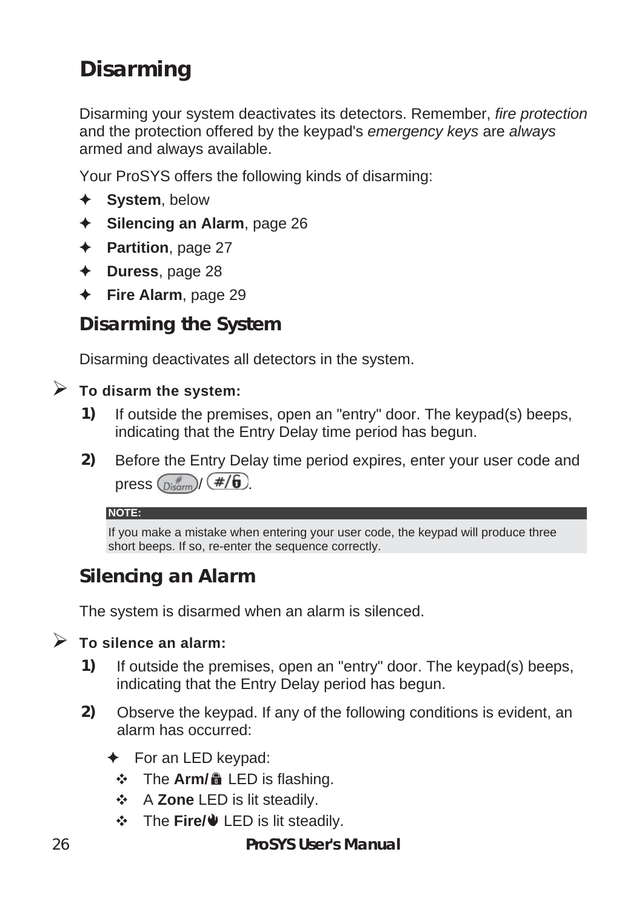# Disarming

Disarming your system deactivates its detectors. Remember, *fire protection* and the protection offered by the keypad's *emergency keys* are *always* armed and always available.

Your ProSYS offers the following kinds of disarming:

- ✦ **System**, below
- ✦ **Silencing an Alarm**, page 26
- ✦ **Partition**, page 27
- ✦ **Duress**, page 28
- ✦ **Fire Alarm**, page 29

## Disarming the System

Disarming deactivates all detectors in the system.

➢ **To disarm the system:**

1) If outside the premises, open an "entry" door. The keypad(s) beeps, indicating that the Entry Delay time period has begun.

2) Before the Entry Delay time period expires, enter your user code and press (#/Disarm)/(#/6).

> **NOTE:**
>
> If you make a mistake when entering your user code, the keypad will produce three short beeps. If so, re-enter the sequence correctly.

## Silencing an Alarm

The system is disarmed when an alarm is silenced.

➢ **To silence an alarm:**

1) If outside the premises, open an "entry" door. The keypad(s) beeps, indicating that the Entry Delay period has begun.

2) Observe the keypad. If any of the following conditions is evident, an alarm has occurred:

   - ✦ For an LED keypad:
     - ❖ The **Arm/** LED is flashing.
     - ❖ A **Zone** LED is lit steadily.
     - ❖ The **Fire/** LED is lit steadily.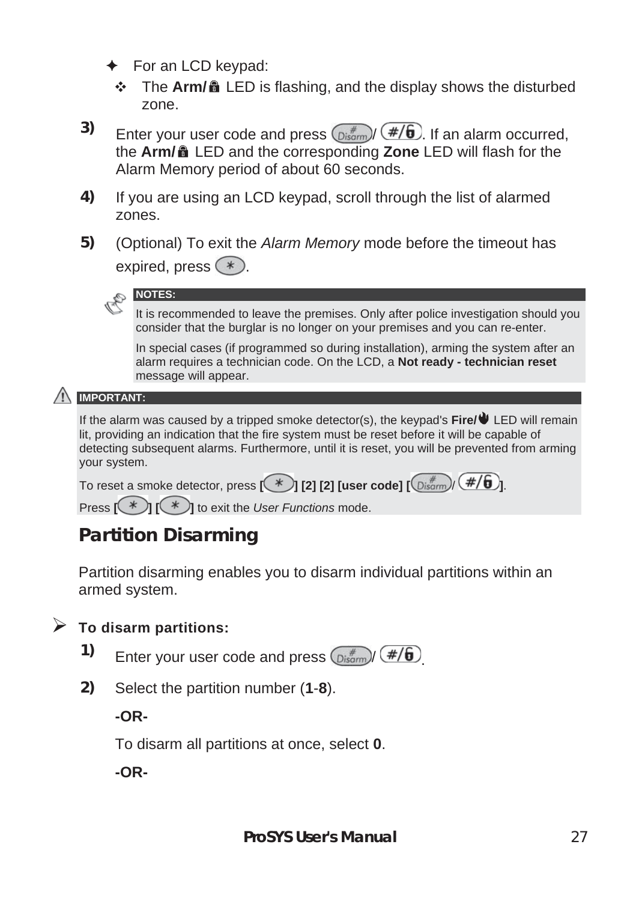- ✦ For an LCD keypad:
  - ❖ The **Arm/🔒** LED is flashing, and the display shows the disturbed zone.

**3)** Enter your user code and press [Disarm #]/[#/🔓]. If an alarm occurred, the **Arm/🔒** LED and the corresponding **Zone** LED will flash for the Alarm Memory period of about 60 seconds.

**4)** If you are using an LCD keypad, scroll through the list of alarmed zones.

**5)** (Optional) To exit the *Alarm Memory* mode before the timeout has expired, press [*].

> **NOTES:**
>
> It is recommended to leave the premises. Only after police investigation should you consider that the burglar is no longer on your premises and you can re-enter.
>
> In special cases (if programmed so during installation), arming the system after an alarm requires a technician code. On the LCD, a **Not ready - technician reset** message will appear.

> **IMPORTANT:**
>
> If the alarm was caused by a tripped smoke detector(s), the keypad's **Fire/🔥** LED will remain lit, providing an indication that the fire system must be reset before it will be capable of detecting subsequent alarms. Furthermore, until it is reset, you will be prevented from arming your system.
>
> To reset a smoke detector, press **[*] [2] [2] [user code] [Disarm #]/[#/🔓]**.
>
> Press **[*] [*]** to exit the *User Functions* mode.

## Partition Disarming

Partition disarming enables you to disarm individual partitions within an armed system.

➢ **To disarm partitions:**

**1)** Enter your user code and press [Disarm #]/[#/🔓].

**2)** Select the partition number (**1**-**8**).

**-OR-**

To disarm all partitions at once, select **0**.

**-OR-**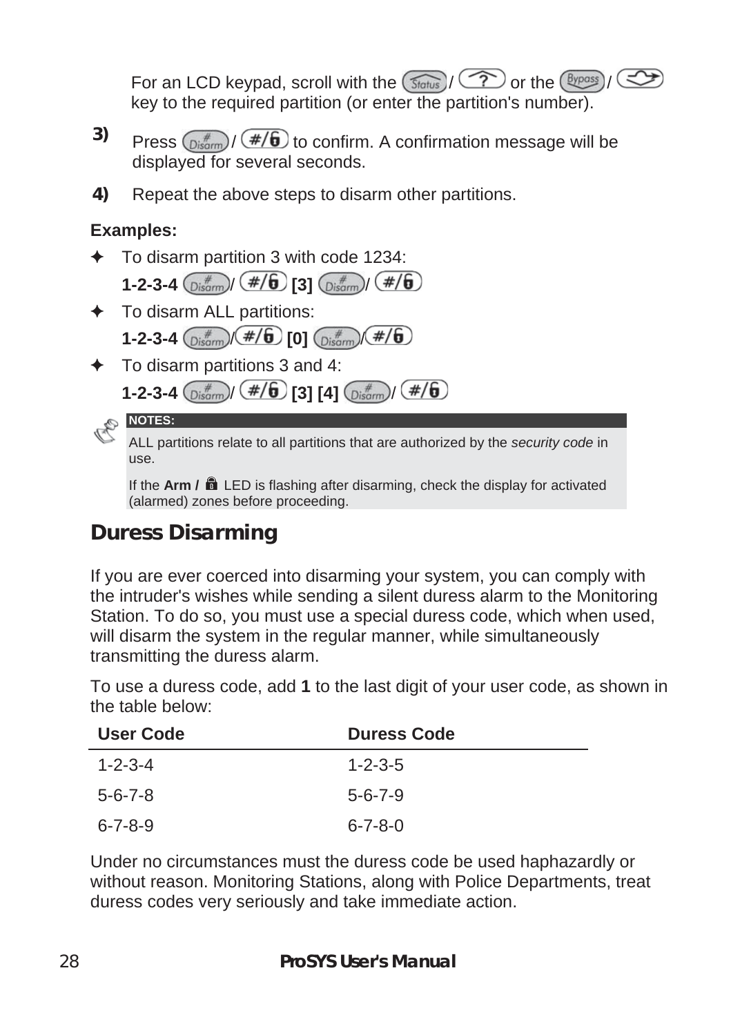For an LCD keypad, scroll with the Status / ? or the Bypass / ⇨ key to the required partition (or enter the partition's number).

3) Press Disarm / #/6 to confirm. A confirmation message will be displayed for several seconds.

4) Repeat the above steps to disarm other partitions.

**Examples:**

- To disarm partition 3 with code 1234:
  **1-2-3-4** Disarm / #/6 **[3]** Disarm / #/6
- To disarm ALL partitions:
  **1-2-3-4** Disarm / #/6 **[0]** Disarm / #/6
- To disarm partitions 3 and 4:
  **1-2-3-4** Disarm / #/6 **[3] [4]** Disarm / #/6

**NOTES:**

ALL partitions relate to all partitions that are authorized by the *security code* in use.

If the **Arm /** 🔒 LED is flashing after disarming, check the display for activated (alarmed) zones before proceeding.

## Duress Disarming

If you are ever coerced into disarming your system, you can comply with the intruder's wishes while sending a silent duress alarm to the Monitoring Station. To do so, you must use a special duress code, which when used, will disarm the system in the regular manner, while simultaneously transmitting the duress alarm.

To use a duress code, add **1** to the last digit of your user code, as shown in the table below:

| User Code | Duress Code |
|---|---|
| 1-2-3-4 | 1-2-3-5 |
| 5-6-7-8 | 5-6-7-9 |
| 6-7-8-9 | 6-7-8-0 |

Under no circumstances must the duress code be used haphazardly or without reason. Monitoring Stations, along with Police Departments, treat duress codes very seriously and take immediate action.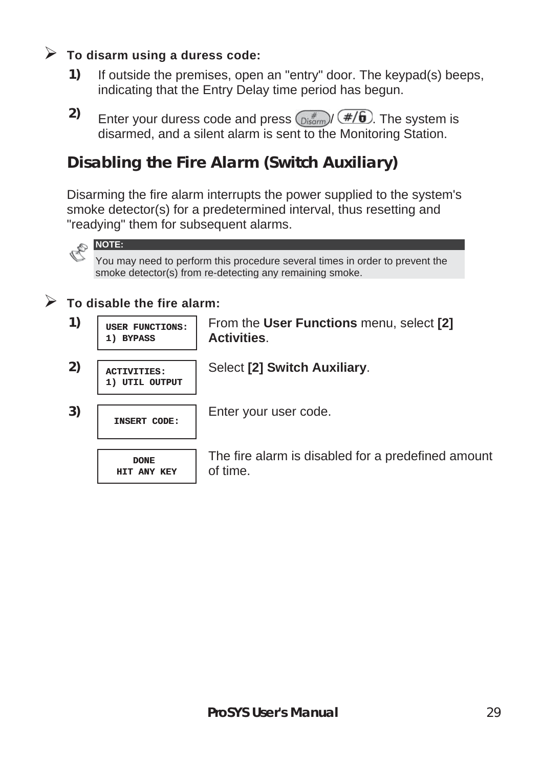➢ **To disarm using a duress code:**

1) If outside the premises, open an "entry" door. The keypad(s) beeps, indicating that the Entry Delay time period has begun.

2) Enter your duress code and press (# Disarm)/ (#/🔓). The system is disarmed, and a silent alarm is sent to the Monitoring Station.

## Disabling the Fire Alarm (Switch Auxiliary)

Disarming the fire alarm interrupts the power supplied to the system's smoke detector(s) for a predetermined interval, thus resetting and "readying" them for subsequent alarms.

**NOTE:**
You may need to perform this procedure several times in order to prevent the smoke detector(s) from re-detecting any remaining smoke.

➢ **To disable the fire alarm:**

1)
```
USER FUNCTIONS:
1) BYPASS
```
From the **User Functions** menu, select **[2] Activities**.

2)
```
ACTIVITIES:
1) UTIL OUTPUT
```
Select **[2] Switch Auxiliary**.

3)
```
INSERT CODE:
```
Enter your user code.

```
DONE
HIT ANY KEY
```
The fire alarm is disabled for a predefined amount of time.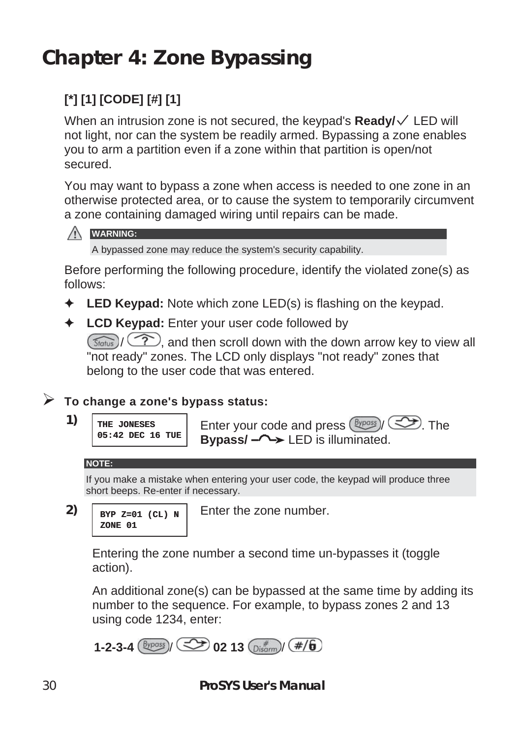# Chapter 4: Zone Bypassing

**[*] [1] [CODE] [#] [1]**

When an intrusion zone is not secured, the keypad's **Ready/✓** LED will not light, nor can the system be readily armed. Bypassing a zone enables you to arm a partition even if a zone within that partition is open/not secured.

You may want to bypass a zone when access is needed to one zone in an otherwise protected area, or to cause the system to temporarily circumvent a zone containing damaged wiring until repairs can be made.

> ⚠ **WARNING:**
> A bypassed zone may reduce the system's security capability.

Before performing the following procedure, identify the violated zone(s) as follows:

- ✦ **LED Keypad:** Note which zone LED(s) is flashing on the keypad.
- ✦ **LCD Keypad:** Enter your user code followed by [Status]/[?], and then scroll down with the down arrow key to view all "not ready" zones. The LCD only displays "not ready" zones that belong to the user code that was entered.

➢ **To change a zone's bypass status:**

**1)**

```
THE JONESES
05:42 DEC 16 TUE
```

Enter your code and press [Bypass]/[↝]. The **Bypass/ ↝** LED is illuminated.

> **NOTE:**
> If you make a mistake when entering your user code, the keypad will produce three short beeps. Re-enter if necessary.

**2)**

```
BYP Z=01 (CL) N
ZONE 01
```

Enter the zone number.

Entering the zone number a second time un-bypasses it (toggle action).

An additional zone(s) can be bypassed at the same time by adding its number to the sequence. For example, to bypass zones 2 and 13 using code 1234, enter:

**1-2-3-4** [Bypass]/[↝] **02 13** [Disarm]/[#/🔓]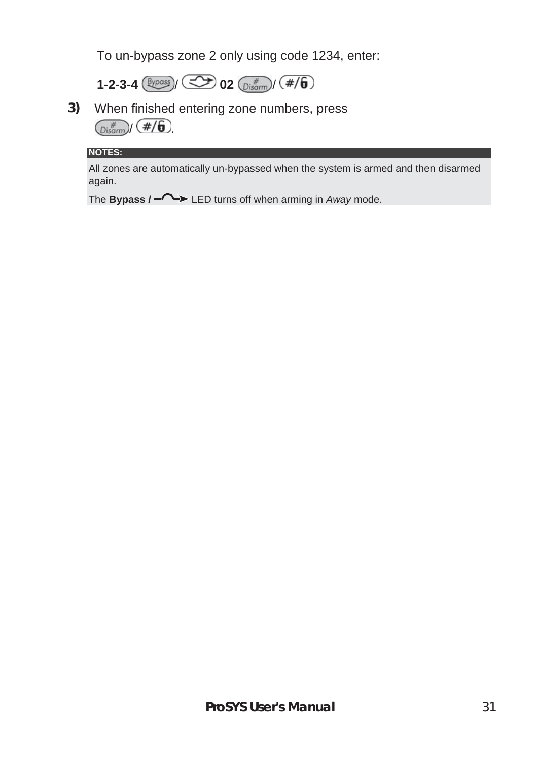To un-bypass zone 2 only using code 1234, enter:

**1-2-3-4** [Bypass] / [↝] **02** [Disarm #] / [#/🔓]

**3)** When finished entering zone numbers, press [Disarm #] / [#/🔓].

**NOTES:**

All zones are automatically un-bypassed when the system is armed and then disarmed again.

The **Bypass /** [↝] LED turns off when arming in *Away* mode.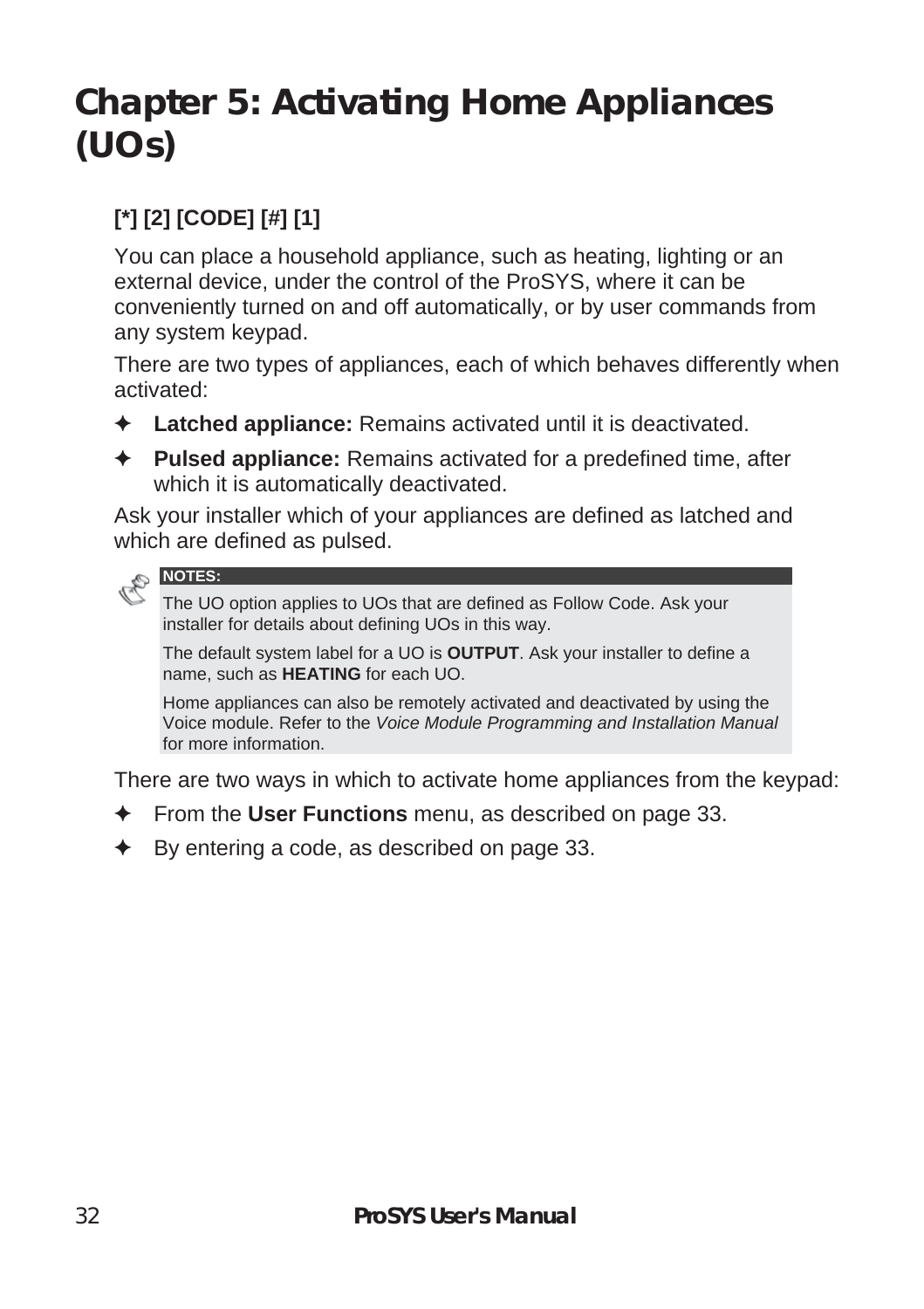# Chapter 5: Activating Home Appliances (UOs)

**[*] [2] [CODE] [#] [1]**

You can place a household appliance, such as heating, lighting or an external device, under the control of the ProSYS, where it can be conveniently turned on and off automatically, or by user commands from any system keypad.

There are two types of appliances, each of which behaves differently when activated:

- **Latched appliance:** Remains activated until it is deactivated.
- **Pulsed appliance:** Remains activated for a predefined time, after which it is automatically deactivated.

Ask your installer which of your appliances are defined as latched and which are defined as pulsed.

> **NOTES:**
>
> The UO option applies to UOs that are defined as Follow Code. Ask your installer for details about defining UOs in this way.
>
> The default system label for a UO is **OUTPUT**. Ask your installer to define a name, such as **HEATING** for each UO.
>
> Home appliances can also be remotely activated and deactivated by using the Voice module. Refer to the *Voice Module Programming and Installation Manual* for more information.

There are two ways in which to activate home appliances from the keypad:

- From the **User Functions** menu, as described on page 33.
- By entering a code, as described on page 33.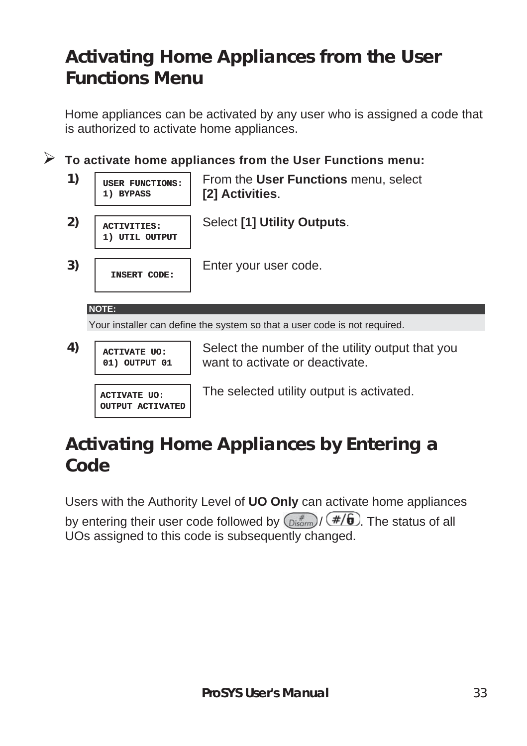## Activating Home Appliances from the User Functions Menu

Home appliances can be activated by any user who is assigned a code that is authorized to activate home appliances.

➢ **To activate home appliances from the User Functions menu:**

**1)**

```
USER FUNCTIONS:
1) BYPASS
```

From the **User Functions** menu, select **[2] Activities**.

**2)**

```
ACTIVITIES:
1) UTIL OUTPUT
```

Select **[1] Utility Outputs**.

**3)**

```
INSERT CODE:
```

Enter your user code.

> **NOTE:**
> Your installer can define the system so that a user code is not required.

**4)**

```
ACTIVATE UO:
01) OUTPUT 01
```

Select the number of the utility output that you want to activate or deactivate.

```
ACTIVATE UO:
OUTPUT ACTIVATED
```

The selected utility output is activated.

## Activating Home Appliances by Entering a Code

Users with the Authority Level of **UO Only** can activate home appliances by entering their user code followed by [# Disarm] / [#/🔓]. The status of all UOs assigned to this code is subsequently changed.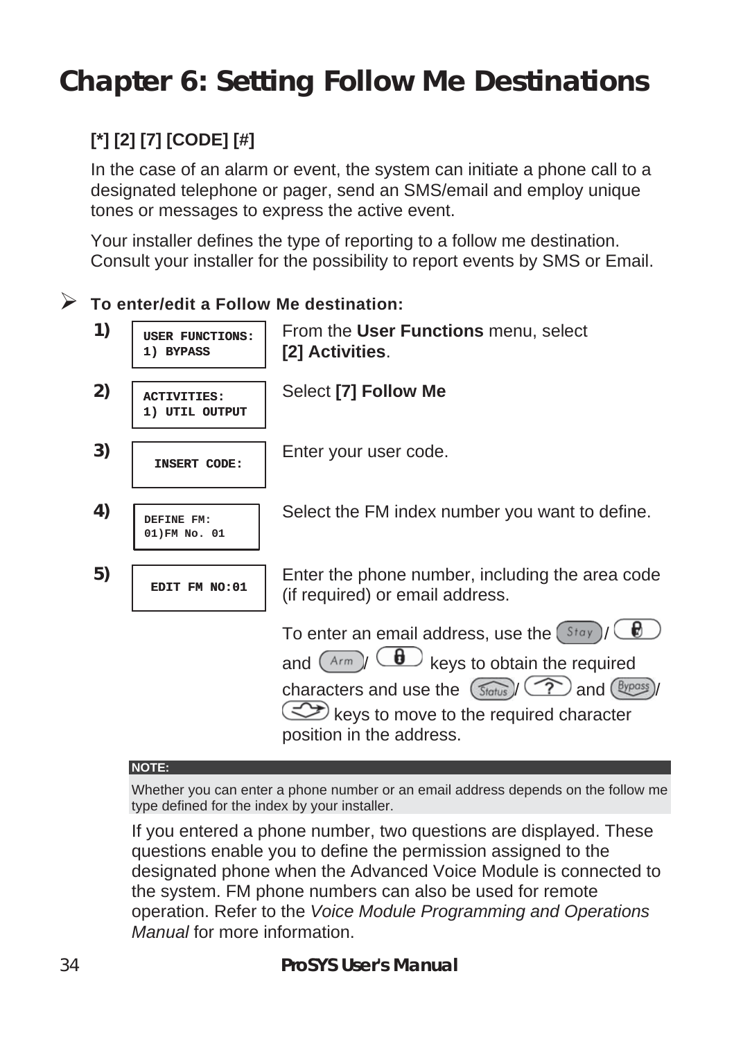# Chapter 6: Setting Follow Me Destinations

**[*] [2] [7] [CODE] [#]**

In the case of an alarm or event, the system can initiate a phone call to a designated telephone or pager, send an SMS/email and employ unique tones or messages to express the active event.

Your installer defines the type of reporting to a follow me destination. Consult your installer for the possibility to report events by SMS or Email.

➢ **To enter/edit a Follow Me destination:**

| Step | Display | Action |
|---|---|---|
| **1)** | USER FUNCTIONS: 1) BYPASS | From the **User Functions** menu, select **[2] Activities**. |
| **2)** | ACTIVITIES: 1) UTIL OUTPUT | Select **[7] Follow Me** |
| **3)** | INSERT CODE: | Enter your user code. |
| **4)** | DEFINE FM: 01)FM No. 01 | Select the FM index number you want to define. |
| **5)** | EDIT FM NO:01 | Enter the phone number, including the area code (if required) or email address. To enter an email address, use the Stay / (lock) and Arm / (lock) keys to obtain the required characters and use the Status / ? and Bypass / (arrow) keys to move to the required character position in the address. |

**NOTE:**

Whether you can enter a phone number or an email address depends on the follow me type defined for the index by your installer.

If you entered a phone number, two questions are displayed. These questions enable you to define the permission assigned to the designated phone when the Advanced Voice Module is connected to the system. FM phone numbers can also be used for remote operation. Refer to the *Voice Module Programming and Operations Manual* for more information.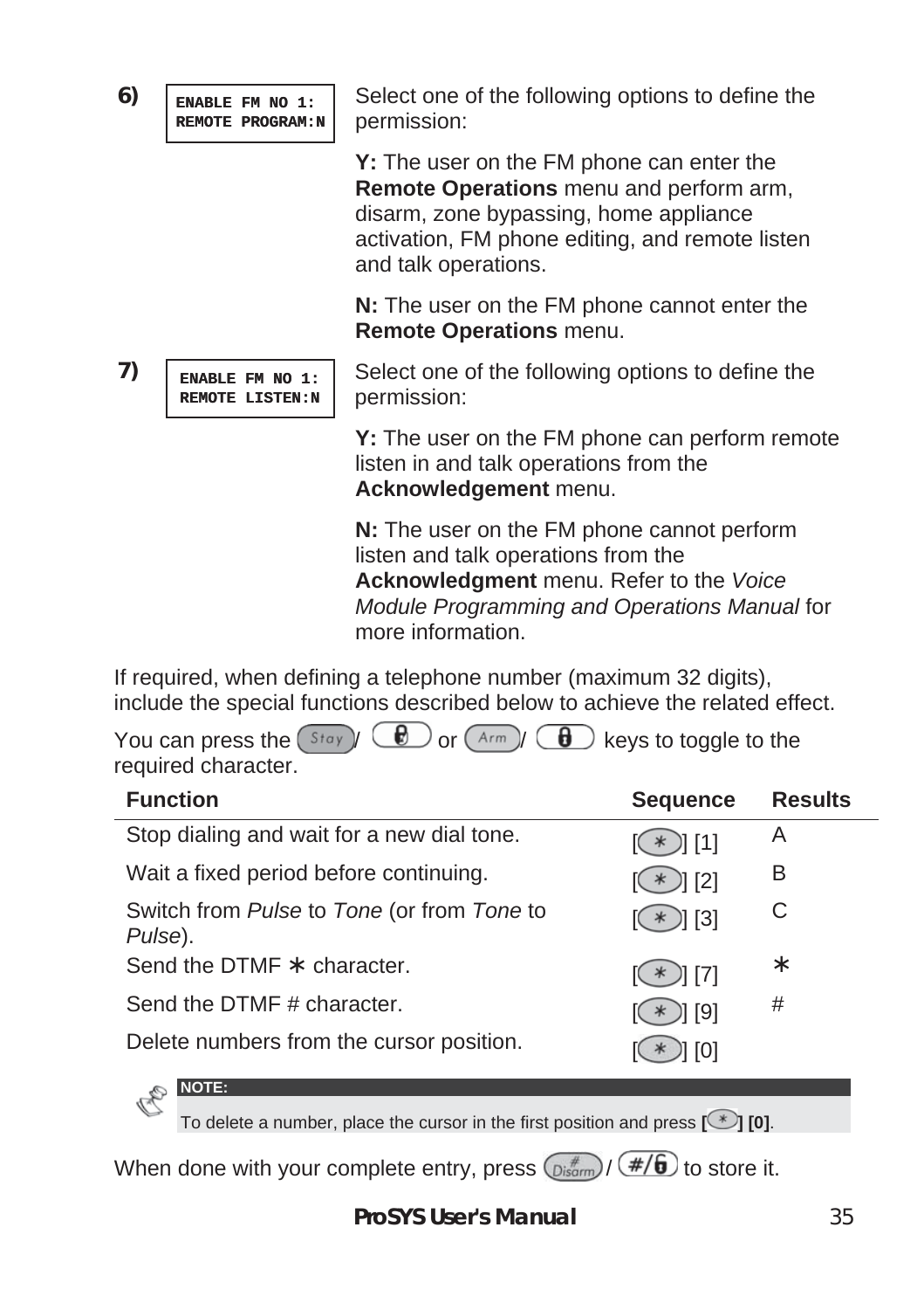**6)**

```
ENABLE FM NO 1:
REMOTE PROGRAM:N
```

Select one of the following options to define the permission:

**Y:** The user on the FM phone can enter the **Remote Operations** menu and perform arm, disarm, zone bypassing, home appliance activation, FM phone editing, and remote listen and talk operations.

**N:** The user on the FM phone cannot enter the **Remote Operations** menu.

**7)**

```
ENABLE FM NO 1:
REMOTE LISTEN:N
```

Select one of the following options to define the permission:

**Y:** The user on the FM phone can perform remote listen in and talk operations from the **Acknowledgement** menu.

**N:** The user on the FM phone cannot perform listen and talk operations from the **Acknowledgment** menu. Refer to the *Voice Module Programming and Operations Manual* for more information.

If required, when defining a telephone number (maximum 32 digits), include the special functions described below to achieve the related effect.

You can press the [Stay] / [🔓] or [Arm] / [🔒] keys to toggle to the required character.

| Function | Sequence | Results |
|---|---|---|
| Stop dialing and wait for a new dial tone. | [∗] [1] | A |
| Wait a fixed period before continuing. | [∗] [2] | B |
| Switch from *Pulse* to *Tone* (or from *Tone* to *Pulse*). | [∗] [3] | C |
| Send the DTMF ∗ character. | [∗] [7] | ∗ |
| Send the DTMF # character. | [∗] [9] | # |
| Delete numbers from the cursor position. | [∗] [0] | |

**NOTE:**
To delete a number, place the cursor in the first position and press **[∗] [0]**.

When done with your complete entry, press [Disarm] / [#/6] to store it.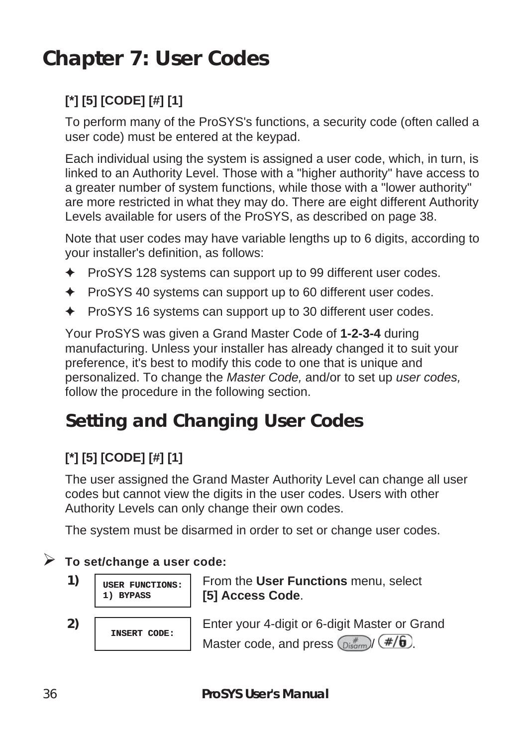# Chapter 7: User Codes

**[*] [5] [CODE] [#] [1]**

To perform many of the ProSYS's functions, a security code (often called a user code) must be entered at the keypad.

Each individual using the system is assigned a user code, which, in turn, is linked to an Authority Level. Those with a "higher authority" have access to a greater number of system functions, while those with a "lower authority" are more restricted in what they may do. There are eight different Authority Levels available for users of the ProSYS, as described on page 38.

Note that user codes may have variable lengths up to 6 digits, according to your installer's definition, as follows:

- ProSYS 128 systems can support up to 99 different user codes.
- ProSYS 40 systems can support up to 60 different user codes.
- ProSYS 16 systems can support up to 30 different user codes.

Your ProSYS was given a Grand Master Code of **1-2-3-4** during manufacturing. Unless your installer has already changed it to suit your preference, it's best to modify this code to one that is unique and personalized. To change the *Master Code,* and/or to set up *user codes,* follow the procedure in the following section.

## Setting and Changing User Codes

**[*] [5] [CODE] [#] [1]**

The user assigned the Grand Master Authority Level can change all user codes but cannot view the digits in the user codes. Users with other Authority Levels can only change their own codes.

The system must be disarmed in order to set or change user codes.

➢ **To set/change a user code:**

**1)**
```
USER FUNCTIONS:
1) BYPASS
```
From the **User Functions** menu, select **[5] Access Code**.

**2)**
```
INSERT CODE:
```
Enter your 4-digit or 6-digit Master or Grand Master code, and press [# Disarm] / [#/6].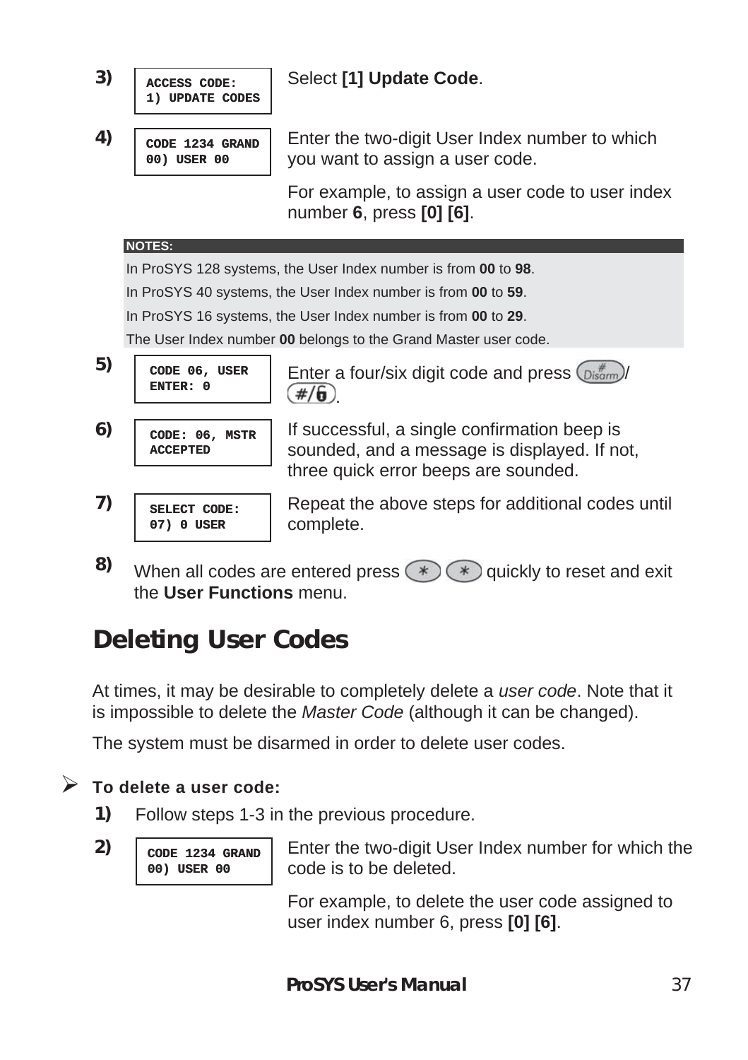3)

```
ACCESS CODE:
1) UPDATE CODES
```

Select **[1] Update Code**.

4)

```
CODE 1234 GRAND
00) USER 00
```

Enter the two-digit User Index number to which you want to assign a user code.

For example, to assign a user code to user index number **6**, press **[0] [6]**.

> **NOTES:**
>
> In ProSYS 128 systems, the User Index number is from **00** to **98**.
>
> In ProSYS 40 systems, the User Index number is from **00** to **59**.
>
> In ProSYS 16 systems, the User Index number is from **00** to **29**.
>
> The User Index number **00** belongs to the Grand Master user code.

5)

```
CODE 06, USER
ENTER: 0
```

Enter a four/six digit code and press [#/Disarm] / [#/🔓].

6)

```
CODE: 06, MSTR
ACCEPTED
```

If successful, a single confirmation beep is sounded, and a message is displayed. If not, three quick error beeps are sounded.

7)

```
SELECT CODE:
07) 0 USER
```

Repeat the above steps for additional codes until complete.

8) When all codes are entered press [*] [*] quickly to reset and exit the **User Functions** menu.

## Deleting User Codes

At times, it may be desirable to completely delete a *user code*. Note that it is impossible to delete the *Master Code* (although it can be changed).

The system must be disarmed in order to delete user codes.

➢ **To delete a user code:**

1) Follow steps 1-3 in the previous procedure.

2)

```
CODE 1234 GRAND
00) USER 00
```

Enter the two-digit User Index number for which the code is to be deleted.

For example, to delete the user code assigned to user index number 6, press **[0] [6]**.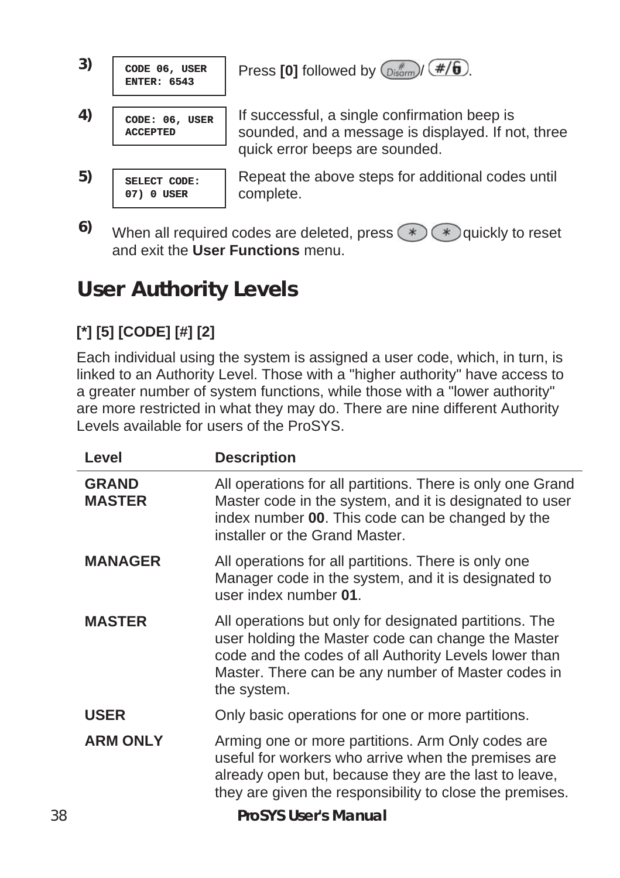3) 

```
CODE 06, USER
ENTER: 6543
```

Press **[0]** followed by (Disarm) / (#/🔓).

4) 

```
CODE: 06, USER
ACCEPTED
```

If successful, a single confirmation beep is sounded, and a message is displayed. If not, three quick error beeps are sounded.

5) 

```
SELECT CODE:
07) 0 USER
```

Repeat the above steps for additional codes until complete.

6) When all required codes are deleted, press (*) (*) quickly to reset and exit the **User Functions** menu.

## User Authority Levels

**[*] [5] [CODE] [#] [2]**

Each individual using the system is assigned a user code, which, in turn, is linked to an Authority Level. Those with a "higher authority" have access to a greater number of system functions, while those with a "lower authority" are more restricted in what they may do. There are nine different Authority Levels available for users of the ProSYS.

| Level | Description |
|---|---|
| **GRAND MASTER** | All operations for all partitions. There is only one Grand Master code in the system, and it is designated to user index number **00**. This code can be changed by the installer or the Grand Master. |
| **MANAGER** | All operations for all partitions. There is only one Manager code in the system, and it is designated to user index number **01**. |
| **MASTER** | All operations but only for designated partitions. The user holding the Master code can change the Master code and the codes of all Authority Levels lower than Master. There can be any number of Master codes in the system. |
| **USER** | Only basic operations for one or more partitions. |
| **ARM ONLY** | Arming one or more partitions. Arm Only codes are useful for workers who arrive when the premises are already open but, because they are the last to leave, they are given the responsibility to close the premises. |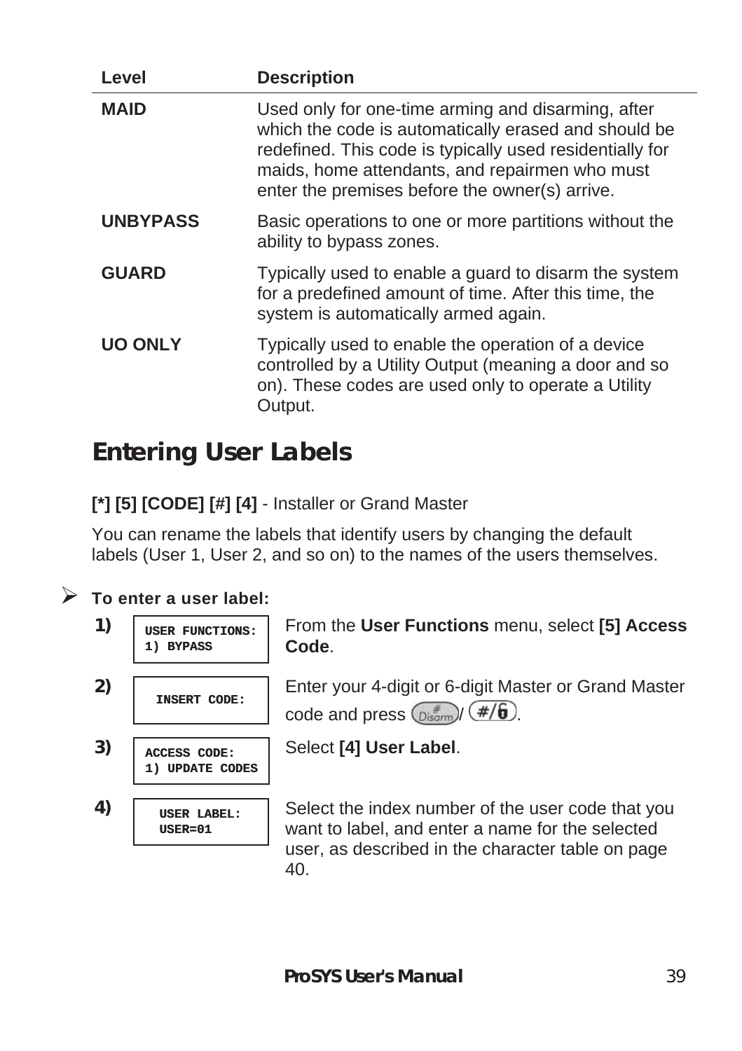| Level | Description |
|---|---|
| **MAID** | Used only for one-time arming and disarming, after which the code is automatically erased and should be redefined. This code is typically used residentially for maids, home attendants, and repairmen who must enter the premises before the owner(s) arrive. |
| **UNBYPASS** | Basic operations to one or more partitions without the ability to bypass zones. |
| **GUARD** | Typically used to enable a guard to disarm the system for a predefined amount of time. After this time, the system is automatically armed again. |
| **UO ONLY** | Typically used to enable the operation of a device controlled by a Utility Output (meaning a door and so on). These codes are used only to operate a Utility Output. |

## Entering User Labels

**[*] [5] [CODE] [#] [4]** - Installer or Grand Master

You can rename the labels that identify users by changing the default labels (User 1, User 2, and so on) to the names of the users themselves.

➢ **To enter a user label:**

**1)**
```
USER FUNCTIONS:
1) BYPASS
```
From the **User Functions** menu, select **[5] Access Code**.

**2)**
```
INSERT CODE:
```
Enter your 4-digit or 6-digit Master or Grand Master code and press [#/Disarm]/ [#/6].

**3)**
```
ACCESS CODE:
1) UPDATE CODES
```
Select **[4] User Label**.

**4)**
```
USER LABEL:
USER=01
```
Select the index number of the user code that you want to label, and enter a name for the selected user, as described in the character table on page 40.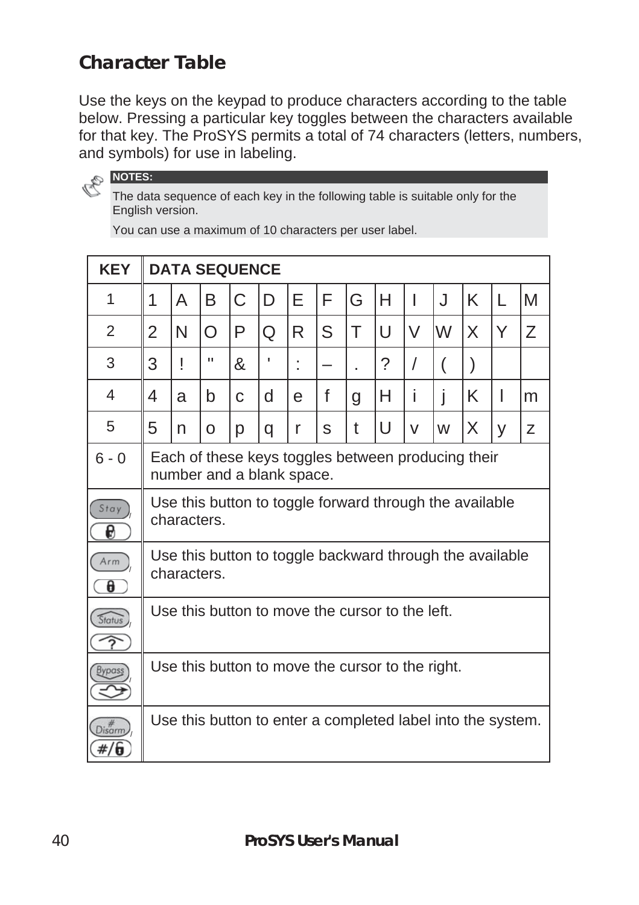## Character Table

Use the keys on the keypad to produce characters according to the table below. Pressing a particular key toggles between the characters available for that key. The ProSYS permits a total of 74 characters (letters, numbers, and symbols) for use in labeling.

**NOTES:**

The data sequence of each key in the following table is suitable only for the English version.

You can use a maximum of 10 characters per user label.

| KEY | DATA SEQUENCE | | | | | | | | | | | | | |
|---|---|---|---|---|---|---|---|---|---|---|---|---|---|---|
| 1 | 1 | A | B | C | D | E | F | G | H | I | J | K | L | M |
| 2 | 2 | N | O | P | Q | R | S | T | U | V | W | X | Y | Z |
| 3 | 3 | ! | " | & | ' | : | – | . | ? | / | ( | ) | | |
| 4 | 4 | a | b | c | d | e | f | g | H | i | j | K | l | m |
| 5 | 5 | n | o | p | q | r | s | t | U | v | w | X | y | z |
| 6 - 0 | Each of these keys toggles between producing their number and a blank space. | | | | | | | | | | | | | |
| Stay / | Use this button to toggle forward through the available characters. | | | | | | | | | | | | | |
| Arm / | Use this button to toggle backward through the available characters. | | | | | | | | | | | | | |
| Status / ? | Use this button to move the cursor to the left. | | | | | | | | | | | | | |
| Bypass / | Use this button to move the cursor to the right. | | | | | | | | | | | | | |
| # Disarm / #/ | Use this button to enter a completed label into the system. | | | | | | | | | | | | | |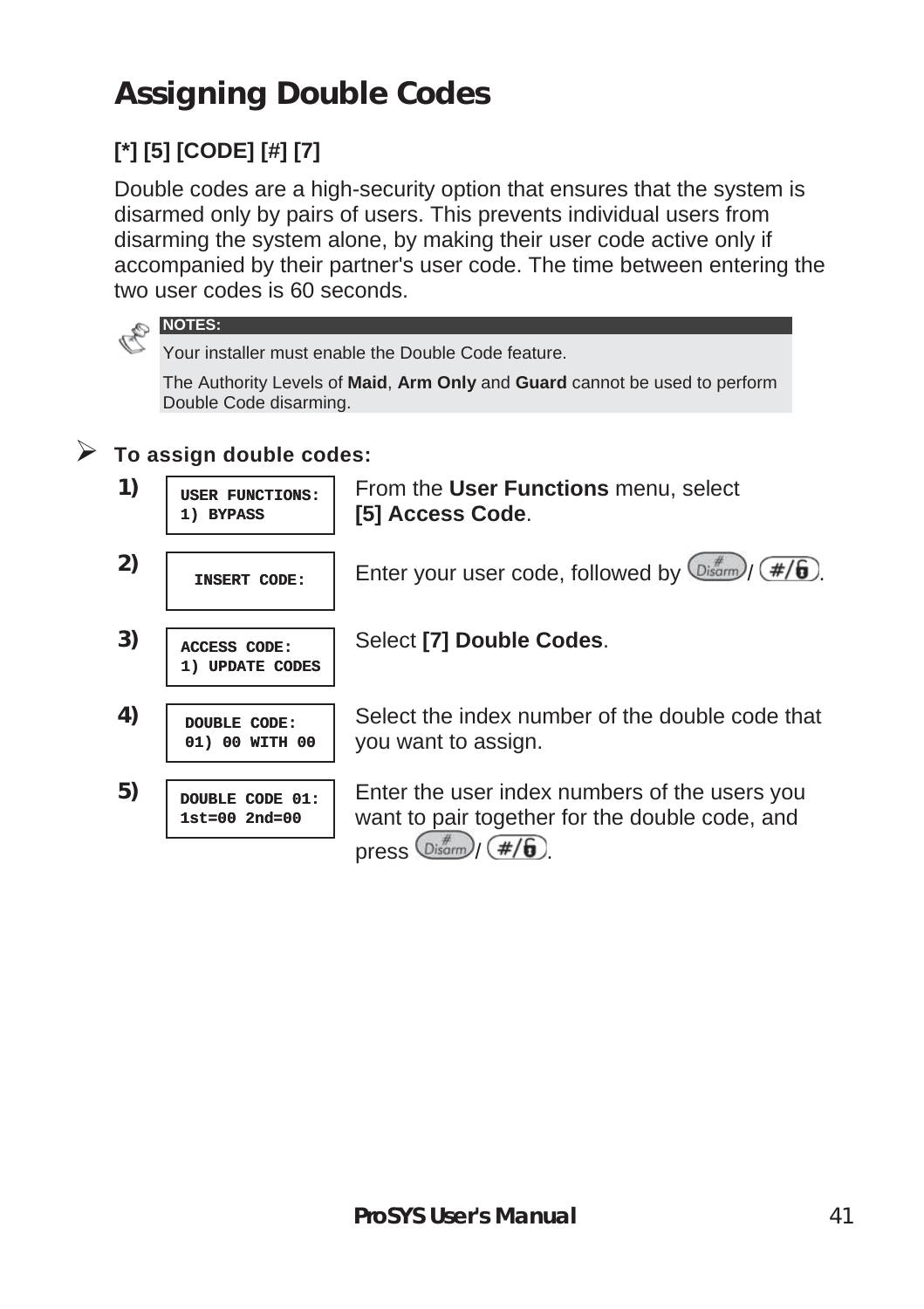# Assigning Double Codes

**[*] [5] [CODE] [#] [7]**

Double codes are a high-security option that ensures that the system is disarmed only by pairs of users. This prevents individual users from disarming the system alone, by making their user code active only if accompanied by their partner's user code. The time between entering the two user codes is 60 seconds.

> **NOTES:**
>
> Your installer must enable the Double Code feature.
>
> The Authority Levels of **Maid**, **Arm Only** and **Guard** cannot be used to perform Double Code disarming.

➢ **To assign double codes:**

| Step | Display | Action |
|---|---|---|
| **1)** | USER FUNCTIONS:<br>1) BYPASS | From the **User Functions** menu, select **[5] Access Code**. |
| **2)** | INSERT CODE: | Enter your user code, followed by [Disarm] / [#/🔓]. |
| **3)** | ACCESS CODE:<br>1) UPDATE CODES | Select **[7] Double Codes**. |
| **4)** | DOUBLE CODE:<br>01) 00 WITH 00 | Select the index number of the double code that you want to assign. |
| **5)** | DOUBLE CODE 01:<br>1st=00 2nd=00 | Enter the user index numbers of the users you want to pair together for the double code, and press [Disarm] / [#/🔓]. |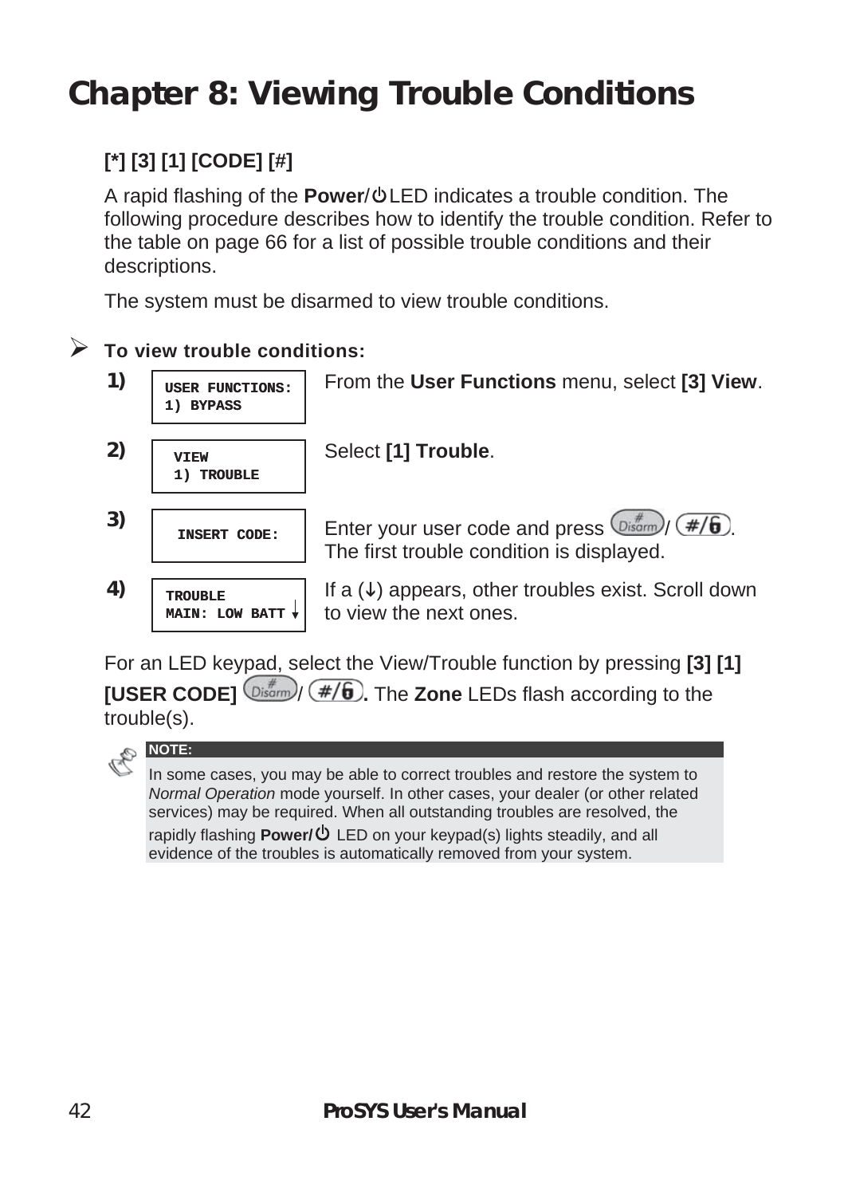# Chapter 8: Viewing Trouble Conditions

**[*] [3] [1] [CODE] [#]**

A rapid flashing of the **Power/⏻** LED indicates a trouble condition. The following procedure describes how to identify the trouble condition. Refer to the table on page 66 for a list of possible trouble conditions and their descriptions.

The system must be disarmed to view trouble conditions.

➢ **To view trouble conditions:**

| Step | Display | Action |
|---|---|---|
| **1)** | USER FUNCTIONS:<br>1) BYPASS | From the **User Functions** menu, select **[3] View**. |
| **2)** | VIEW<br>1) TROUBLE | Select **[1] Trouble**. |
| **3)** | INSERT CODE: | Enter your user code and press (#/Disarm) / (#/🔓). The first trouble condition is displayed. |
| **4)** | TROUBLE<br>MAIN: LOW BATT ↓ | If a (↓) appears, other troubles exist. Scroll down to view the next ones. |

For an LED keypad, select the View/Trouble function by pressing **[3] [1] [USER CODE]** (#/Disarm) / (#/🔓)**.** The **Zone** LEDs flash according to the trouble(s).

> **NOTE:**
>
> In some cases, you may be able to correct troubles and restore the system to *Normal Operation* mode yourself. In other cases, your dealer (or other related services) may be required. When all outstanding troubles are resolved, the rapidly flashing **Power/⏻** LED on your keypad(s) lights steadily, and all evidence of the troubles is automatically removed from your system.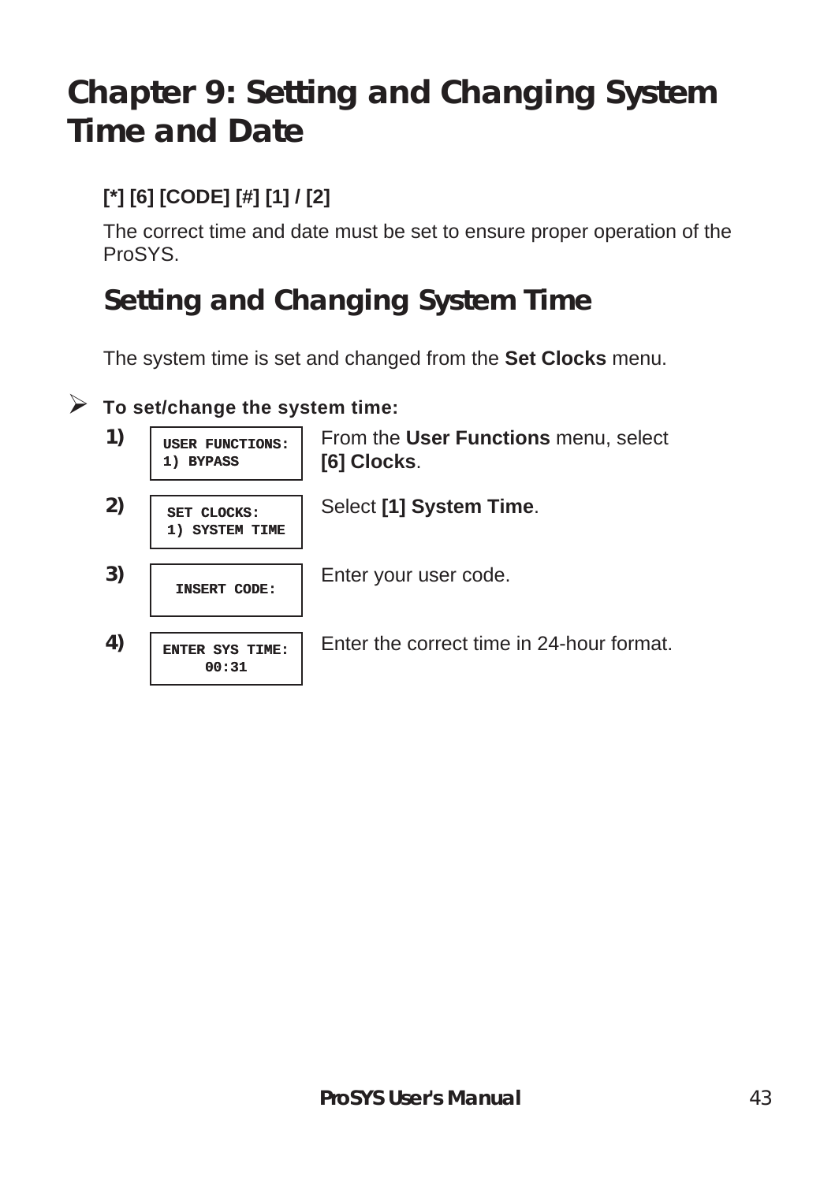# Chapter 9: Setting and Changing System Time and Date

**[*] [6] [CODE] [#] [1] / [2]**

The correct time and date must be set to ensure proper operation of the ProSYS.

## Setting and Changing System Time

The system time is set and changed from the **Set Clocks** menu.

➢ **To set/change the system time:**

| Step | Display | Action |
| --- | --- | --- |
| **1)** | USER FUNCTIONS:<br>1) BYPASS | From the **User Functions** menu, select **[6] Clocks**. |
| **2)** | SET CLOCKS:<br>1) SYSTEM TIME | Select **[1] System Time**. |
| **3)** | INSERT CODE: | Enter your user code. |
| **4)** | ENTER SYS TIME:<br>00:31 | Enter the correct time in 24-hour format. |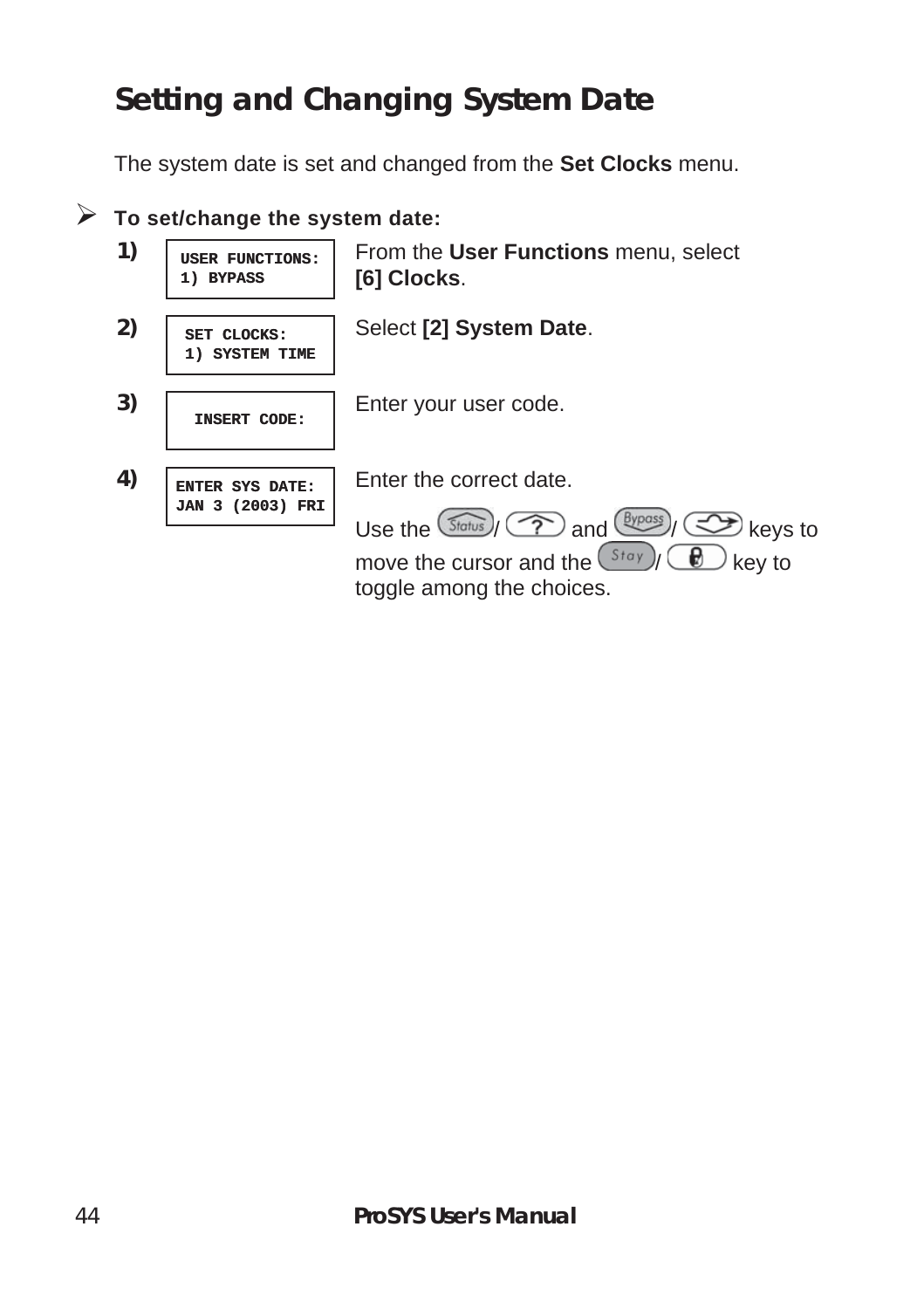## Setting and Changing System Date

The system date is set and changed from the **Set Clocks** menu.

➢ **To set/change the system date:**

| Step | Display | Action |
|---|---|---|
| **1)** | USER FUNCTIONS: 1) BYPASS | From the **User Functions** menu, select **[6] Clocks**. |
| **2)** | SET CLOCKS: 1) SYSTEM TIME | Select **[2] System Date**. |
| **3)** | INSERT CODE: | Enter your user code. |
| **4)** | ENTER SYS DATE: JAN 3 (2003) FRI | Enter the correct date. Use the Status/? and Bypass/→ keys to move the cursor and the Stay/🔒 key to toggle among the choices. |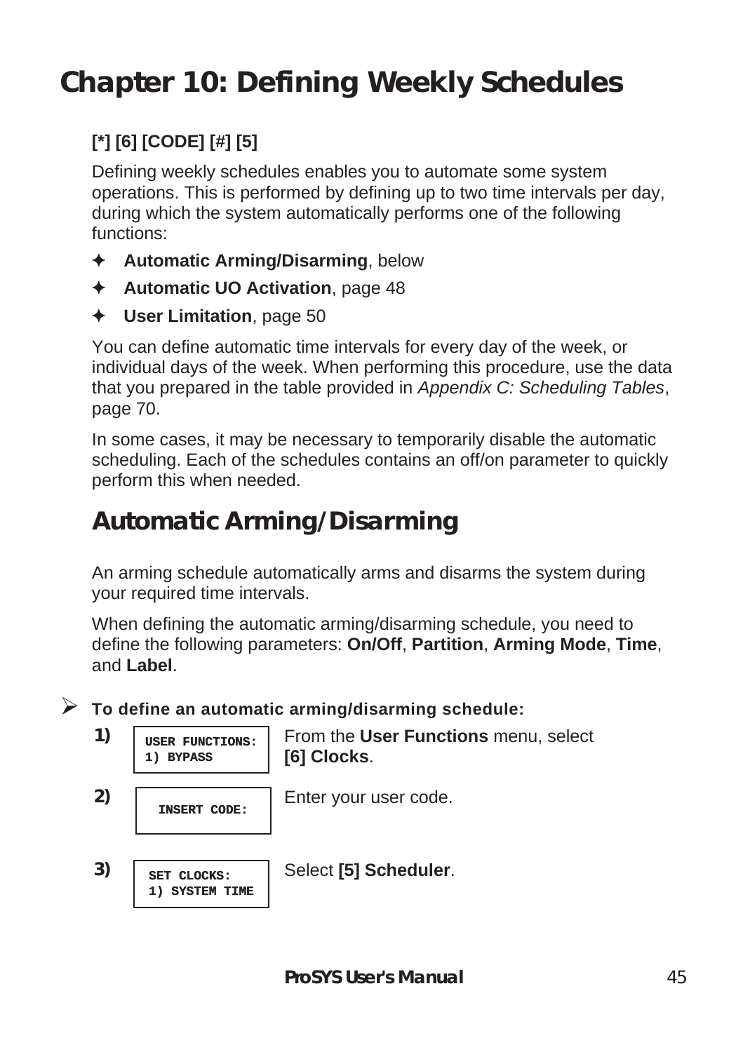# Chapter 10: Defining Weekly Schedules

**[*] [6] [CODE] [#] [5]**

Defining weekly schedules enables you to automate some system operations. This is performed by defining up to two time intervals per day, during which the system automatically performs one of the following functions:

- **Automatic Arming/Disarming**, below
- **Automatic UO Activation**, page 48
- **User Limitation**, page 50

You can define automatic time intervals for every day of the week, or individual days of the week. When performing this procedure, use the data that you prepared in the table provided in *Appendix C: Scheduling Tables*, page 70.

In some cases, it may be necessary to temporarily disable the automatic scheduling. Each of the schedules contains an off/on parameter to quickly perform this when needed.

## Automatic Arming/Disarming

An arming schedule automatically arms and disarms the system during your required time intervals.

When defining the automatic arming/disarming schedule, you need to define the following parameters: **On/Off**, **Partition**, **Arming Mode**, **Time**, and **Label**.

➢ **To define an automatic arming/disarming schedule:**

**1)**
```
USER FUNCTIONS:
1) BYPASS
```
From the **User Functions** menu, select **[6] Clocks**.

**2)**
```
INSERT CODE:
```
Enter your user code.

**3)**
```
SET CLOCKS:
1) SYSTEM TIME
```
Select **[5] Scheduler**.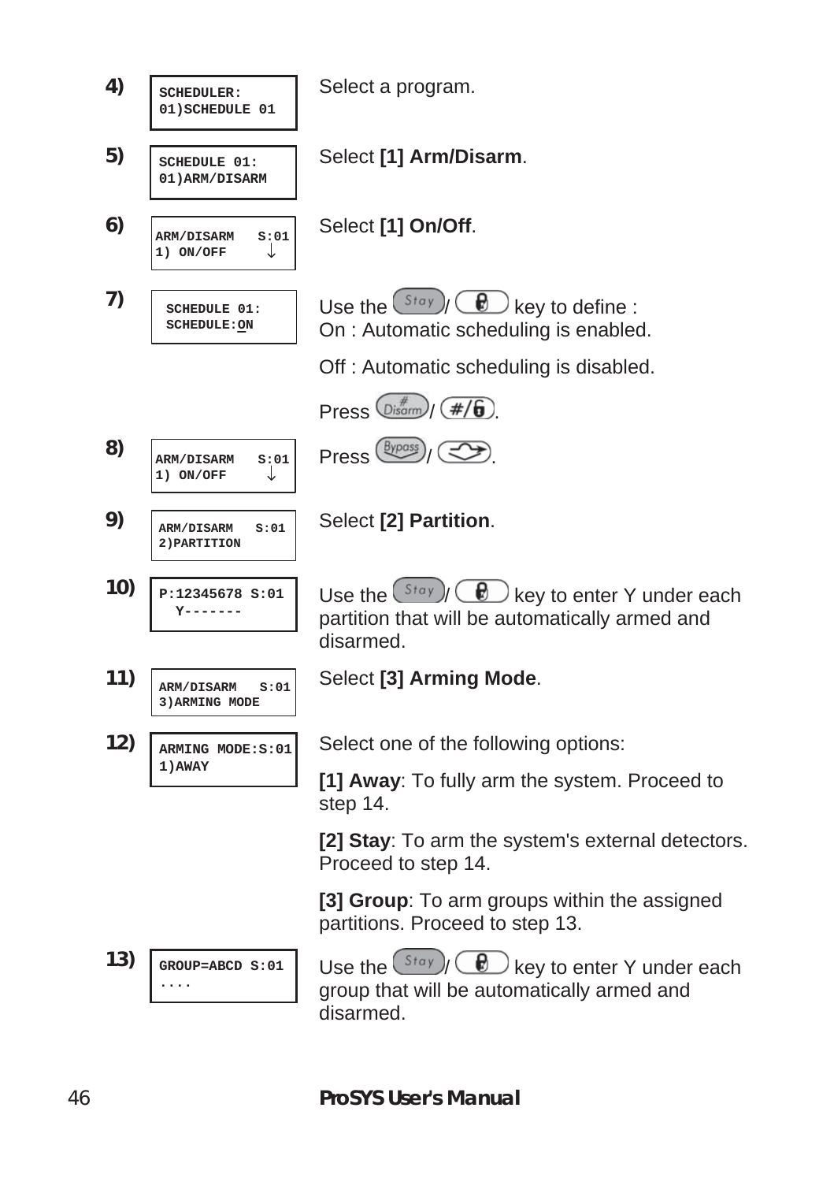| Step | Display | Action |
|---|---|---|
| **4)** | SCHEDULER:<br>01)SCHEDULE 01 | Select a program. |
| **5)** | SCHEDULE 01:<br>01)ARM/DISARM | Select **[1] Arm/Disarm**. |
| **6)** | ARM/DISARM S:01<br>1) ON/OFF ↓ | Select **[1] On/Off**. |
| **7)** | SCHEDULE 01:<br>SCHEDULE:ON | Use the Stay / key to define :<br>On : Automatic scheduling is enabled.<br>Off : Automatic scheduling is disabled.<br>Press Disarm / #/. |
| **8)** | ARM/DISARM S:01<br>1) ON/OFF ↓ | Press Bypass / . |
| **9)** | ARM/DISARM S:01<br>2)PARTITION | Select **[2] Partition**. |
| **10)** | P:12345678 S:01<br>Y------- | Use the Stay / key to enter Y under each partition that will be automatically armed and disarmed. |
| **11)** | ARM/DISARM S:01<br>3)ARMING MODE | Select **[3] Arming Mode**. |
| **12)** | ARMING MODE:S:01<br>1)AWAY | Select one of the following options:<br>**[1] Away**: To fully arm the system. Proceed to step 14.<br>**[2] Stay**: To arm the system's external detectors. Proceed to step 14.<br>**[3] Group**: To arm groups within the assigned partitions. Proceed to step 13. |
| **13)** | GROUP=ABCD S:01<br>.... | Use the Stay / key to enter Y under each group that will be automatically armed and disarmed. |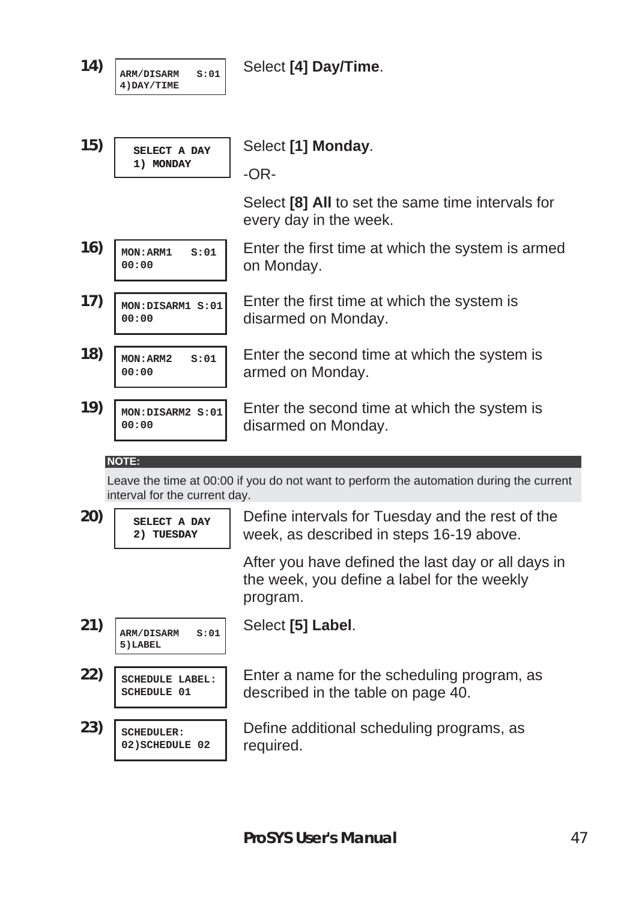**14)**

```
ARM/DISARM   S:01
4)DAY/TIME
```

Select **[4] Day/Time**.

**15)**

```
SELECT A DAY
1) MONDAY
```

Select **[1] Monday**.

-OR-

Select **[8] All** to set the same time intervals for every day in the week.

**16)**

```
MON:ARM1   S:01
00:00
```

Enter the first time at which the system is armed on Monday.

**17)**

```
MON:DISARM1 S:01
00:00
```

Enter the first time at which the system is disarmed on Monday.

**18)**

```
MON:ARM2   S:01
00:00
```

Enter the second time at which the system is armed on Monday.

**19)**

```
MON:DISARM2 S:01
00:00
```

Enter the second time at which the system is disarmed on Monday.

**NOTE:**

Leave the time at 00:00 if you do not want to perform the automation during the current interval for the current day.

**20)**

```
SELECT A DAY
2) TUESDAY
```

Define intervals for Tuesday and the rest of the week, as described in steps 16-19 above.

After you have defined the last day or all days in the week, you define a label for the weekly program.

**21)**

```
ARM/DISARM   S:01
5)LABEL
```

Select **[5] Label**.

**22)**

```
SCHEDULE LABEL:
SCHEDULE 01
```

Enter a name for the scheduling program, as described in the table on page 40.

**23)**

```
SCHEDULER:
02)SCHEDULE 02
```

Define additional scheduling programs, as required.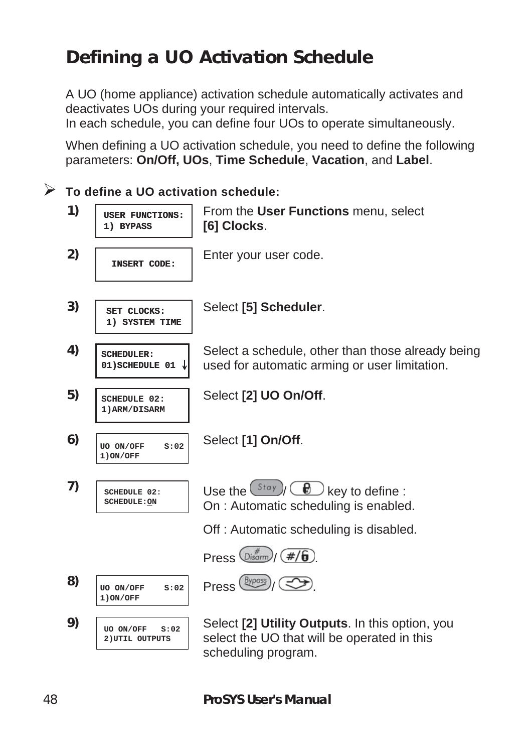# Defining a UO Activation Schedule

A UO (home appliance) activation schedule automatically activates and deactivates UOs during your required intervals.
In each schedule, you can define four UOs to operate simultaneously.

When defining a UO activation schedule, you need to define the following parameters: **On/Off, UOs**, **Time Schedule**, **Vacation**, and **Label**.

➢ **To define a UO activation schedule:**

| Step | Display | Action |
|---|---|---|
| **1)** | USER FUNCTIONS:<br>1) BYPASS | From the **User Functions** menu, select **[6] Clocks**. |
| **2)** | INSERT CODE: | Enter your user code. |
| **3)** | SET CLOCKS:<br>1) SYSTEM TIME | Select **[5] Scheduler**. |
| **4)** | SCHEDULER:<br>01)SCHEDULE 01 ↓ | Select a schedule, other than those already being used for automatic arming or user limitation. |
| **5)** | SCHEDULE 02:<br>1)ARM/DISARM | Select **[2] UO On/Off**. |
| **6)** | UO ON/OFF S:02<br>1)ON/OFF | Select **[1] On/Off**. |
| **7)** | SCHEDULE 02:<br>SCHEDULE:ON | Use the [Stay] / [lock] key to define :<br>On : Automatic scheduling is enabled.<br>Off : Automatic scheduling is disabled.<br>Press [#/Disarm] / [#/unlock]. |
| **8)** | UO ON/OFF S:02<br>1)ON/OFF | Press [Bypass] / [→]. |
| **9)** | UO ON/OFF S:02<br>2)UTIL OUTPUTS | Select **[2] Utility Outputs**. In this option, you select the UO that will be operated in this scheduling program. |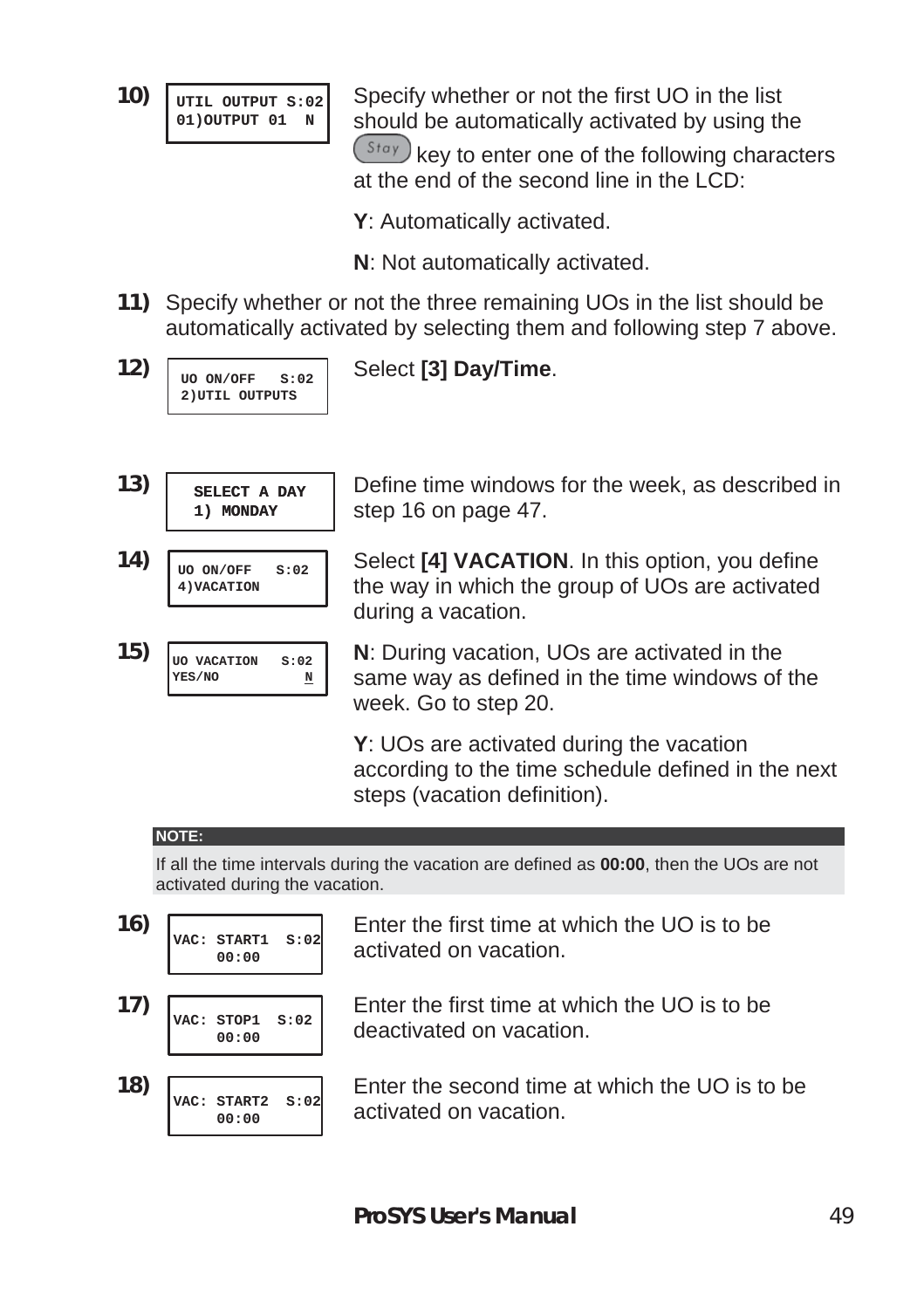**10)**

```
UTIL OUTPUT S:02
01)OUTPUT 01  N
```

Specify whether or not the first UO in the list should be automatically activated by using the Stay key to enter one of the following characters at the end of the second line in the LCD:

**Y**: Automatically activated.

**N**: Not automatically activated.

**11)** Specify whether or not the three remaining UOs in the list should be automatically activated by selecting them and following step 7 above.

**12)**

```
UO ON/OFF   S:02
2)UTIL OUTPUTS
```

Select **[3] Day/Time**.

**13)**

```
SELECT A DAY
1) MONDAY
```

Define time windows for the week, as described in step 16 on page 47.

**14)**

```
UO ON/OFF   S:02
4)VACATION
```

Select **[4] VACATION**. In this option, you define the way in which the group of UOs are activated during a vacation.

**15)**

```
UO VACATION   S:02
YES/NO           N
```

**N**: During vacation, UOs are activated in the same way as defined in the time windows of the week. Go to step 20.

**Y**: UOs are activated during the vacation according to the time schedule defined in the next steps (vacation definition).

**NOTE:**

If all the time intervals during the vacation are defined as **00:00**, then the UOs are not activated during the vacation.

**16)**

```
VAC: START1  S:02
     00:00
```

Enter the first time at which the UO is to be activated on vacation.

**17)**

```
VAC: STOP1  S:02
     00:00
```

Enter the first time at which the UO is to be deactivated on vacation.

**18)**

```
VAC: START2  S:02
     00:00
```

Enter the second time at which the UO is to be activated on vacation.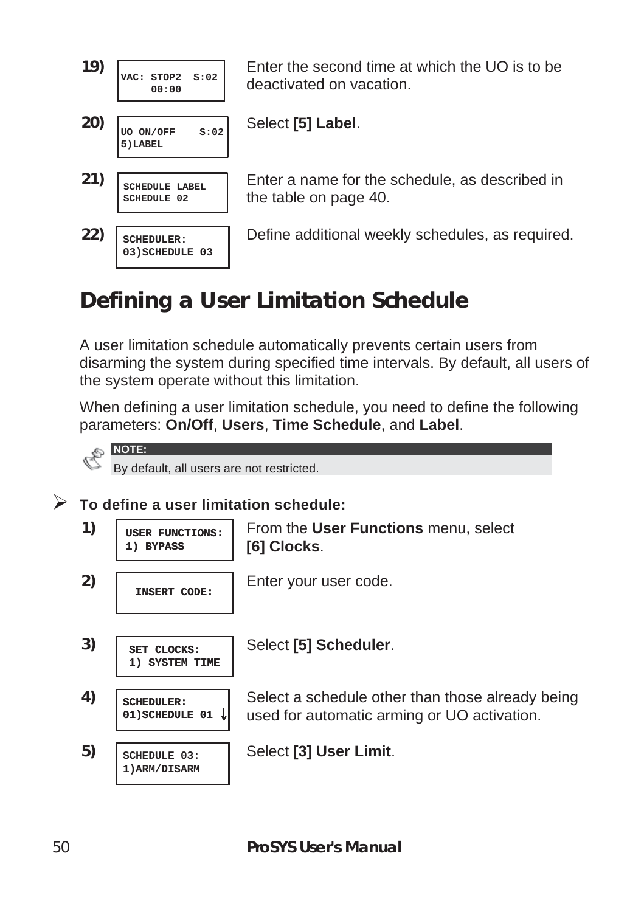| Step | Display | Instruction |
|---|---|---|
| 19) | VAC: STOP2 S:02<br>00:00 | Enter the second time at which the UO is to be deactivated on vacation. |
| 20) | UO ON/OFF S:02<br>5)LABEL | Select **[5] Label**. |
| 21) | SCHEDULE LABEL<br>SCHEDULE 02 | Enter a name for the schedule, as described in the table on page 40. |
| 22) | SCHEDULER:<br>03)SCHEDULE 03 | Define additional weekly schedules, as required. |

## Defining a User Limitation Schedule

A user limitation schedule automatically prevents certain users from disarming the system during specified time intervals. By default, all users of the system operate without this limitation.

When defining a user limitation schedule, you need to define the following parameters: **On/Off**, **Users**, **Time Schedule**, and **Label**.

> **NOTE:**
> By default, all users are not restricted.

➢ **To define a user limitation schedule:**

| Step | Display | Instruction |
|---|---|---|
| 1) | USER FUNCTIONS:<br>1) BYPASS | From the **User Functions** menu, select **[6] Clocks**. |
| 2) | INSERT CODE: | Enter your user code. |
| 3) | SET CLOCKS:<br>1) SYSTEM TIME | Select **[5] Scheduler**. |
| 4) | SCHEDULER:<br>01)SCHEDULE 01 ↓ | Select a schedule other than those already being used for automatic arming or UO activation. |
| 5) | SCHEDULE 03:<br>1)ARM/DISARM | Select **[3] User Limit**. |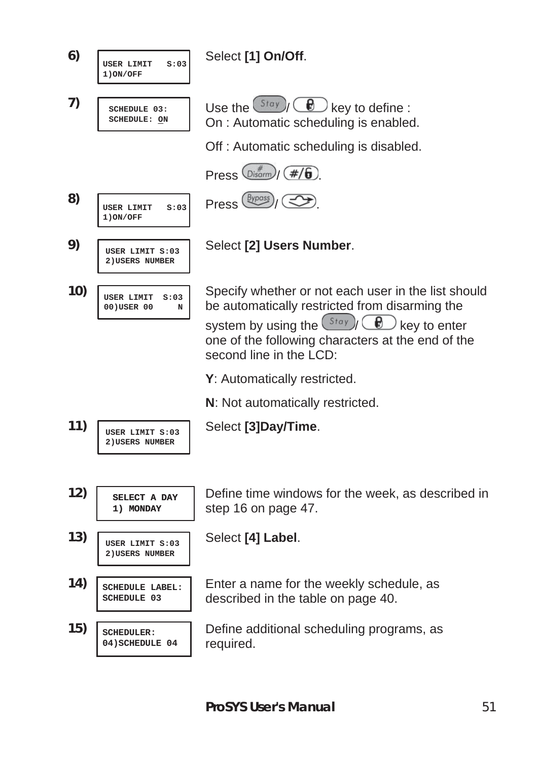| Step | LCD Display | Instruction |
|---|---|---|
| 6) | USER LIMIT S:03<br>1)ON/OFF | Select **[1] On/Off**. |
| 7) | SCHEDULE 03:<br>SCHEDULE: ON | Use the Stay / (lock) key to define :<br>On : Automatic scheduling is enabled.<br>Off : Automatic scheduling is disabled.<br>Press Disarm / #/(unlock). |
| 8) | USER LIMIT S:03<br>1)ON/OFF | Press Bypass / (arrow). |
| 9) | USER LIMIT S:03<br>2)USERS NUMBER | Select **[2] Users Number**. |
| 10) | USER LIMIT S:03<br>00)USER 00 N | Specify whether or not each user in the list should be automatically restricted from disarming the system by using the Stay / (lock) key to enter one of the following characters at the end of the second line in the LCD:<br>**Y**: Automatically restricted.<br>**N**: Not automatically restricted. |
| 11) | USER LIMIT S:03<br>2)USERS NUMBER | Select **[3]Day/Time**. |
| 12) | SELECT A DAY<br>1) MONDAY | Define time windows for the week, as described in step 16 on page 47. |
| 13) | USER LIMIT S:03<br>2)USERS NUMBER | Select **[4] Label**. |
| 14) | SCHEDULE LABEL:<br>SCHEDULE 03 | Enter a name for the weekly schedule, as described in the table on page 40. |
| 15) | SCHEDULER:<br>04)SCHEDULE 04 | Define additional scheduling programs, as required. |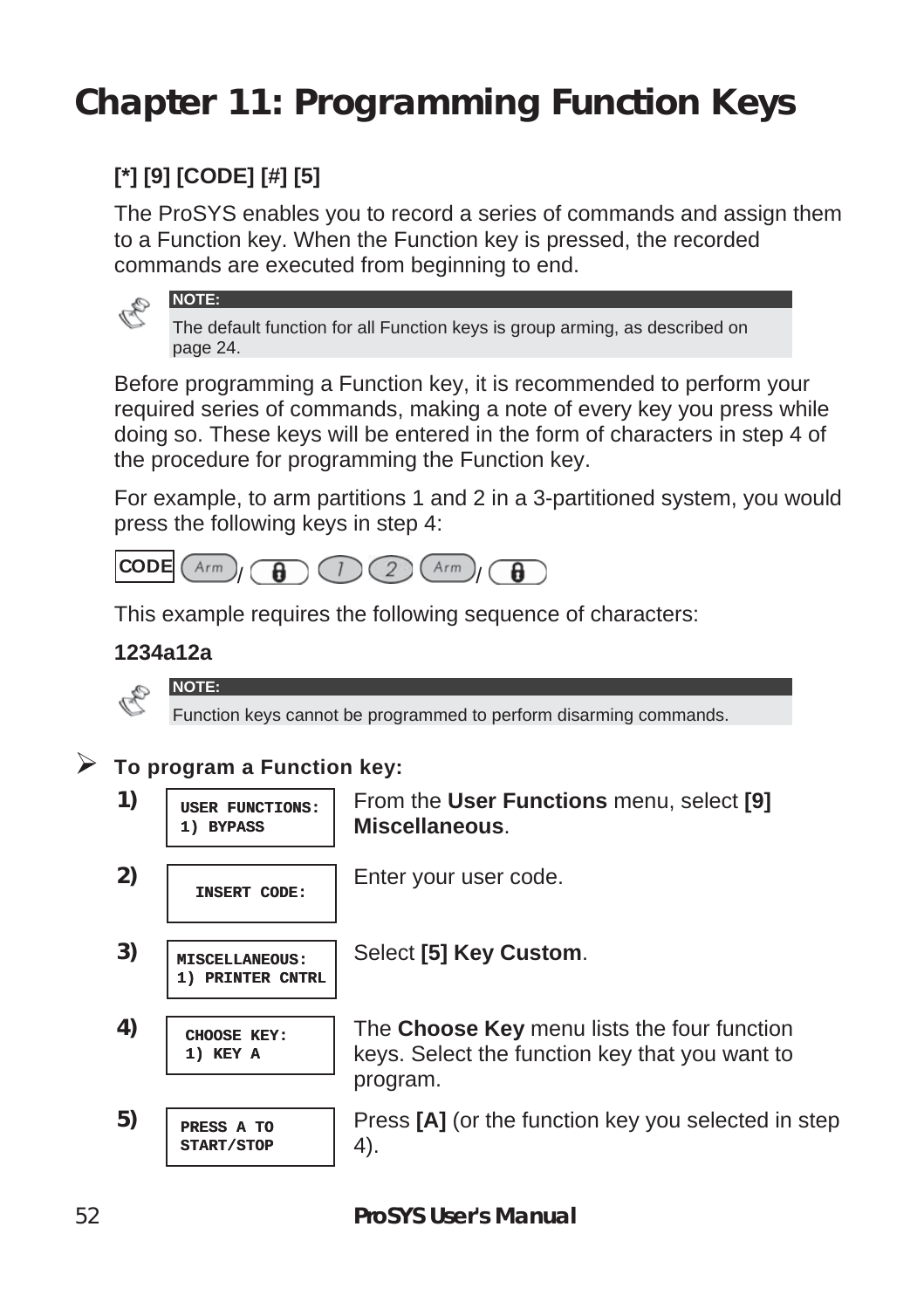# Chapter 11: Programming Function Keys

**[*] [9] [CODE] [#] [5]**

The ProSYS enables you to record a series of commands and assign them to a Function key. When the Function key is pressed, the recorded commands are executed from beginning to end.

> **NOTE:**
> The default function for all Function keys is group arming, as described on page 24.

Before programming a Function key, it is recommended to perform your required series of commands, making a note of every key you press while doing so. These keys will be entered in the form of characters in step 4 of the procedure for programming the Function key.

For example, to arm partitions 1 and 2 in a 3-partitioned system, you would press the following keys in step 4:

CODE [Arm]/[🔒] [1] [2] [Arm]/[🔒]

This example requires the following sequence of characters:

**1234a12a**

> **NOTE:**
> Function keys cannot be programmed to perform disarming commands.

➢ **To program a Function key:**

| Step | Display | Action |
|---|---|---|
| **1)** | USER FUNCTIONS: 1) BYPASS | From the **User Functions** menu, select **[9] Miscellaneous**. |
| **2)** | INSERT CODE: | Enter your user code. |
| **3)** | MISCELLANEOUS: 1) PRINTER CNTRL | Select **[5] Key Custom**. |
| **4)** | CHOOSE KEY: 1) KEY A | The **Choose Key** menu lists the four function keys. Select the function key that you want to program. |
| **5)** | PRESS A TO START/STOP | Press **[A]** (or the function key you selected in step 4). |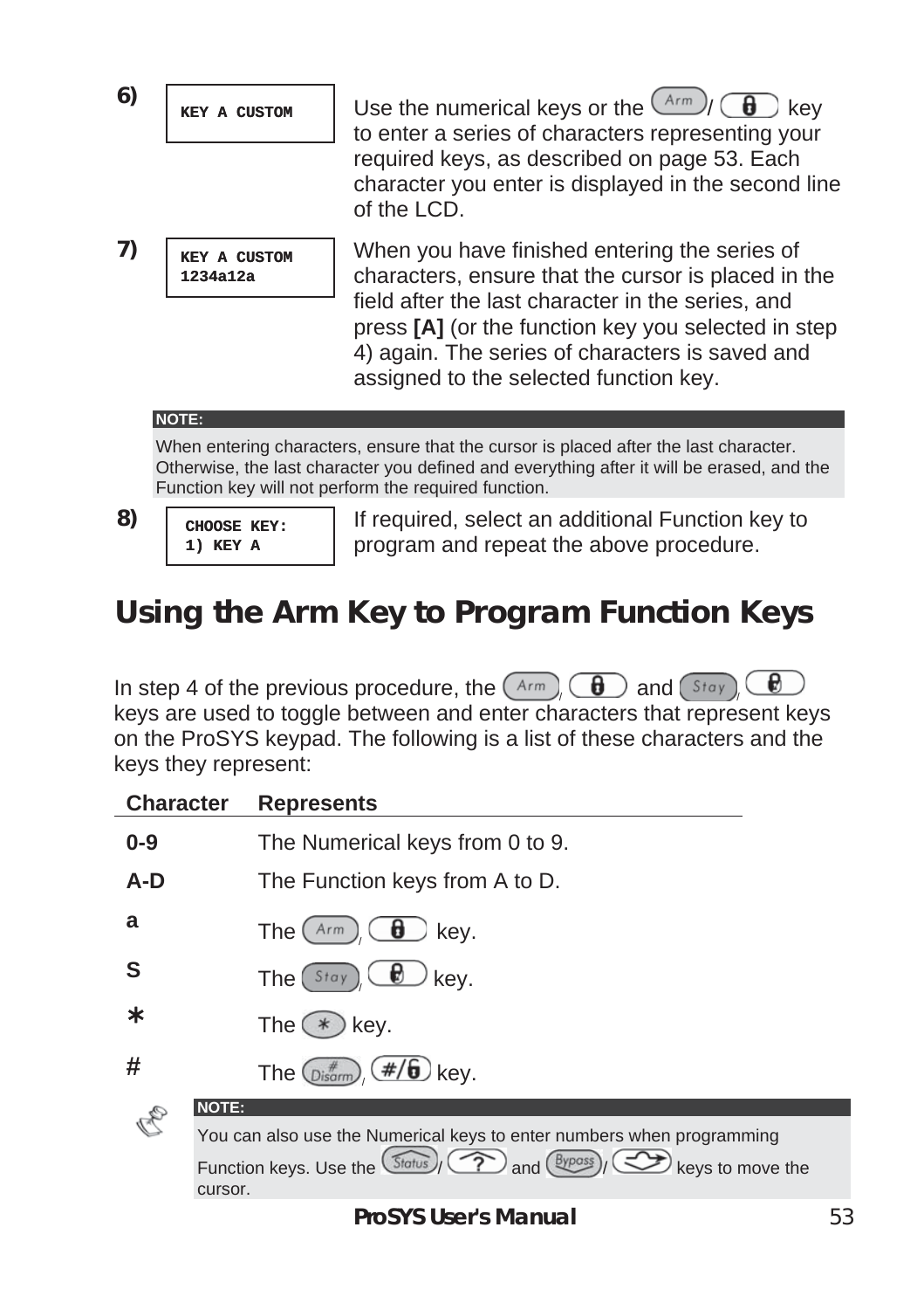6)

```
KEY A CUSTOM
```

Use the numerical keys or the Arm/🔒 key to enter a series of characters representing your required keys, as described on page 53. Each character you enter is displayed in the second line of the LCD.

7)

```
KEY A CUSTOM
1234a12a
```

When you have finished entering the series of characters, ensure that the cursor is placed in the field after the last character in the series, and press **[A]** (or the function key you selected in step 4) again. The series of characters is saved and assigned to the selected function key.

**NOTE:**

When entering characters, ensure that the cursor is placed after the last character. Otherwise, the last character you defined and everything after it will be erased, and the Function key will not perform the required function.

8)

```
CHOOSE KEY:
1) KEY A
```

If required, select an additional Function key to program and repeat the above procedure.

## Using the Arm Key to Program Function Keys

In step 4 of the previous procedure, the Arm/🔒 and Stay/🔒 keys are used to toggle between and enter characters that represent keys on the ProSYS keypad. The following is a list of these characters and the keys they represent:

| Character | Represents |
|---|---|
| 0-9 | The Numerical keys from 0 to 9. |
| A-D | The Function keys from A to D. |
| a | The Arm/🔒 key. |
| S | The Stay/🔒 key. |
| * | The * key. |
| # | The Disarm/#/🔓 key. |

**NOTE:**

You can also use the Numerical keys to enter numbers when programming Function keys. Use the Status/? and Bypass/⇄ keys to move the cursor.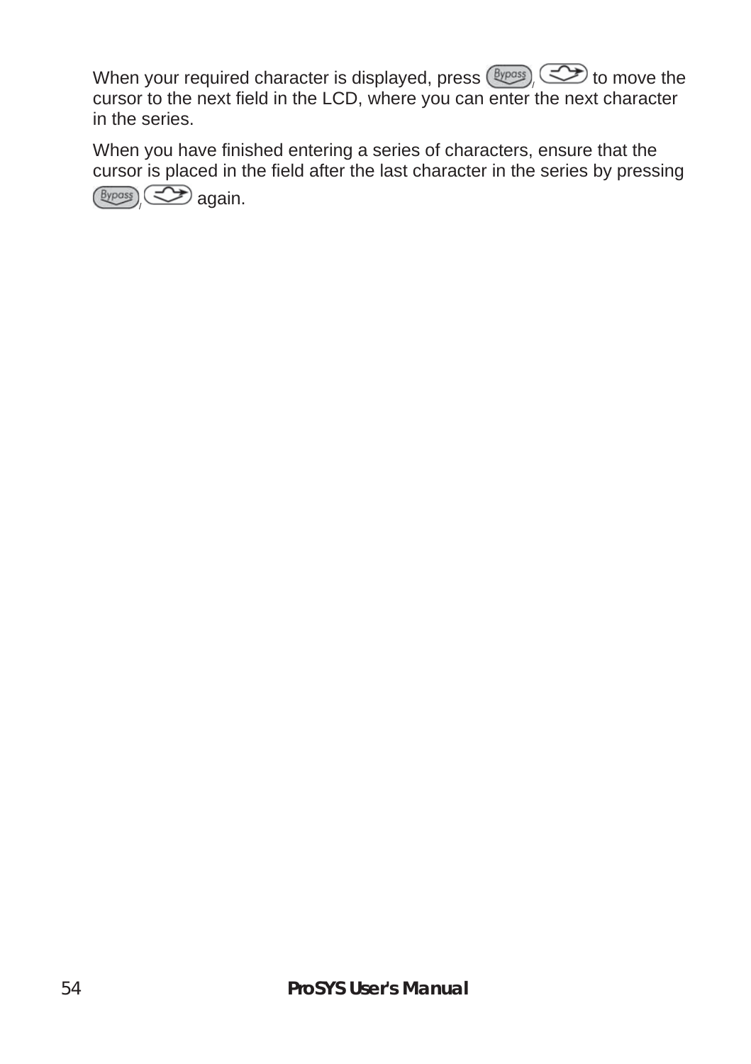When your required character is displayed, press [Bypass]/ [→] to move the cursor to the next field in the LCD, where you can enter the next character in the series.

When you have finished entering a series of characters, ensure that the cursor is placed in the field after the last character in the series by pressing [Bypass]/ [→] again.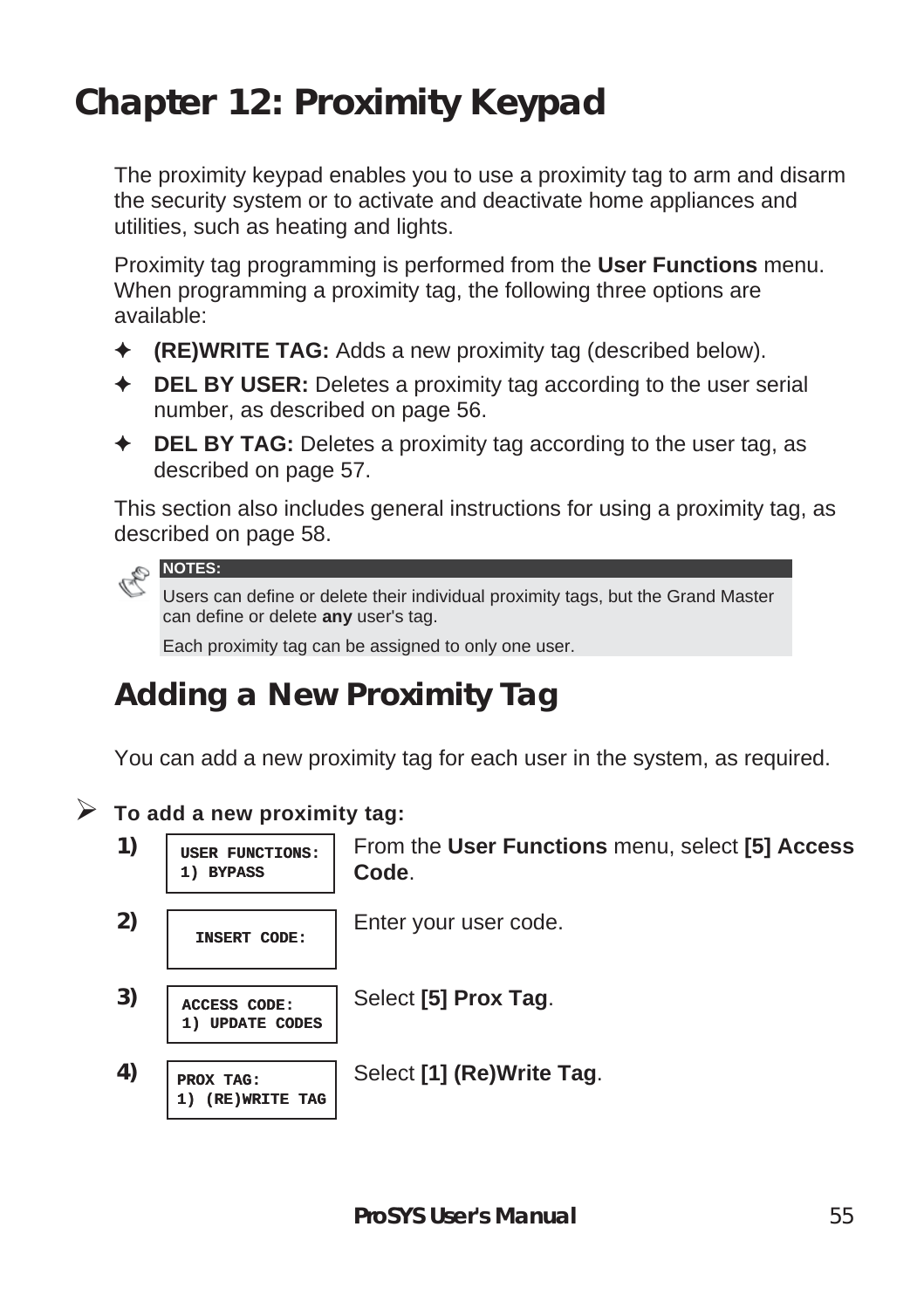# Chapter 12: Proximity Keypad

The proximity keypad enables you to use a proximity tag to arm and disarm the security system or to activate and deactivate home appliances and utilities, such as heating and lights.

Proximity tag programming is performed from the **User Functions** menu. When programming a proximity tag, the following three options are available:

- **(RE)WRITE TAG:** Adds a new proximity tag (described below).
- **DEL BY USER:** Deletes a proximity tag according to the user serial number, as described on page 56.
- **DEL BY TAG:** Deletes a proximity tag according to the user tag, as described on page 57.

This section also includes general instructions for using a proximity tag, as described on page 58.

> **NOTES:**
>
> Users can define or delete their individual proximity tags, but the Grand Master can define or delete **any** user's tag.
>
> Each proximity tag can be assigned to only one user.

## Adding a New Proximity Tag

You can add a new proximity tag for each user in the system, as required.

➢ **To add a new proximity tag:**

**1)**
```
USER FUNCTIONS:
1) BYPASS
```
From the **User Functions** menu, select **[5] Access Code**.

**2)**
```
INSERT CODE:
```
Enter your user code.

**3)**
```
ACCESS CODE:
1) UPDATE CODES
```
Select **[5] Prox Tag**.

**4)**
```
PROX TAG:
1) (RE)WRITE TAG
```
Select **[1] (Re)Write Tag**.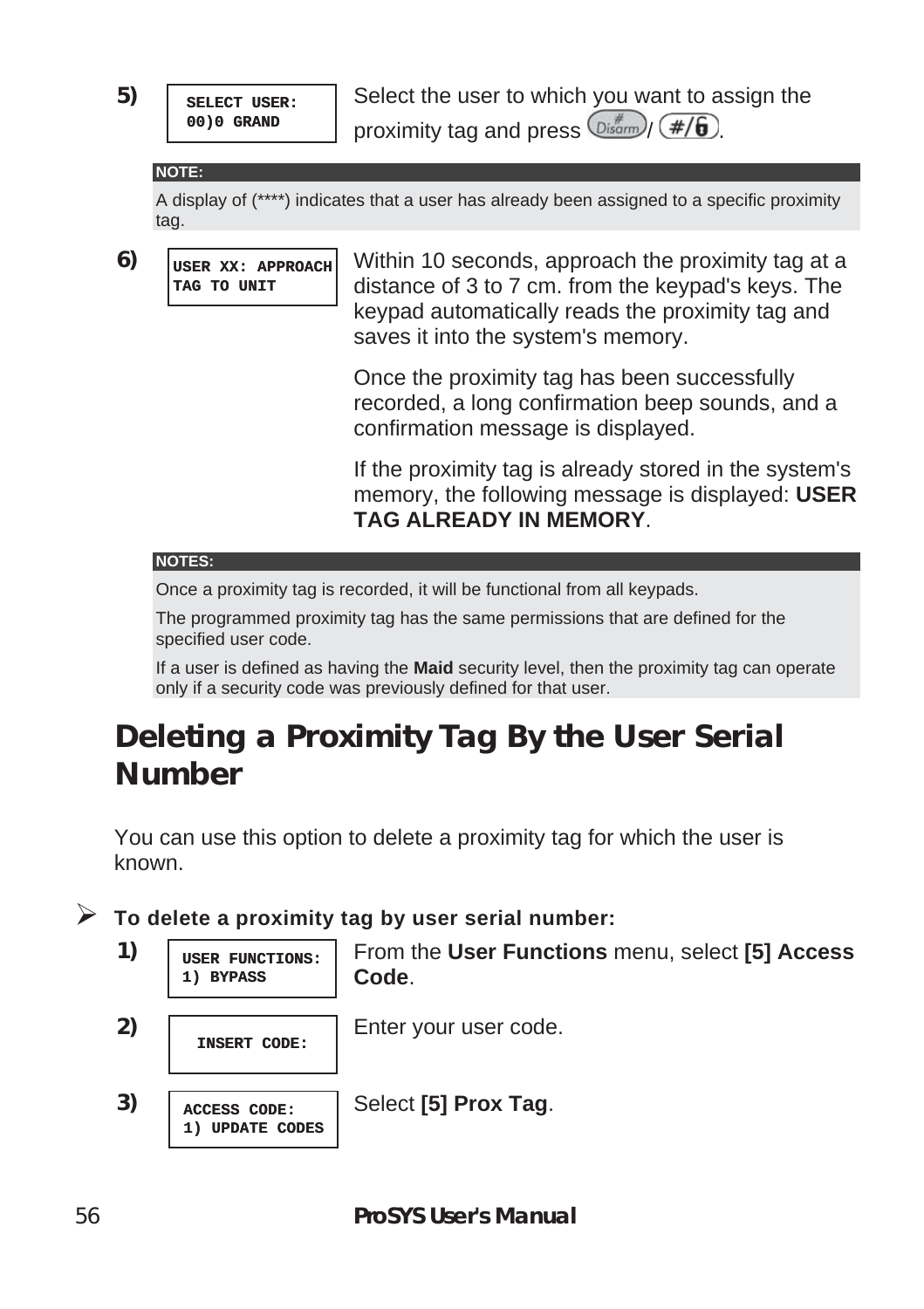5)

```
SELECT USER:
00)0 GRAND
```

Select the user to which you want to assign the proximity tag and press Disarm / #/🔓.

**NOTE:**

A display of (****) indicates that a user has already been assigned to a specific proximity tag.

6)

```
USER XX: APPROACH
TAG TO UNIT
```

Within 10 seconds, approach the proximity tag at a distance of 3 to 7 cm. from the keypad's keys. The keypad automatically reads the proximity tag and saves it into the system's memory.

Once the proximity tag has been successfully recorded, a long confirmation beep sounds, and a confirmation message is displayed.

If the proximity tag is already stored in the system's memory, the following message is displayed: **USER TAG ALREADY IN MEMORY**.

**NOTES:**

Once a proximity tag is recorded, it will be functional from all keypads.

The programmed proximity tag has the same permissions that are defined for the specified user code.

If a user is defined as having the **Maid** security level, then the proximity tag can operate only if a security code was previously defined for that user.

## Deleting a Proximity Tag By the User Serial Number

You can use this option to delete a proximity tag for which the user is known.

➢ **To delete a proximity tag by user serial number:**

1)

```
USER FUNCTIONS:
1) BYPASS
```

From the **User Functions** menu, select **[5] Access Code**.

2)

```
INSERT CODE:
```

Enter your user code.

3)

```
ACCESS CODE:
1) UPDATE CODES
```

Select **[5] Prox Tag**.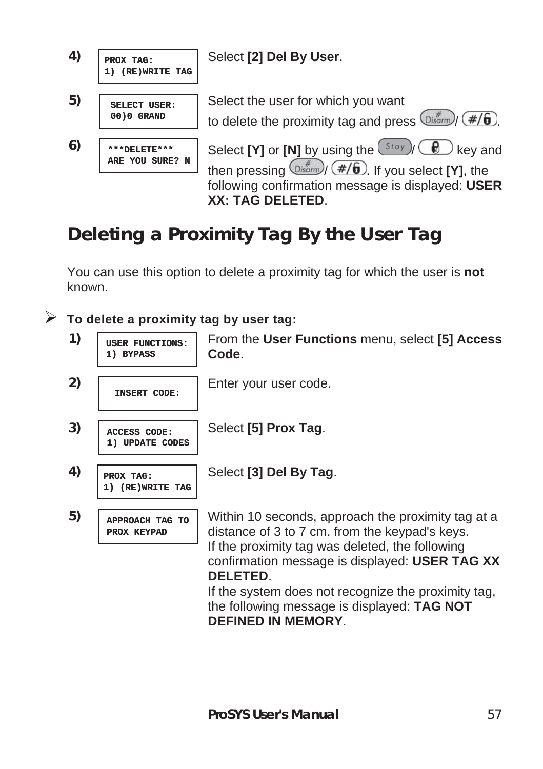| Step | Display | Action |
|---|---|---|
| **4)** | PROX TAG:<br>1) (RE)WRITE TAG | Select **[2] Del By User**. |
| **5)** | SELECT USER:<br>00)0 GRAND | Select the user for which you want to delete the proximity tag and press Disarm/ #/🔓. |
| **6)** | \*\*\*DELETE\*\*\*<br>ARE YOU SURE? N | Select **[Y]** or **[N]** by using the Stay/ 🔒 key and then pressing Disarm/ #/🔓. If you select **[Y]**, the following confirmation message is displayed: **USER XX: TAG DELETED**. |

## Deleting a Proximity Tag By the User Tag

You can use this option to delete a proximity tag for which the user is **not** known.

➢ **To delete a proximity tag by user tag:**

| Step | Display | Action |
|---|---|---|
| **1)** | USER FUNCTIONS:<br>1) BYPASS | From the **User Functions** menu, select **[5] Access Code**. |
| **2)** | INSERT CODE: | Enter your user code. |
| **3)** | ACCESS CODE:<br>1) UPDATE CODES | Select **[5] Prox Tag**. |
| **4)** | PROX TAG:<br>1) (RE)WRITE TAG | Select **[3] Del By Tag**. |
| **5)** | APPROACH TAG TO<br>PROX KEYPAD | Within 10 seconds, approach the proximity tag at a distance of 3 to 7 cm. from the keypad's keys.<br>If the proximity tag was deleted, the following confirmation message is displayed: **USER TAG XX DELETED**.<br>If the system does not recognize the proximity tag, the following message is displayed: **TAG NOT DEFINED IN MEMORY**. |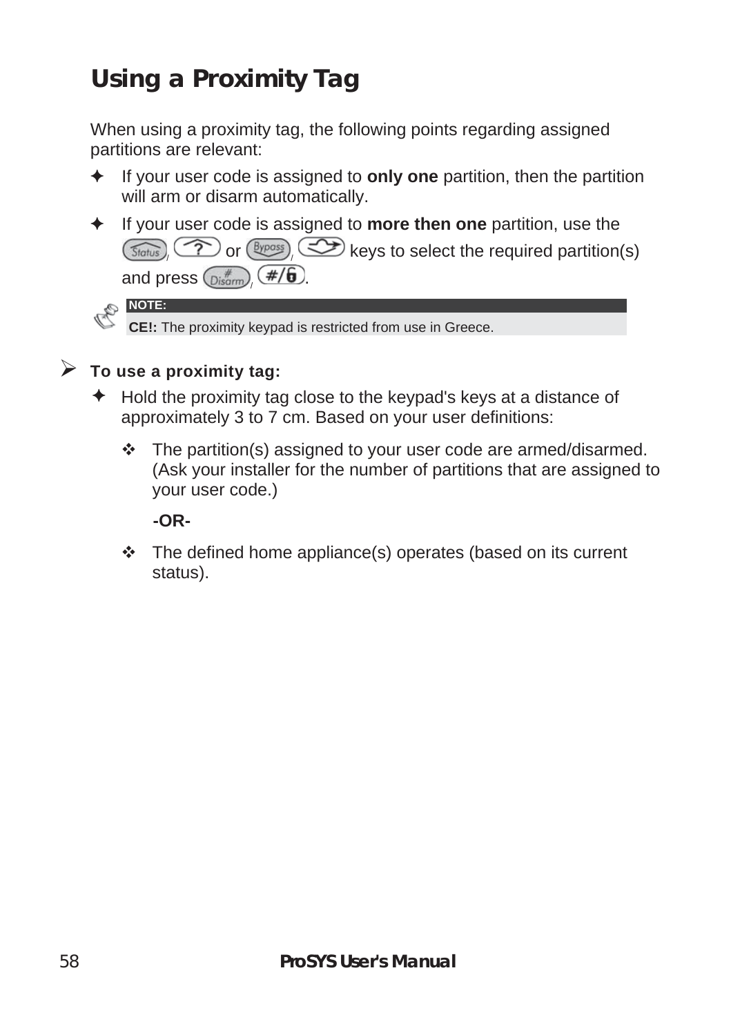# Using a Proximity Tag

When using a proximity tag, the following points regarding assigned partitions are relevant:

- If your user code is assigned to **only one** partition, then the partition will arm or disarm automatically.
- If your user code is assigned to **more then one** partition, use the Status/? or Bypass/ keys to select the required partition(s) and press Disarm/#/6.

> **NOTE:**
> **CE!:** The proximity keypad is restricted from use in Greece.

➢ **To use a proximity tag:**

- Hold the proximity tag close to the keypad's keys at a distance of approximately 3 to 7 cm. Based on your user definitions:
  - The partition(s) assigned to your user code are armed/disarmed. (Ask your installer for the number of partitions that are assigned to your user code.)

    **-OR-**
  - The defined home appliance(s) operates (based on its current status).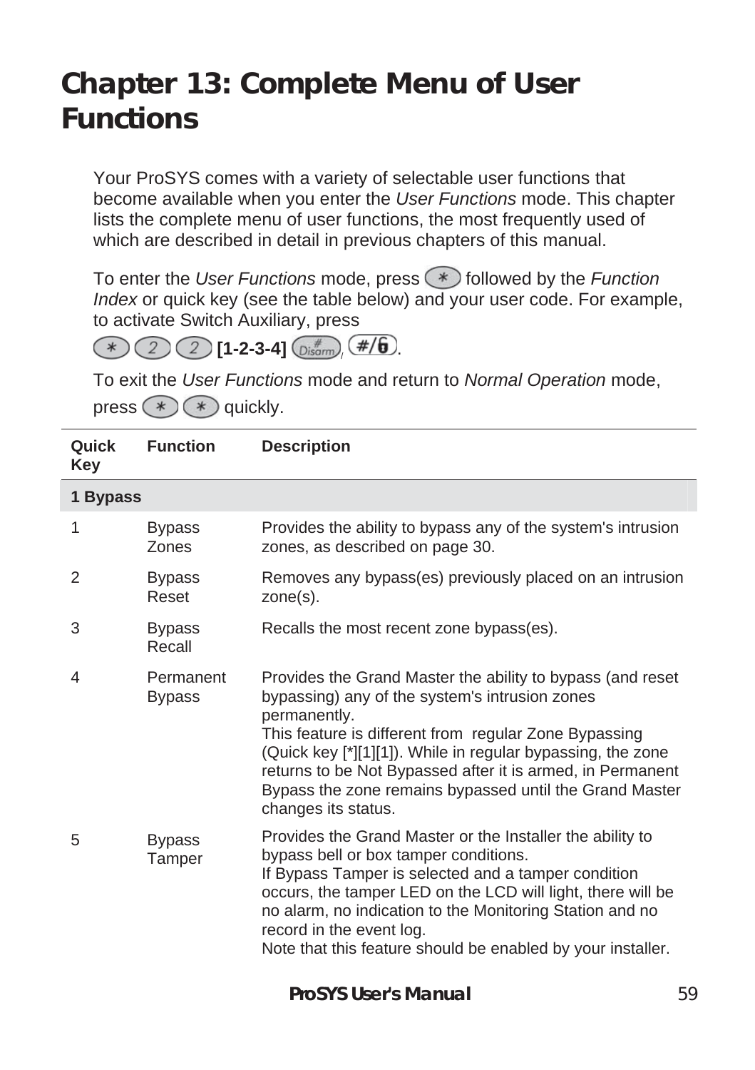# Chapter 13: Complete Menu of User Functions

Your ProSYS comes with a variety of selectable user functions that become available when you enter the *User Functions* mode. This chapter lists the complete menu of user functions, the most frequently used of which are described in detail in previous chapters of this manual.

To enter the *User Functions* mode, press * followed by the *Function Index* or quick key (see the table below) and your user code. For example, to activate Switch Auxiliary, press

* 2 2 **[1-2-3-4]** Disarm, #/6.

To exit the *User Functions* mode and return to *Normal Operation* mode, press * * quickly.

| Quick Key | Function | Description |
|---|---|---|
| **1 Bypass** | | |
| 1 | Bypass Zones | Provides the ability to bypass any of the system's intrusion zones, as described on page 30. |
| 2 | Bypass Reset | Removes any bypass(es) previously placed on an intrusion zone(s). |
| 3 | Bypass Recall | Recalls the most recent zone bypass(es). |
| 4 | Permanent Bypass | Provides the Grand Master the ability to bypass (and reset bypassing) any of the system's intrusion zones permanently.<br>This feature is different from regular Zone Bypassing (Quick key [*][1][1]). While in regular bypassing, the zone returns to be Not Bypassed after it is armed, in Permanent Bypass the zone remains bypassed until the Grand Master changes its status. |
| 5 | Bypass Tamper | Provides the Grand Master or the Installer the ability to bypass bell or box tamper conditions.<br>If Bypass Tamper is selected and a tamper condition occurs, the tamper LED on the LCD will light, there will be no alarm, no indication to the Monitoring Station and no record in the event log.<br>Note that this feature should be enabled by your installer. |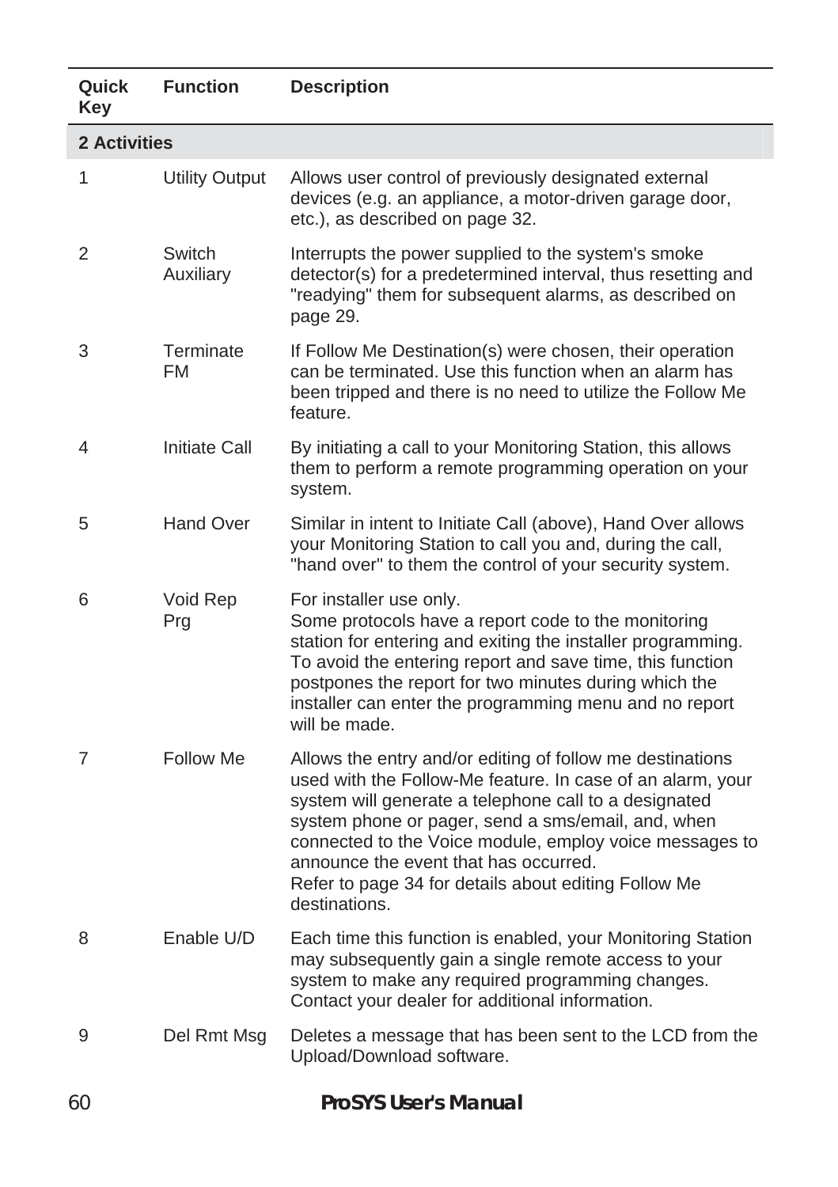| Quick Key | Function | Description |
|---|---|---|
| **2 Activities** | | |
| 1 | Utility Output | Allows user control of previously designated external devices (e.g. an appliance, a motor-driven garage door, etc.), as described on page 32. |
| 2 | Switch Auxiliary | Interrupts the power supplied to the system's smoke detector(s) for a predetermined interval, thus resetting and "readying" them for subsequent alarms, as described on page 29. |
| 3 | Terminate FM | If Follow Me Destination(s) were chosen, their operation can be terminated. Use this function when an alarm has been tripped and there is no need to utilize the Follow Me feature. |
| 4 | Initiate Call | By initiating a call to your Monitoring Station, this allows them to perform a remote programming operation on your system. |
| 5 | Hand Over | Similar in intent to Initiate Call (above), Hand Over allows your Monitoring Station to call you and, during the call, "hand over" to them the control of your security system. |
| 6 | Void Rep Prg | For installer use only.<br>Some protocols have a report code to the monitoring station for entering and exiting the installer programming. To avoid the entering report and save time, this function postpones the report for two minutes during which the installer can enter the programming menu and no report will be made. |
| 7 | Follow Me | Allows the entry and/or editing of follow me destinations used with the Follow-Me feature. In case of an alarm, your system will generate a telephone call to a designated system phone or pager, send a sms/email, and, when connected to the Voice module, employ voice messages to announce the event that has occurred.<br>Refer to page 34 for details about editing Follow Me destinations. |
| 8 | Enable U/D | Each time this function is enabled, your Monitoring Station may subsequently gain a single remote access to your system to make any required programming changes. Contact your dealer for additional information. |
| 9 | Del Rmt Msg | Deletes a message that has been sent to the LCD from the Upload/Download software. |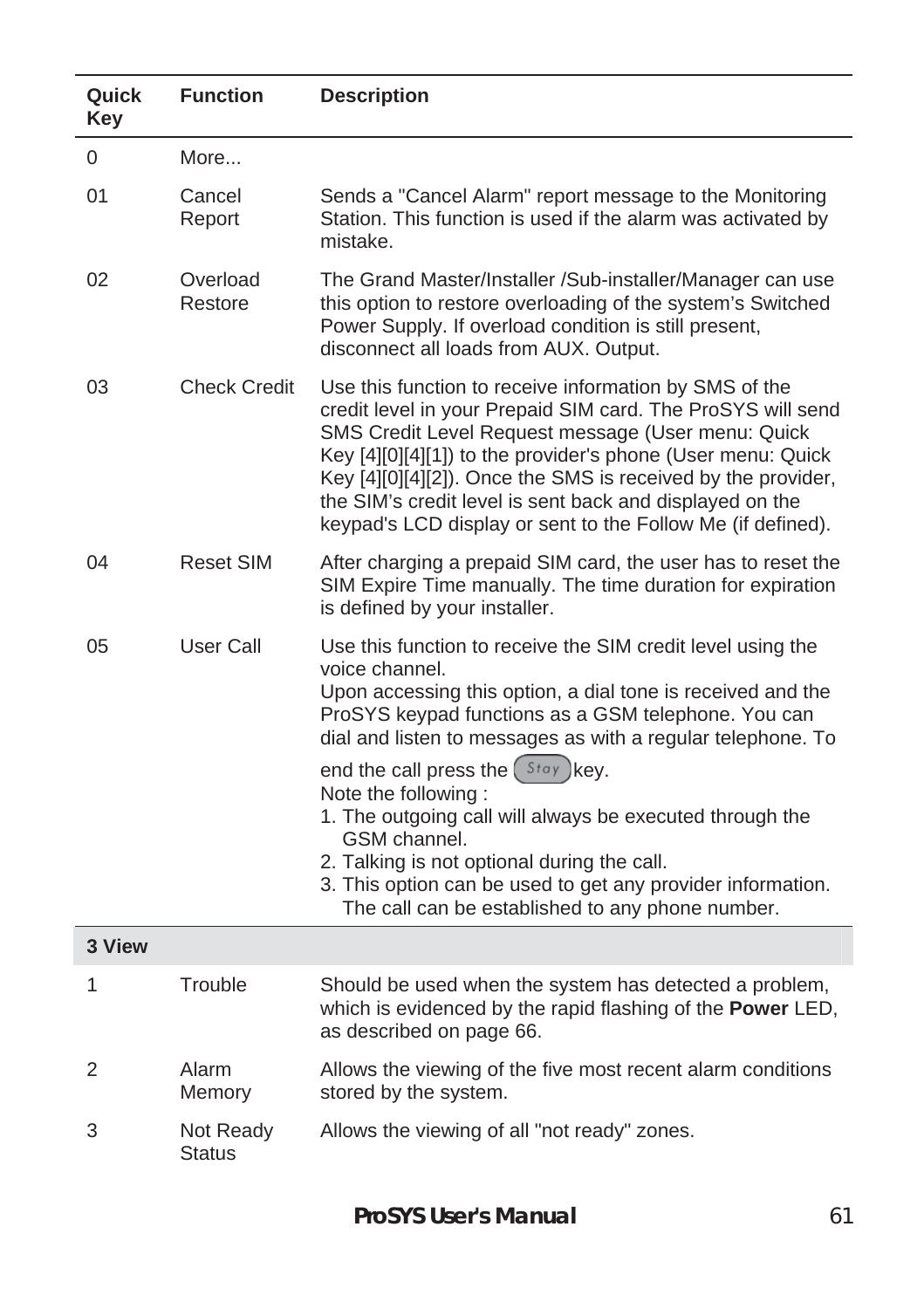| Quick Key | Function | Description |
|---|---|---|
| 0 | More... | |
| 01 | Cancel Report | Sends a "Cancel Alarm" report message to the Monitoring Station. This function is used if the alarm was activated by mistake. |
| 02 | Overload Restore | The Grand Master/Installer /Sub-installer/Manager can use this option to restore overloading of the system's Switched Power Supply. If overload condition is still present, disconnect all loads from AUX. Output. |
| 03 | Check Credit | Use this function to receive information by SMS of the credit level in your Prepaid SIM card. The ProSYS will send SMS Credit Level Request message (User menu: Quick Key [4][0][4][1]) to the provider's phone (User menu: Quick Key [4][0][4][2]). Once the SMS is received by the provider, the SIM's credit level is sent back and displayed on the keypad's LCD display or sent to the Follow Me (if defined). |
| 04 | Reset SIM | After charging a prepaid SIM card, the user has to reset the SIM Expire Time manually. The time duration for expiration is defined by your installer. |
| 05 | User Call | Use this function to receive the SIM credit level using the voice channel.<br>Upon accessing this option, a dial tone is received and the ProSYS keypad functions as a GSM telephone. You can dial and listen to messages as with a regular telephone. To end the call press the Stay key.<br>Note the following :<br>1. The outgoing call will always be executed through the GSM channel.<br>2. Talking is not optional during the call.<br>3. This option can be used to get any provider information. The call can be established to any phone number. |
| **3 View** | | |
| 1 | Trouble | Should be used when the system has detected a problem, which is evidenced by the rapid flashing of the **Power** LED, as described on page 66. |
| 2 | Alarm Memory | Allows the viewing of the five most recent alarm conditions stored by the system. |
| 3 | Not Ready Status | Allows the viewing of all "not ready" zones. |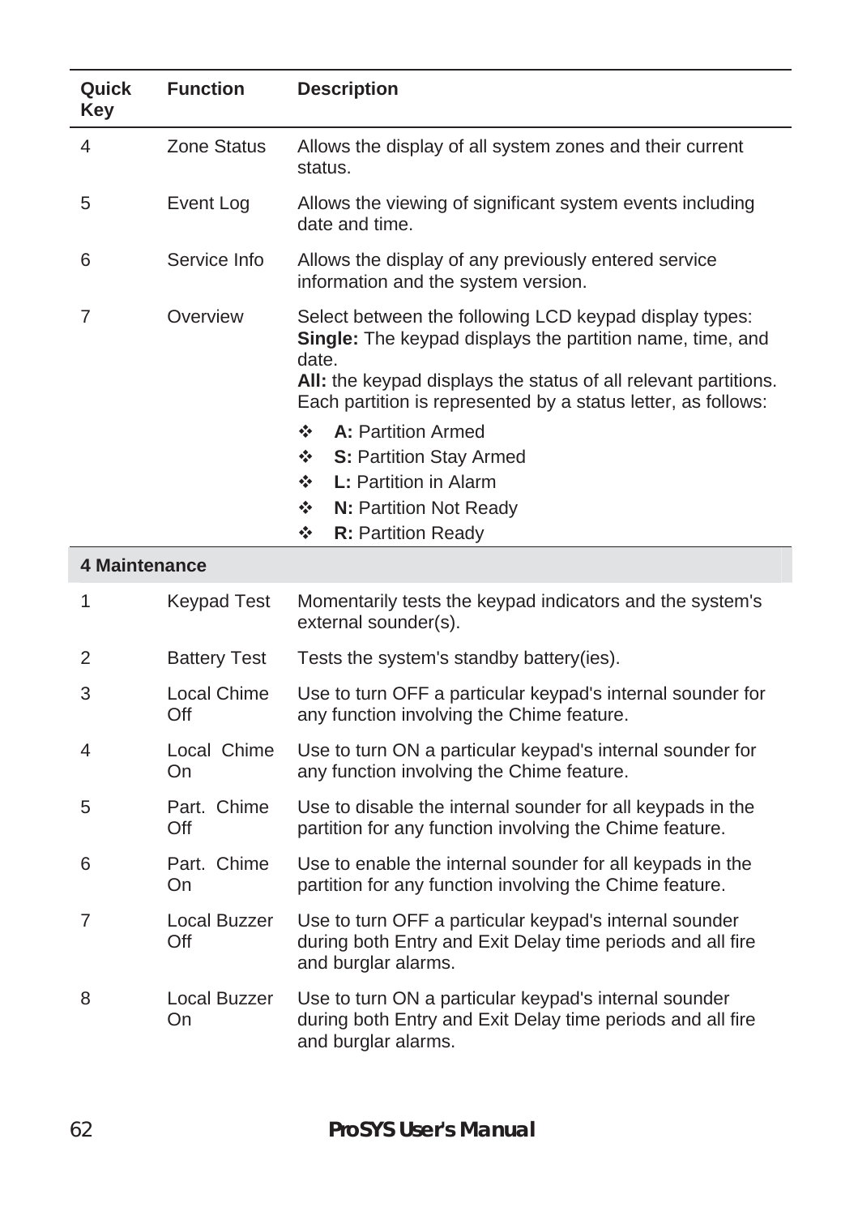| Quick Key | Function | Description |
|---|---|---|
| 4 | Zone Status | Allows the display of all system zones and their current status. |
| 5 | Event Log | Allows the viewing of significant system events including date and time. |
| 6 | Service Info | Allows the display of any previously entered service information and the system version. |
| 7 | Overview | Select between the following LCD keypad display types: **Single:** The keypad displays the partition name, time, and date. **All:** the keypad displays the status of all relevant partitions. Each partition is represented by a status letter, as follows: ❖ **A:** Partition Armed ❖ **S:** Partition Stay Armed ❖ **L:** Partition in Alarm ❖ **N:** Partition Not Ready ❖ **R:** Partition Ready |
| **4 Maintenance** | | |
| 1 | Keypad Test | Momentarily tests the keypad indicators and the system's external sounder(s). |
| 2 | Battery Test | Tests the system's standby battery(ies). |
| 3 | Local Chime Off | Use to turn OFF a particular keypad's internal sounder for any function involving the Chime feature. |
| 4 | Local Chime On | Use to turn ON a particular keypad's internal sounder for any function involving the Chime feature. |
| 5 | Part. Chime Off | Use to disable the internal sounder for all keypads in the partition for any function involving the Chime feature. |
| 6 | Part. Chime On | Use to enable the internal sounder for all keypads in the partition for any function involving the Chime feature. |
| 7 | Local Buzzer Off | Use to turn OFF a particular keypad's internal sounder during both Entry and Exit Delay time periods and all fire and burglar alarms. |
| 8 | Local Buzzer On | Use to turn ON a particular keypad's internal sounder during both Entry and Exit Delay time periods and all fire and burglar alarms. |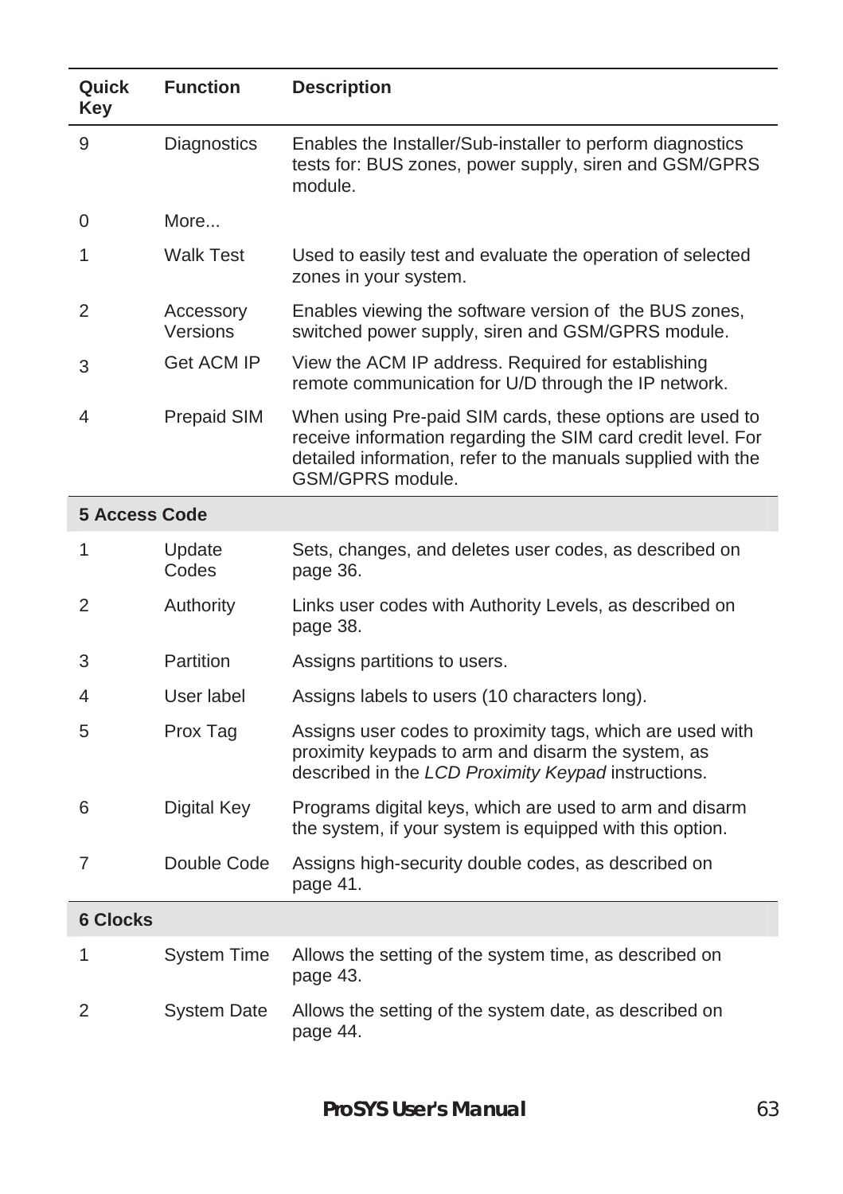| Quick Key | Function | Description |
| --- | --- | --- |
| 9 | Diagnostics | Enables the Installer/Sub-installer to perform diagnostics tests for: BUS zones, power supply, siren and GSM/GPRS module. |
| 0 | More... | |
| 1 | Walk Test | Used to easily test and evaluate the operation of selected zones in your system. |
| 2 | Accessory Versions | Enables viewing the software version of the BUS zones, switched power supply, siren and GSM/GPRS module. |
| 3 | Get ACM IP | View the ACM IP address. Required for establishing remote communication for U/D through the IP network. |
| 4 | Prepaid SIM | When using Pre-paid SIM cards, these options are used to receive information regarding the SIM card credit level. For detailed information, refer to the manuals supplied with the GSM/GPRS module. |
| **5 Access Code** | | |
| 1 | Update Codes | Sets, changes, and deletes user codes, as described on page 36. |
| 2 | Authority | Links user codes with Authority Levels, as described on page 38. |
| 3 | Partition | Assigns partitions to users. |
| 4 | User label | Assigns labels to users (10 characters long). |
| 5 | Prox Tag | Assigns user codes to proximity tags, which are used with proximity keypads to arm and disarm the system, as described in the *LCD Proximity Keypad* instructions. |
| 6 | Digital Key | Programs digital keys, which are used to arm and disarm the system, if your system is equipped with this option. |
| 7 | Double Code | Assigns high-security double codes, as described on page 41. |
| **6 Clocks** | | |
| 1 | System Time | Allows the setting of the system time, as described on page 43. |
| 2 | System Date | Allows the setting of the system date, as described on page 44. |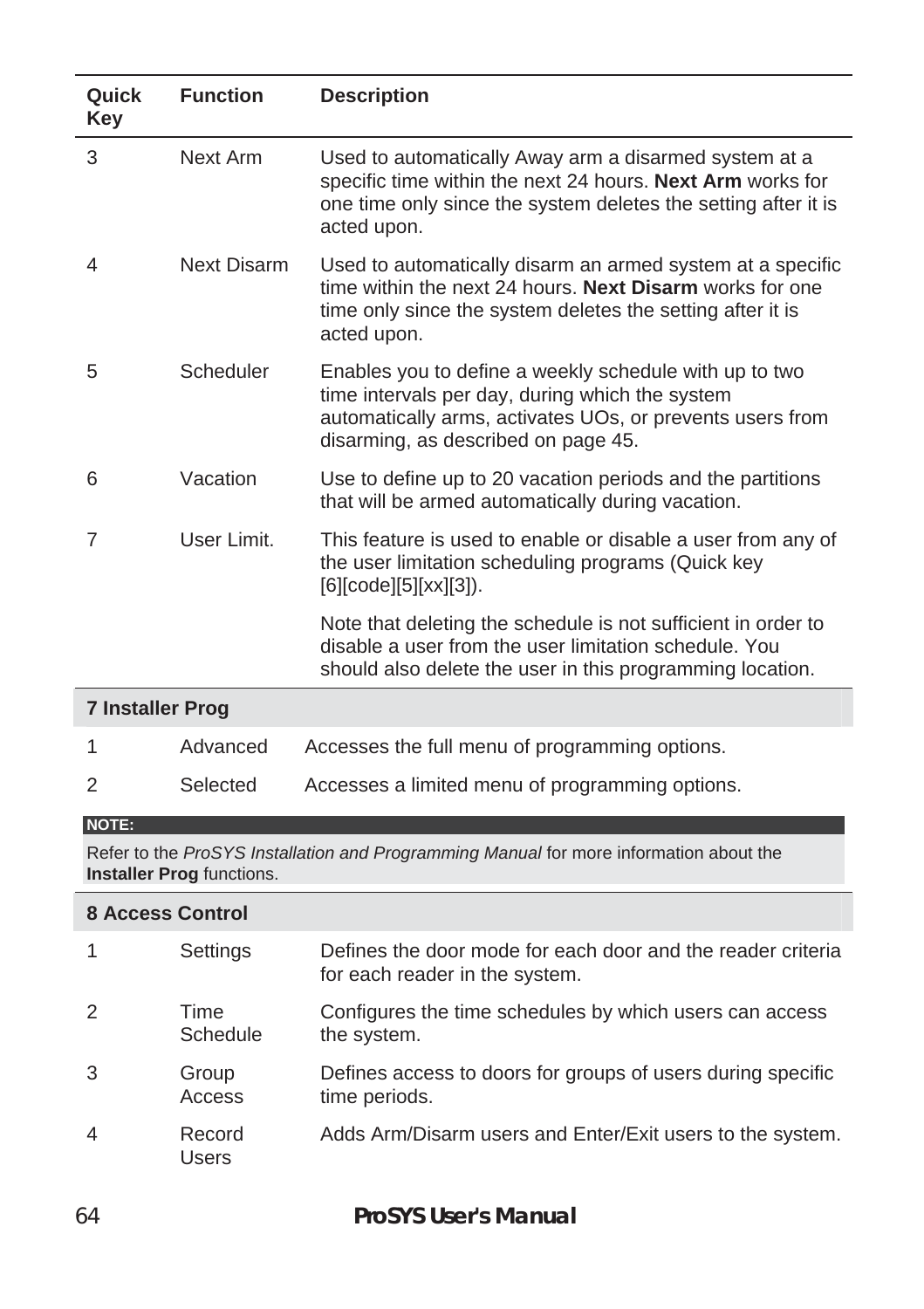| Quick Key | Function | Description |
|---|---|---|
| 3 | Next Arm | Used to automatically Away arm a disarmed system at a specific time within the next 24 hours. **Next Arm** works for one time only since the system deletes the setting after it is acted upon. |
| 4 | Next Disarm | Used to automatically disarm an armed system at a specific time within the next 24 hours. **Next Disarm** works for one time only since the system deletes the setting after it is acted upon. |
| 5 | Scheduler | Enables you to define a weekly schedule with up to two time intervals per day, during which the system automatically arms, activates UOs, or prevents users from disarming, as described on page 45. |
| 6 | Vacation | Use to define up to 20 vacation periods and the partitions that will be armed automatically during vacation. |
| 7 | User Limit. | This feature is used to enable or disable a user from any of the user limitation scheduling programs (Quick key [6][code][5][xx][3]).<br><br>Note that deleting the schedule is not sufficient in order to disable a user from the user limitation schedule. You should also delete the user in this programming location. |
| **7 Installer Prog** | | |
| 1 | Advanced | Accesses the full menu of programming options. |
| 2 | Selected | Accesses a limited menu of programming options. |

**NOTE:**

Refer to the *ProSYS Installation and Programming Manual* for more information about the **Installer Prog** functions.

| Quick Key | Function | Description |
|---|---|---|
| **8 Access Control** | | |
| 1 | Settings | Defines the door mode for each door and the reader criteria for each reader in the system. |
| 2 | Time Schedule | Configures the time schedules by which users can access the system. |
| 3 | Group Access | Defines access to doors for groups of users during specific time periods. |
| 4 | Record Users | Adds Arm/Disarm users and Enter/Exit users to the system. |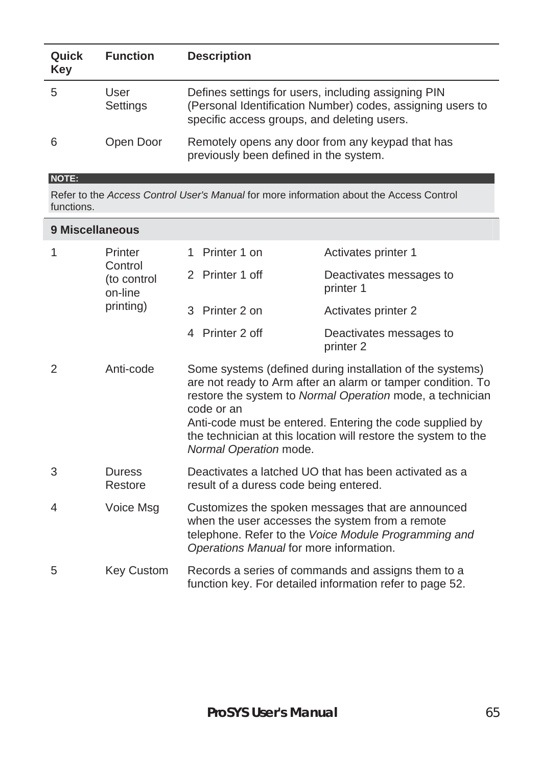| Quick Key | Function | Description | |
|---|---|---|---|
| 5 | User Settings | Defines settings for users, including assigning PIN (Personal Identification Number) codes, assigning users to specific access groups, and deleting users. | |
| 6 | Open Door | Remotely opens any door from any keypad that has previously been defined in the system. | |

**NOTE:**

Refer to the *Access Control User's Manual* for more information about the Access Control functions.

| **9 Miscellaneous** | | | |
|---|---|---|---|
| 1 | Printer Control (to control on-line printing) | 1 Printer 1 on | Activates printer 1 |
| | | 2 Printer 1 off | Deactivates messages to printer 1 |
| | | 3 Printer 2 on | Activates printer 2 |
| | | 4 Printer 2 off | Deactivates messages to printer 2 |
| 2 | Anti-code | Some systems (defined during installation of the systems) are not ready to Arm after an alarm or tamper condition. To restore the system to *Normal Operation* mode, a technician code or an Anti-code must be entered. Entering the code supplied by the technician at this location will restore the system to the *Normal Operation* mode. | |
| 3 | Duress Restore | Deactivates a latched UO that has been activated as a result of a duress code being entered. | |
| 4 | Voice Msg | Customizes the spoken messages that are announced when the user accesses the system from a remote telephone. Refer to the *Voice Module Programming and Operations Manual* for more information. | |
| 5 | Key Custom | Records a series of commands and assigns them to a function key. For detailed information refer to page 52. | |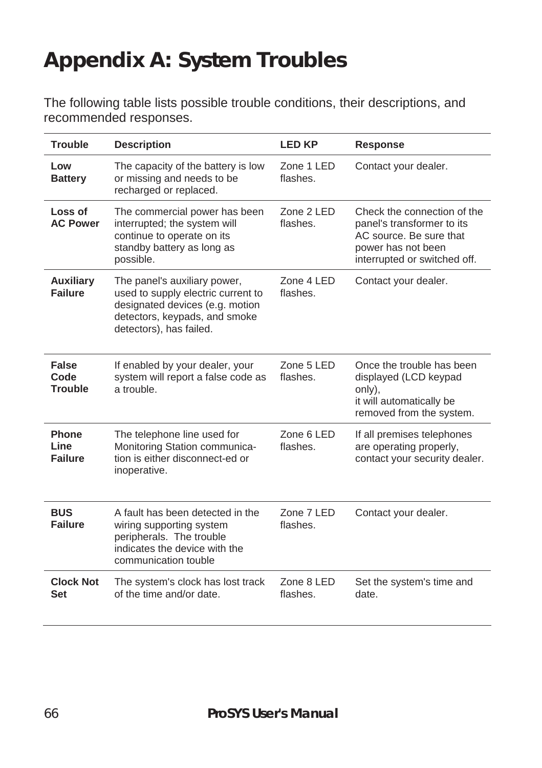# Appendix A: System Troubles

The following table lists possible trouble conditions, their descriptions, and recommended responses.

| Trouble | Description | LED KP | Response |
|---|---|---|---|
| **Low Battery** | The capacity of the battery is low or missing and needs to be recharged or replaced. | Zone 1 LED flashes. | Contact your dealer. |
| **Loss of AC Power** | The commercial power has been interrupted; the system will continue to operate on its standby battery as long as possible. | Zone 2 LED flashes. | Check the connection of the panel's transformer to its AC source. Be sure that power has not been interrupted or switched off. |
| **Auxiliary Failure** | The panel's auxiliary power, used to supply electric current to designated devices (e.g. motion detectors, keypads, and smoke detectors), has failed. | Zone 4 LED flashes. | Contact your dealer. |
| **False Code Trouble** | If enabled by your dealer, your system will report a false code as a trouble. | Zone 5 LED flashes. | Once the trouble has been displayed (LCD keypad only), it will automatically be removed from the system. |
| **Phone Line Failure** | The telephone line used for Monitoring Station communica-tion is either disconnect-ed or inoperative. | Zone 6 LED flashes. | If all premises telephones are operating properly, contact your security dealer. |
| **BUS Failure** | A fault has been detected in the wiring supporting system peripherals. The trouble indicates the device with the communication touble | Zone 7 LED flashes. | Contact your dealer. |
| **Clock Not Set** | The system's clock has lost track of the time and/or date. | Zone 8 LED flashes. | Set the system's time and date. |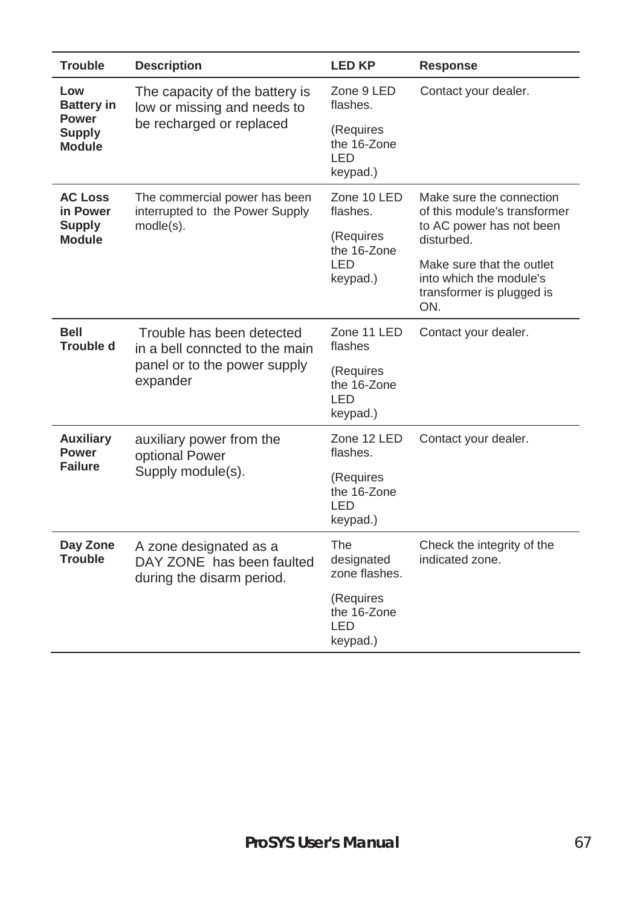| Trouble | Description | LED KP | Response |
| --- | --- | --- | --- |
| **Low Battery in Power Supply Module** | The capacity of the battery is low or missing and needs to be recharged or replaced | Zone 9 LED flashes. (Requires the 16-Zone LED keypad.) | Contact your dealer. |
| **AC Loss in Power Supply Module** | The commercial power has been interrupted to the Power Supply modle(s). | Zone 10 LED flashes. (Requires the 16-Zone LED keypad.) | Make sure the connection of this module's transformer to AC power has not been disturbed. Make sure that the outlet into which the module's transformer is plugged is ON. |
| **Bell Trouble d** | Trouble has been detected in a bell conncted to the main panel or to the power supply expander | Zone 11 LED flashes (Requires the 16-Zone LED keypad.) | Contact your dealer. |
| **Auxiliary Power Failure** | auxiliary power from the optional Power Supply module(s). | Zone 12 LED flashes. (Requires the 16-Zone LED keypad.) | Contact your dealer. |
| **Day Zone Trouble** | A zone designated as a DAY ZONE has been faulted during the disarm period. | The designated zone flashes. (Requires the 16-Zone LED keypad.) | Check the integrity of the indicated zone. |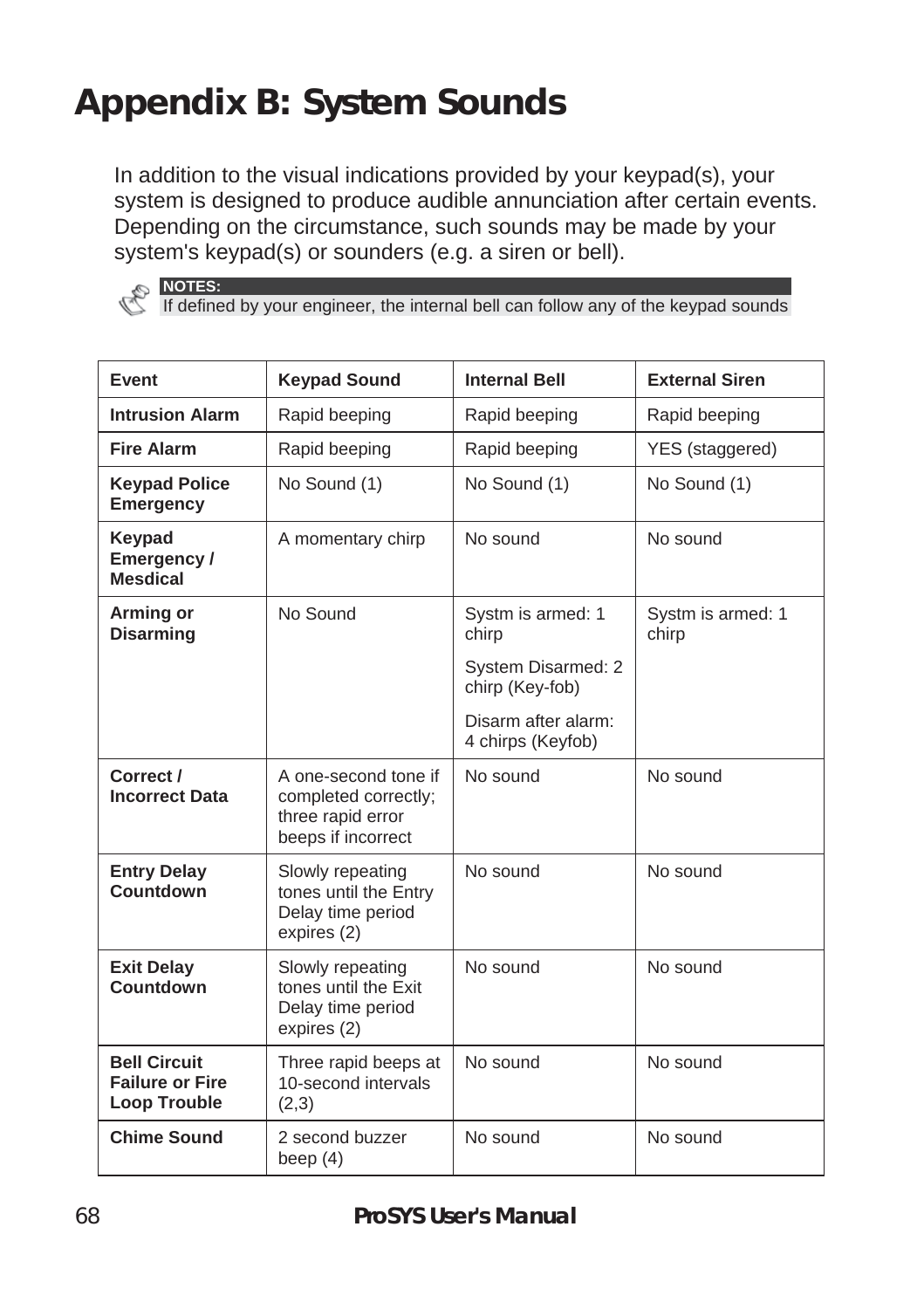# Appendix B: System Sounds

In addition to the visual indications provided by your keypad(s), your system is designed to produce audible annunciation after certain events. Depending on the circumstance, such sounds may be made by your system's keypad(s) or sounders (e.g. a siren or bell).

**NOTES:**
If defined by your engineer, the internal bell can follow any of the keypad sounds

| Event | Keypad Sound | Internal Bell | External Siren |
|---|---|---|---|
| **Intrusion Alarm** | Rapid beeping | Rapid beeping | Rapid beeping |
| **Fire Alarm** | Rapid beeping | Rapid beeping | YES (staggered) |
| **Keypad Police Emergency** | No Sound (1) | No Sound (1) | No Sound (1) |
| **Keypad Emergency / Mesdical** | A momentary chirp | No sound | No sound |
| **Arming or Disarming** | No Sound | Systm is armed: 1 chirp<br>System Disarmed: 2 chirp (Key-fob)<br>Disarm after alarm: 4 chirps (Keyfob) | Systm is armed: 1 chirp |
| **Correct / Incorrect Data** | A one-second tone if completed correctly; three rapid error beeps if incorrect | No sound | No sound |
| **Entry Delay Countdown** | Slowly repeating tones until the Entry Delay time period expires (2) | No sound | No sound |
| **Exit Delay Countdown** | Slowly repeating tones until the Exit Delay time period expires (2) | No sound | No sound |
| **Bell Circuit Failure or Fire Loop Trouble** | Three rapid beeps at 10-second intervals (2,3) | No sound | No sound |
| **Chime Sound** | 2 second buzzer beep (4) | No sound | No sound |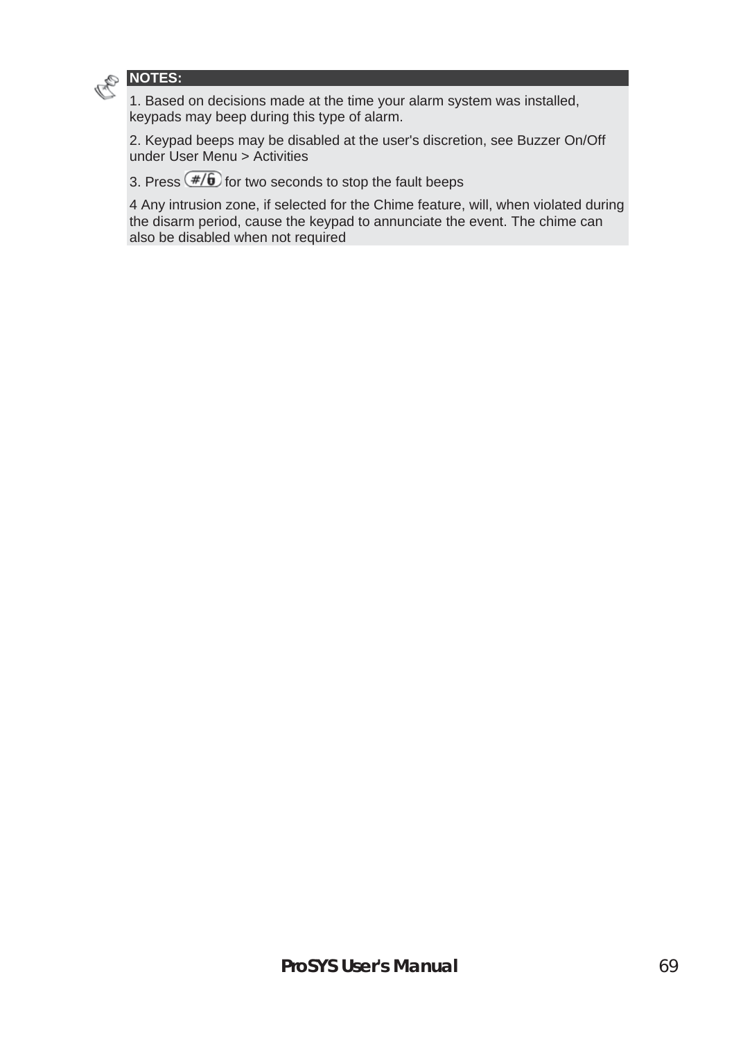**NOTES:**

1. Based on decisions made at the time your alarm system was installed, keypads may beep during this type of alarm.

2. Keypad beeps may be disabled at the user's discretion, see Buzzer On/Off under User Menu > Activities

3. Press #/6 for two seconds to stop the fault beeps

4 Any intrusion zone, if selected for the Chime feature, will, when violated during the disarm period, cause the keypad to annunciate the event. The chime can also be disabled when not required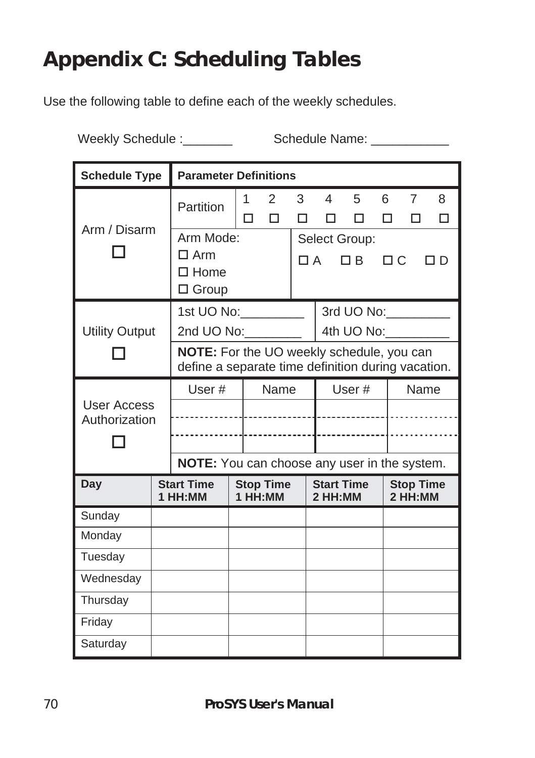# Appendix C: Scheduling Tables

Use the following table to define each of the weekly schedules.

Weekly Schedule :_______ Schedule Name: ___________

| Schedule Type | Parameter Definitions | | | |
|---|---|---|---|---|
| Arm / Disarm ☐ | Partition | 1 ☐ 2 ☐ 3 ☐ 4 ☐ 5 ☐ 6 ☐ 7 ☐ 8 ☐ | | |
| | Arm Mode: ☐ Arm ☐ Home ☐ Group | | Select Group: ☐ A ☐ B ☐ C ☐ D | |
| Utility Output ☐ | 1st UO No:_________ | | 3rd UO No:_________ | |
| | 2nd UO No:________ | | 4th UO No:_________ | |
| | **NOTE:** For the UO weekly schedule, you can define a separate time definition during vacation. | | | |
| User Access Authorization ☐ | User # | Name | User # | Name |
| | | | | |
| | | | | |
| | | | | |
| | **NOTE:** You can choose any user in the system. | | | |

| Day | Start Time 1 HH:MM | Stop Time 1 HH:MM | Start Time 2 HH:MM | Stop Time 2 HH:MM |
|---|---|---|---|---|
| Sunday | | | | |
| Monday | | | | |
| Tuesday | | | | |
| Wednesday | | | | |
| Thursday | | | | |
| Friday | | | | |
| Saturday | | | | |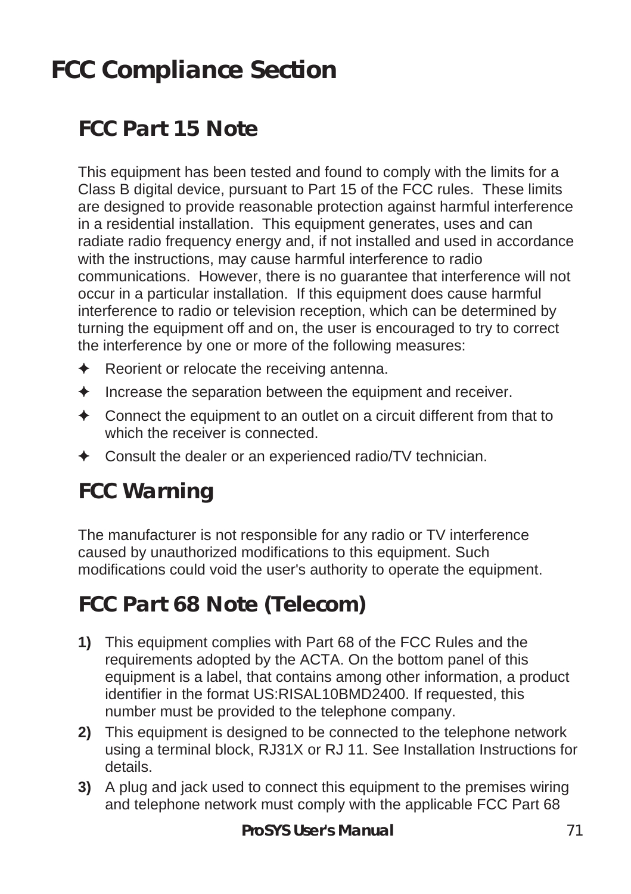# FCC Compliance Section

## FCC Part 15 Note

This equipment has been tested and found to comply with the limits for a Class B digital device, pursuant to Part 15 of the FCC rules. These limits are designed to provide reasonable protection against harmful interference in a residential installation. This equipment generates, uses and can radiate radio frequency energy and, if not installed and used in accordance with the instructions, may cause harmful interference to radio communications. However, there is no guarantee that interference will not occur in a particular installation. If this equipment does cause harmful interference to radio or television reception, which can be determined by turning the equipment off and on, the user is encouraged to try to correct the interference by one or more of the following measures:

- Reorient or relocate the receiving antenna.
- Increase the separation between the equipment and receiver.
- Connect the equipment to an outlet on a circuit different from that to which the receiver is connected.
- Consult the dealer or an experienced radio/TV technician.

## FCC Warning

The manufacturer is not responsible for any radio or TV interference caused by unauthorized modifications to this equipment. Such modifications could void the user's authority to operate the equipment.

## FCC Part 68 Note (Telecom)

**1)** This equipment complies with Part 68 of the FCC Rules and the requirements adopted by the ACTA. On the bottom panel of this equipment is a label, that contains among other information, a product identifier in the format US:RISAL10BMD2400. If requested, this number must be provided to the telephone company.

**2)** This equipment is designed to be connected to the telephone network using a terminal block, RJ31X or RJ 11. See Installation Instructions for details.

**3)** A plug and jack used to connect this equipment to the premises wiring and telephone network must comply with the applicable FCC Part 68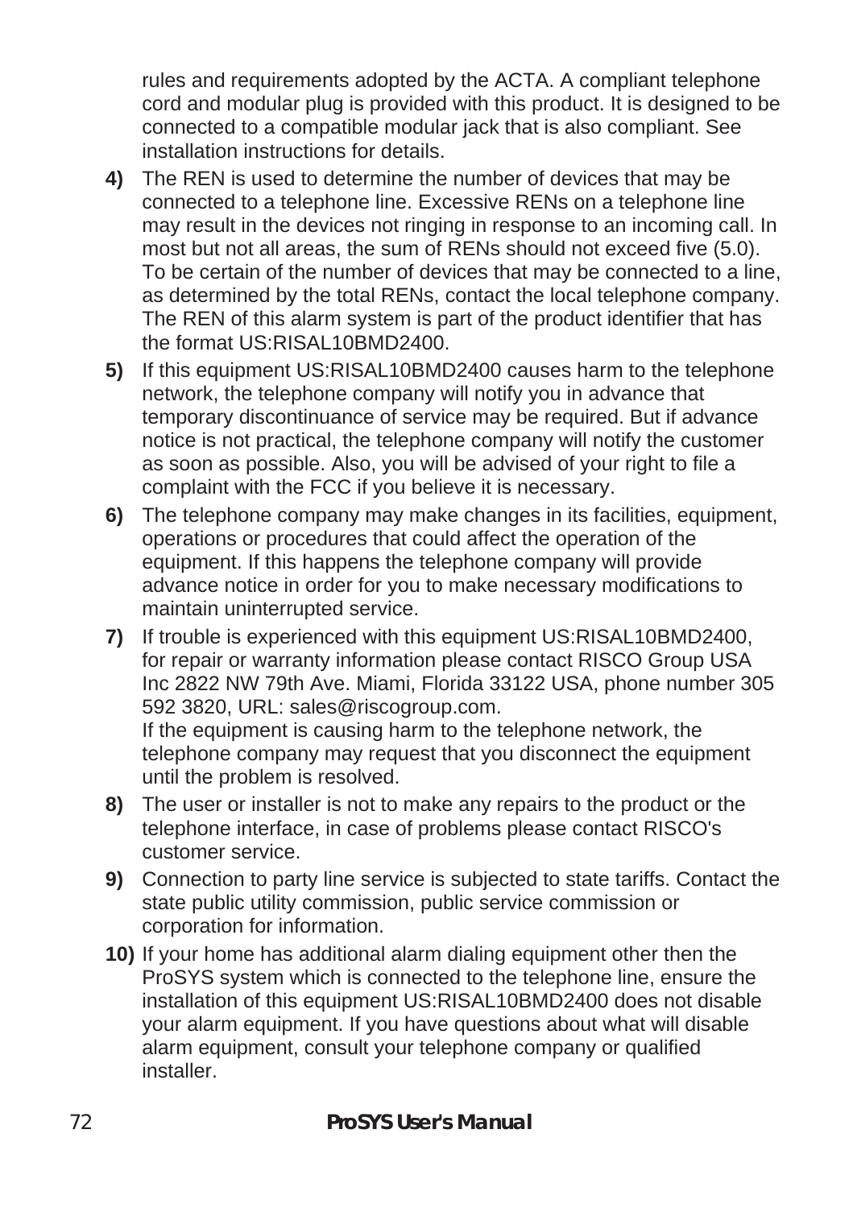rules and requirements adopted by the ACTA. A compliant telephone cord and modular plug is provided with this product. It is designed to be connected to a compatible modular jack that is also compliant. See installation instructions for details.

**4)** The REN is used to determine the number of devices that may be connected to a telephone line. Excessive RENs on a telephone line may result in the devices not ringing in response to an incoming call. In most but not all areas, the sum of RENs should not exceed five (5.0). To be certain of the number of devices that may be connected to a line, as determined by the total RENs, contact the local telephone company. The REN of this alarm system is part of the product identifier that has the format US:RISAL10BMD2400.

**5)** If this equipment US:RISAL10BMD2400 causes harm to the telephone network, the telephone company will notify you in advance that temporary discontinuance of service may be required. But if advance notice is not practical, the telephone company will notify the customer as soon as possible. Also, you will be advised of your right to file a complaint with the FCC if you believe it is necessary.

**6)** The telephone company may make changes in its facilities, equipment, operations or procedures that could affect the operation of the equipment. If this happens the telephone company will provide advance notice in order for you to make necessary modifications to maintain uninterrupted service.

**7)** If trouble is experienced with this equipment US:RISAL10BMD2400, for repair or warranty information please contact RISCO Group USA Inc 2822 NW 79th Ave. Miami, Florida 33122 USA, phone number 305 592 3820, URL: sales@riscogroup.com.
If the equipment is causing harm to the telephone network, the telephone company may request that you disconnect the equipment until the problem is resolved.

**8)** The user or installer is not to make any repairs to the product or the telephone interface, in case of problems please contact RISCO's customer service.

**9)** Connection to party line service is subjected to state tariffs. Contact the state public utility commission, public service commission or corporation for information.

**10)** If your home has additional alarm dialing equipment other then the ProSYS system which is connected to the telephone line, ensure the installation of this equipment US:RISAL10BMD2400 does not disable your alarm equipment. If you have questions about what will disable alarm equipment, consult your telephone company or qualified installer.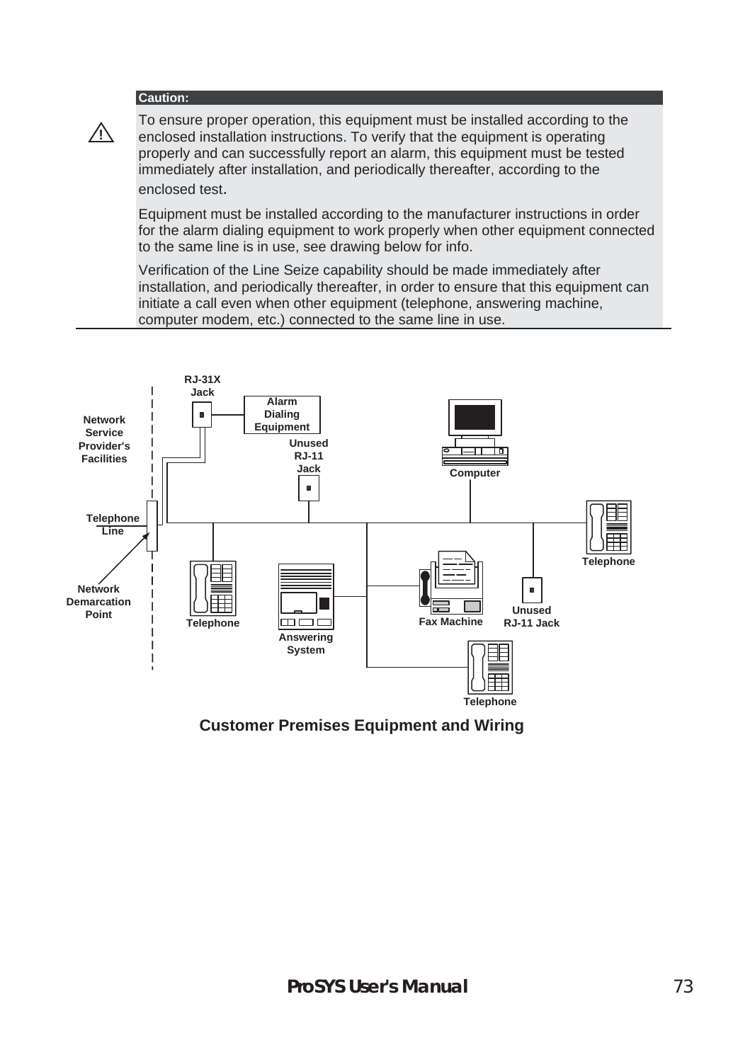**Caution:**

⚠ To ensure proper operation, this equipment must be installed according to the enclosed installation instructions. To verify that the equipment is operating properly and can successfully report an alarm, this equipment must be tested immediately after installation, and periodically thereafter, according to the enclosed test.

Equipment must be installed according to the manufacturer instructions in order for the alarm dialing equipment to work properly when other equipment connected to the same line is in use, see drawing below for info.

Verification of the Line Seize capability should be made immediately after installation, and periodically thereafter, in order to ensure that this equipment can initiate a call even when other equipment (telephone, answering machine, computer modem, etc.) connected to the same line in use.

**Customer Premises Equipment and Wiring**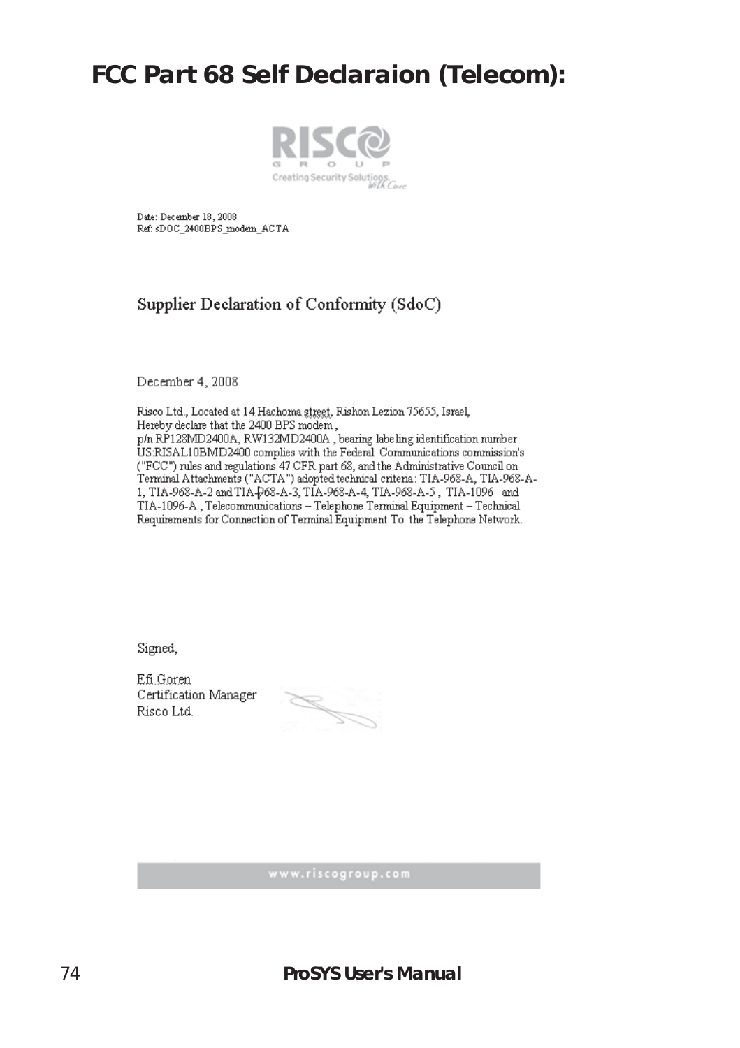# FCC Part 68 Self Declaraion (Telecom):

RISCO GROUP
Creating Security Solutions *With Care*

Date: December 18, 2008
Ref: sDOC_2400BPS_modem_ACTA

## Supplier Declaration of Conformity (SdoC)

December 4, 2008

Risco Ltd., Located at 14 Hachoma street, Rishon Lezion 75655, Israel,
Hereby declare that the 2400 BPS modem ,
p/n RP128MD2400A, RW132MD2400A , bearing labeling identification number US:RISAL10BMD2400 complies with the Federal Communications commission's ("FCC") rules and regulations 47 CFR part 68, and the Administrative Council on Terminal Attachments ("ACTA") adopted technical criteria: TIA-968-A, TIA-968-A-1, TIA-968-A-2 and TIA-968-A-3, TIA-968-A-4, TIA-968-A-5 , TIA-1096 and TIA-1096-A , Telecommunications – Telephone Terminal Equipment – Technical Requirements for Connection of Terminal Equipment To the Telephone Network.

Signed,

Efi Goren
Certification Manager
Risco Ltd.

www.riscogroup.com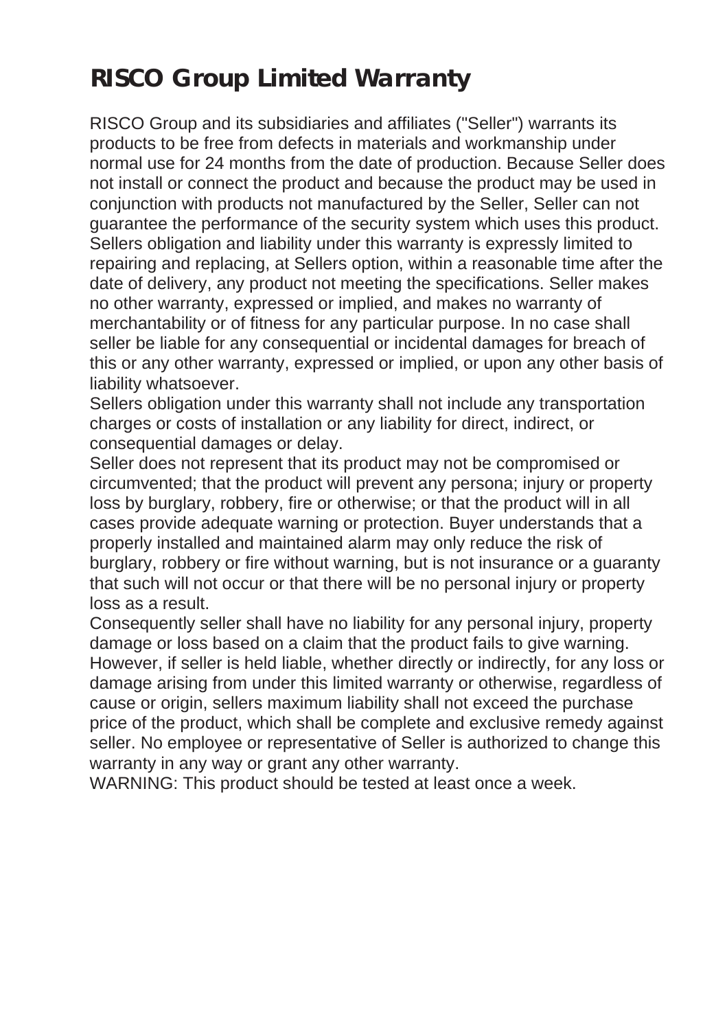# RISCO Group Limited Warranty

RISCO Group and its subsidiaries and affiliates ("Seller") warrants its products to be free from defects in materials and workmanship under normal use for 24 months from the date of production. Because Seller does not install or connect the product and because the product may be used in conjunction with products not manufactured by the Seller, Seller can not guarantee the performance of the security system which uses this product. Sellers obligation and liability under this warranty is expressly limited to repairing and replacing, at Sellers option, within a reasonable time after the date of delivery, any product not meeting the specifications. Seller makes no other warranty, expressed or implied, and makes no warranty of merchantability or of fitness for any particular purpose. In no case shall seller be liable for any consequential or incidental damages for breach of this or any other warranty, expressed or implied, or upon any other basis of liability whatsoever.

Sellers obligation under this warranty shall not include any transportation charges or costs of installation or any liability for direct, indirect, or consequential damages or delay.

Seller does not represent that its product may not be compromised or circumvented; that the product will prevent any persona; injury or property loss by burglary, robbery, fire or otherwise; or that the product will in all cases provide adequate warning or protection. Buyer understands that a properly installed and maintained alarm may only reduce the risk of burglary, robbery or fire without warning, but is not insurance or a guaranty that such will not occur or that there will be no personal injury or property loss as a result.

Consequently seller shall have no liability for any personal injury, property damage or loss based on a claim that the product fails to give warning. However, if seller is held liable, whether directly or indirectly, for any loss or damage arising from under this limited warranty or otherwise, regardless of cause or origin, sellers maximum liability shall not exceed the purchase price of the product, which shall be complete and exclusive remedy against seller. No employee or representative of Seller is authorized to change this warranty in any way or grant any other warranty.

WARNING: This product should be tested at least once a week.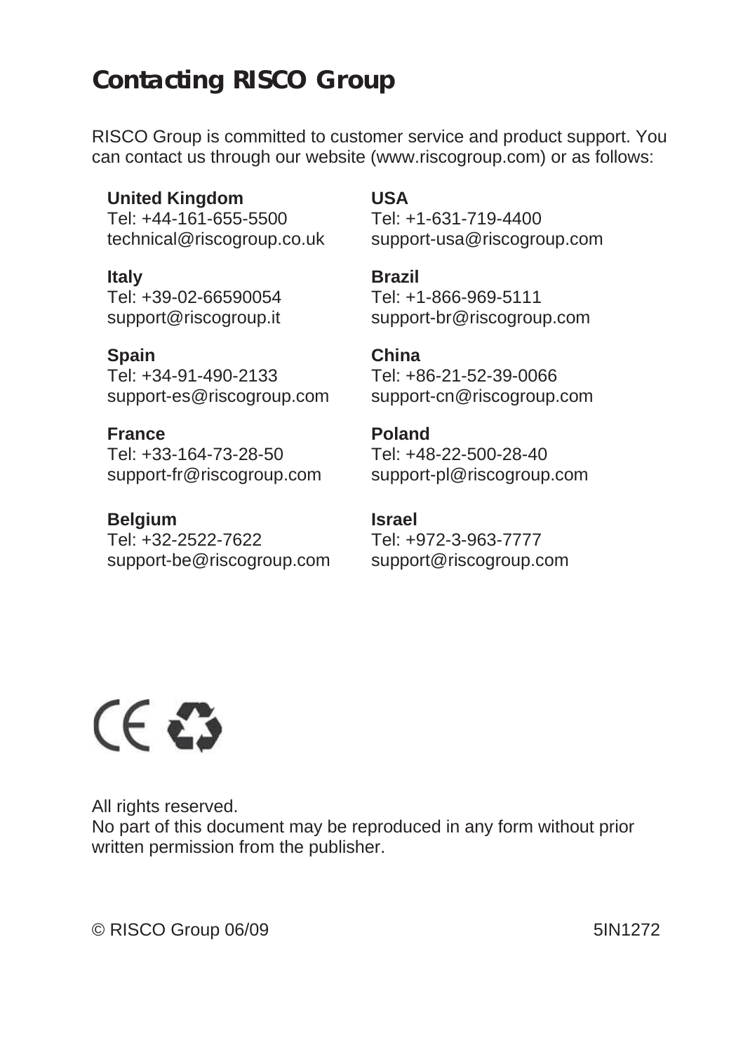# Contacting RISCO Group

RISCO Group is committed to customer service and product support. You can contact us through our website (www.riscogroup.com) or as follows:

**United Kingdom**
Tel: +44-161-655-5500
technical@riscogroup.co.uk

**Italy**
Tel: +39-02-66590054
support@riscogroup.it

**Spain**
Tel: +34-91-490-2133
support-es@riscogroup.com

**France**
Tel: +33-164-73-28-50
support-fr@riscogroup.com

**Belgium**
Tel: +32-2522-7622
support-be@riscogroup.com

**USA**
Tel: +1-631-719-4400
support-usa@riscogroup.com

**Brazil**
Tel: +1-866-969-5111
support-br@riscogroup.com

**China**
Tel: +86-21-52-39-0066
support-cn@riscogroup.com

**Poland**
Tel: +48-22-500-28-40
support-pl@riscogroup.com

**Israel**
Tel: +972-3-963-7777
support@riscogroup.com

All rights reserved.
No part of this document may be reproduced in any form without prior written permission from the publisher.

© RISCO Group 06/09 5IN1272